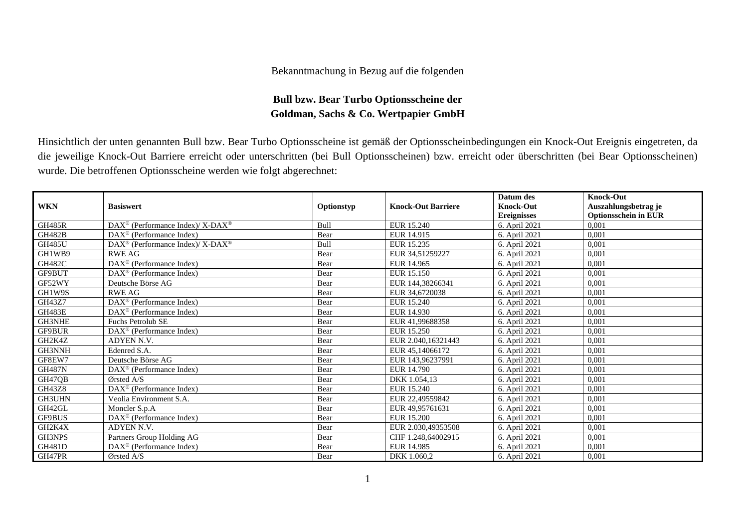Bekanntmachung in Bezug auf die folgenden

**Bull bzw. Bear Turbo Optionsscheine der**
**Goldman, Sachs & Co. Wertpapier GmbH**

Hinsichtlich der unten genannten Bull bzw. Bear Turbo Optionsscheine ist gemäß der Optionsscheinbedingungen ein Knock-Out Ereignis eingetreten, da die jeweilige Knock-Out Barriere erreicht oder unterschritten (bei Bull Optionsscheinen) bzw. erreicht oder überschritten (bei Bear Optionsscheinen) wurde. Die betroffenen Optionsscheine werden wie folgt abgerechnet:

| WKN | Basiswert | Optionstyp | Knock-Out Barriere | Datum des Knock-Out Ereignisses | Knock-Out Auszahlungsbetrag je Optionsschein in EUR |
|---|---|---|---|---|---|
| GH485R | DAX® (Performance Index)/ X-DAX® | Bull | EUR 15.240 | 6. April 2021 | 0,001 |
| GH482B | DAX® (Performance Index) | Bear | EUR 14.915 | 6. April 2021 | 0,001 |
| GH485U | DAX® (Performance Index)/ X-DAX® | Bull | EUR 15.235 | 6. April 2021 | 0,001 |
| GH1WB9 | RWE AG | Bear | EUR 34,51259227 | 6. April 2021 | 0,001 |
| GH482C | DAX® (Performance Index) | Bear | EUR 14.965 | 6. April 2021 | 0,001 |
| GF9BUT | DAX® (Performance Index) | Bear | EUR 15.150 | 6. April 2021 | 0,001 |
| GF52WY | Deutsche Börse AG | Bear | EUR 144,38266341 | 6. April 2021 | 0,001 |
| GH1W9S | RWE AG | Bear | EUR 34,6720038 | 6. April 2021 | 0,001 |
| GH43Z7 | DAX® (Performance Index) | Bear | EUR 15.240 | 6. April 2021 | 0,001 |
| GH483E | DAX® (Performance Index) | Bear | EUR 14.930 | 6. April 2021 | 0,001 |
| GH3NHE | Fuchs Petrolub SE | Bear | EUR 41,99688358 | 6. April 2021 | 0,001 |
| GF9BUR | DAX® (Performance Index) | Bear | EUR 15.250 | 6. April 2021 | 0,001 |
| GH2K4Z | ADYEN N.V. | Bear | EUR 2.040,16321443 | 6. April 2021 | 0,001 |
| GH3NNH | Edenred S.A. | Bear | EUR 45,14066172 | 6. April 2021 | 0,001 |
| GF8EW7 | Deutsche Börse AG | Bear | EUR 143,96237991 | 6. April 2021 | 0,001 |
| GH487N | DAX® (Performance Index) | Bear | EUR 14.790 | 6. April 2021 | 0,001 |
| GH47QB | Ørsted A/S | Bear | DKK 1.054,13 | 6. April 2021 | 0,001 |
| GH43Z8 | DAX® (Performance Index) | Bear | EUR 15.240 | 6. April 2021 | 0,001 |
| GH3UHN | Veolia Environment S.A. | Bear | EUR 22,49559842 | 6. April 2021 | 0,001 |
| GH42GL | Moncler S.p.A | Bear | EUR 49,95761631 | 6. April 2021 | 0,001 |
| GF9BUS | DAX® (Performance Index) | Bear | EUR 15.200 | 6. April 2021 | 0,001 |
| GH2K4X | ADYEN N.V. | Bear | EUR 2.030,49353508 | 6. April 2021 | 0,001 |
| GH3NPS | Partners Group Holding AG | Bear | CHF 1.248,64002915 | 6. April 2021 | 0,001 |
| GH481D | DAX® (Performance Index) | Bear | EUR 14.985 | 6. April 2021 | 0,001 |
| GH47PR | Ørsted A/S | Bear | DKK 1.060,2 | 6. April 2021 | 0,001 |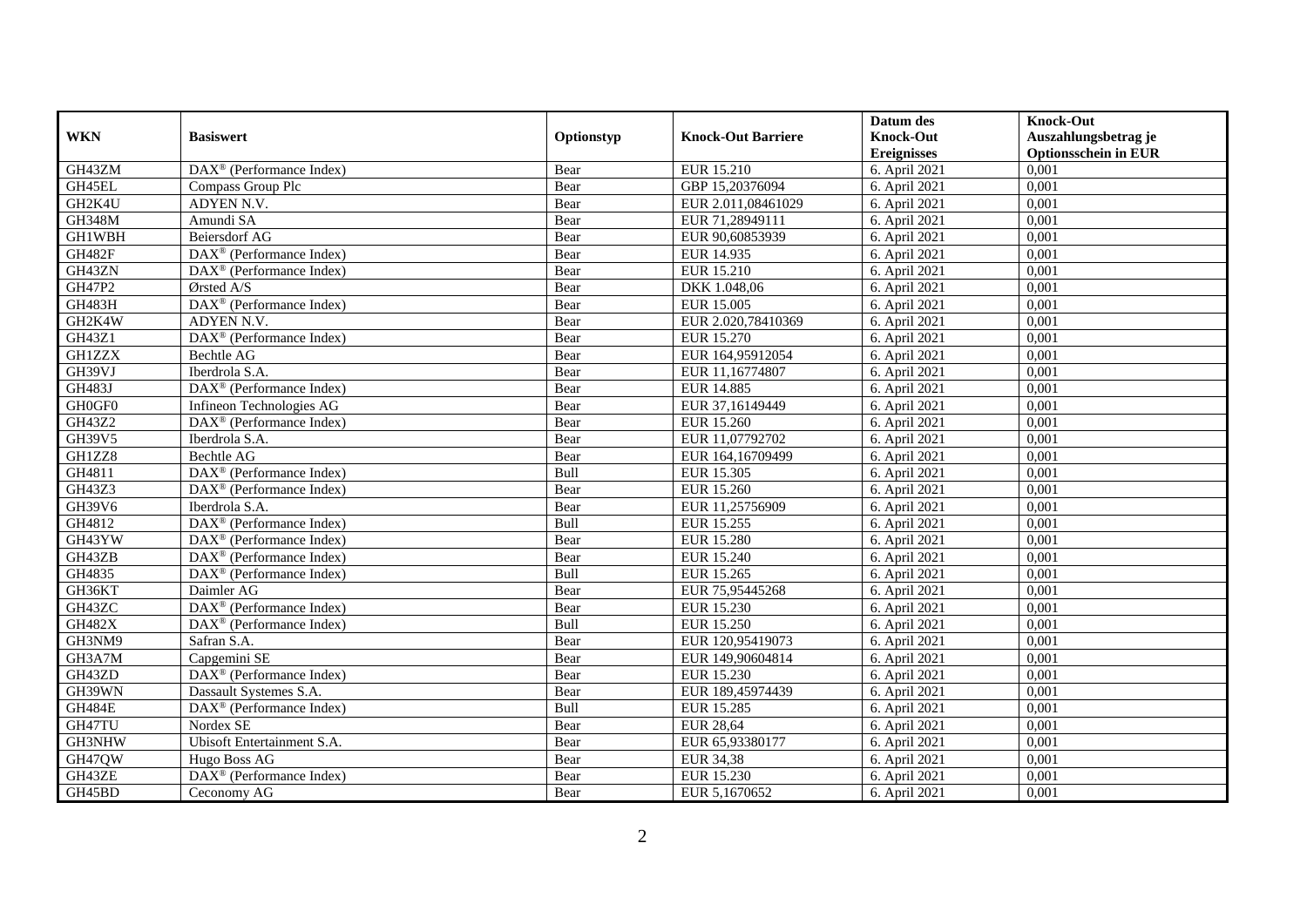| WKN | Basiswert | Optionstyp | Knock-Out Barriere | Datum des Knock-Out Ereignisses | Knock-Out Auszahlungsbetrag je Optionsschein in EUR |
|---|---|---|---|---|---|
| GH43ZM | DAX® (Performance Index) | Bear | EUR 15.210 | 6. April 2021 | 0,001 |
| GH45EL | Compass Group Plc | Bear | GBP 15,20376094 | 6. April 2021 | 0,001 |
| GH2K4U | ADYEN N.V. | Bear | EUR 2.011,08461029 | 6. April 2021 | 0,001 |
| GH348M | Amundi SA | Bear | EUR 71,28949111 | 6. April 2021 | 0,001 |
| GH1WBH | Beiersdorf AG | Bear | EUR 90,60853939 | 6. April 2021 | 0,001 |
| GH482F | DAX® (Performance Index) | Bear | EUR 14.935 | 6. April 2021 | 0,001 |
| GH43ZN | DAX® (Performance Index) | Bear | EUR 15.210 | 6. April 2021 | 0,001 |
| GH47P2 | Ørsted A/S | Bear | DKK 1.048,06 | 6. April 2021 | 0,001 |
| GH483H | DAX® (Performance Index) | Bear | EUR 15.005 | 6. April 2021 | 0,001 |
| GH2K4W | ADYEN N.V. | Bear | EUR 2.020,78410369 | 6. April 2021 | 0,001 |
| GH43Z1 | DAX® (Performance Index) | Bear | EUR 15.270 | 6. April 2021 | 0,001 |
| GH1ZZX | Bechtle AG | Bear | EUR 164,95912054 | 6. April 2021 | 0,001 |
| GH39VJ | Iberdrola S.A. | Bear | EUR 11,16774807 | 6. April 2021 | 0,001 |
| GH483J | DAX® (Performance Index) | Bear | EUR 14.885 | 6. April 2021 | 0,001 |
| GH0GF0 | Infineon Technologies AG | Bear | EUR 37,16149449 | 6. April 2021 | 0,001 |
| GH43Z2 | DAX® (Performance Index) | Bear | EUR 15.260 | 6. April 2021 | 0,001 |
| GH39V5 | Iberdrola S.A. | Bear | EUR 11,07792702 | 6. April 2021 | 0,001 |
| GH1ZZ8 | Bechtle AG | Bear | EUR 164,16709499 | 6. April 2021 | 0,001 |
| GH4811 | DAX® (Performance Index) | Bull | EUR 15.305 | 6. April 2021 | 0,001 |
| GH43Z3 | DAX® (Performance Index) | Bear | EUR 15.260 | 6. April 2021 | 0,001 |
| GH39V6 | Iberdrola S.A. | Bear | EUR 11,25756909 | 6. April 2021 | 0,001 |
| GH4812 | DAX® (Performance Index) | Bull | EUR 15.255 | 6. April 2021 | 0,001 |
| GH43YW | DAX® (Performance Index) | Bear | EUR 15.280 | 6. April 2021 | 0,001 |
| GH43ZB | DAX® (Performance Index) | Bear | EUR 15.240 | 6. April 2021 | 0,001 |
| GH4835 | DAX® (Performance Index) | Bull | EUR 15.265 | 6. April 2021 | 0,001 |
| GH36KT | Daimler AG | Bear | EUR 75,95445268 | 6. April 2021 | 0,001 |
| GH43ZC | DAX® (Performance Index) | Bear | EUR 15.230 | 6. April 2021 | 0,001 |
| GH482X | DAX® (Performance Index) | Bull | EUR 15.250 | 6. April 2021 | 0,001 |
| GH3NM9 | Safran S.A. | Bear | EUR 120,95419073 | 6. April 2021 | 0,001 |
| GH3A7M | Capgemini SE | Bear | EUR 149,90604814 | 6. April 2021 | 0,001 |
| GH43ZD | DAX® (Performance Index) | Bear | EUR 15.230 | 6. April 2021 | 0,001 |
| GH39WN | Dassault Systemes S.A. | Bear | EUR 189,45974439 | 6. April 2021 | 0,001 |
| GH484E | DAX® (Performance Index) | Bull | EUR 15.285 | 6. April 2021 | 0,001 |
| GH47TU | Nordex SE | Bear | EUR 28,64 | 6. April 2021 | 0,001 |
| GH3NHW | Ubisoft Entertainment S.A. | Bear | EUR 65,93380177 | 6. April 2021 | 0,001 |
| GH47QW | Hugo Boss AG | Bear | EUR 34,38 | 6. April 2021 | 0,001 |
| GH43ZE | DAX® (Performance Index) | Bear | EUR 15.230 | 6. April 2021 | 0,001 |
| GH45BD | Ceconomy AG | Bear | EUR 5,1670652 | 6. April 2021 | 0,001 |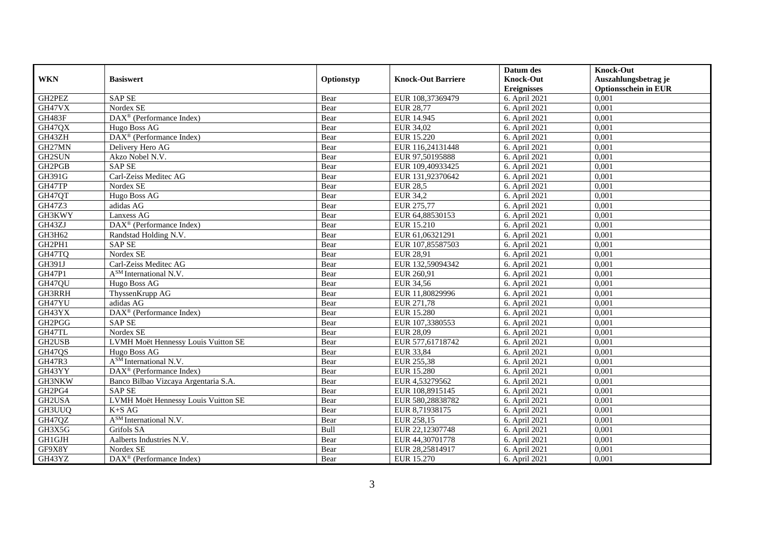| WKN | Basiswert | Optionstyp | Knock-Out Barriere | Datum des Knock-Out Ereignisses | Knock-Out Auszahlungsbetrag je Optionsschein in EUR |
|---|---|---|---|---|---|
| GH2PEZ | SAP SE | Bear | EUR 108,37369479 | 6. April 2021 | 0,001 |
| GH47VX | Nordex SE | Bear | EUR 28,77 | 6. April 2021 | 0,001 |
| GH483F | DAX® (Performance Index) | Bear | EUR 14.945 | 6. April 2021 | 0,001 |
| GH47QX | Hugo Boss AG | Bear | EUR 34,02 | 6. April 2021 | 0,001 |
| GH43ZH | DAX® (Performance Index) | Bear | EUR 15.220 | 6. April 2021 | 0,001 |
| GH27MN | Delivery Hero AG | Bear | EUR 116,24131448 | 6. April 2021 | 0,001 |
| GH2SUN | Akzo Nobel N.V. | Bear | EUR 97,50195888 | 6. April 2021 | 0,001 |
| GH2PGB | SAP SE | Bear | EUR 109,40933425 | 6. April 2021 | 0,001 |
| GH391G | Carl-Zeiss Meditec AG | Bear | EUR 131,92370642 | 6. April 2021 | 0,001 |
| GH47TP | Nordex SE | Bear | EUR 28,5 | 6. April 2021 | 0,001 |
| GH47QT | Hugo Boss AG | Bear | EUR 34,2 | 6. April 2021 | 0,001 |
| GH47Z3 | adidas AG | Bear | EUR 275,77 | 6. April 2021 | 0,001 |
| GH3KWY | Lanxess AG | Bear | EUR 64,88530153 | 6. April 2021 | 0,001 |
| GH43ZJ | DAX® (Performance Index) | Bear | EUR 15.210 | 6. April 2021 | 0,001 |
| GH3H62 | Randstad Holding N.V. | Bear | EUR 61,06321291 | 6. April 2021 | 0,001 |
| GH2PH1 | SAP SE | Bear | EUR 107,85587503 | 6. April 2021 | 0,001 |
| GH47TQ | Nordex SE | Bear | EUR 28,91 | 6. April 2021 | 0,001 |
| GH391J | Carl-Zeiss Meditec AG | Bear | EUR 132,59094342 | 6. April 2021 | 0,001 |
| GH47P1 | A[SM] International N.V. | Bear | EUR 260,91 | 6. April 2021 | 0,001 |
| GH47QU | Hugo Boss AG | Bear | EUR 34,56 | 6. April 2021 | 0,001 |
| GH3RRH | ThyssenKrupp AG | Bear | EUR 11,80829996 | 6. April 2021 | 0,001 |
| GH47YU | adidas AG | Bear | EUR 271,78 | 6. April 2021 | 0,001 |
| GH43YX | DAX® (Performance Index) | Bear | EUR 15.280 | 6. April 2021 | 0,001 |
| GH2PGG | SAP SE | Bear | EUR 107,3380553 | 6. April 2021 | 0,001 |
| GH47TL | Nordex SE | Bear | EUR 28,09 | 6. April 2021 | 0,001 |
| GH2USB | LVMH Moët Hennessy Louis Vuitton SE | Bear | EUR 577,61718742 | 6. April 2021 | 0,001 |
| GH47QS | Hugo Boss AG | Bear | EUR 33,84 | 6. April 2021 | 0,001 |
| GH47R3 | A[SM] International N.V. | Bear | EUR 255,38 | 6. April 2021 | 0,001 |
| GH43YY | DAX® (Performance Index) | Bear | EUR 15.280 | 6. April 2021 | 0,001 |
| GH3NKW | Banco Bilbao Vizcaya Argentaria S.A. | Bear | EUR 4,53279562 | 6. April 2021 | 0,001 |
| GH2PG4 | SAP SE | Bear | EUR 108,8915145 | 6. April 2021 | 0,001 |
| GH2USA | LVMH Moët Hennessy Louis Vuitton SE | Bear | EUR 580,28838782 | 6. April 2021 | 0,001 |
| GH3UUQ | K+S AG | Bear | EUR 8,71938175 | 6. April 2021 | 0,001 |
| GH47QZ | A[SM] International N.V. | Bear | EUR 258,15 | 6. April 2021 | 0,001 |
| GH3X5G | Grifols SA | Bull | EUR 22,12307748 | 6. April 2021 | 0,001 |
| GH1GJH | Aalberts Industries N.V. | Bear | EUR 44,30701778 | 6. April 2021 | 0,001 |
| GF9X8Y | Nordex SE | Bear | EUR 28,25814917 | 6. April 2021 | 0,001 |
| GH43YZ | DAX® (Performance Index) | Bear | EUR 15.270 | 6. April 2021 | 0,001 |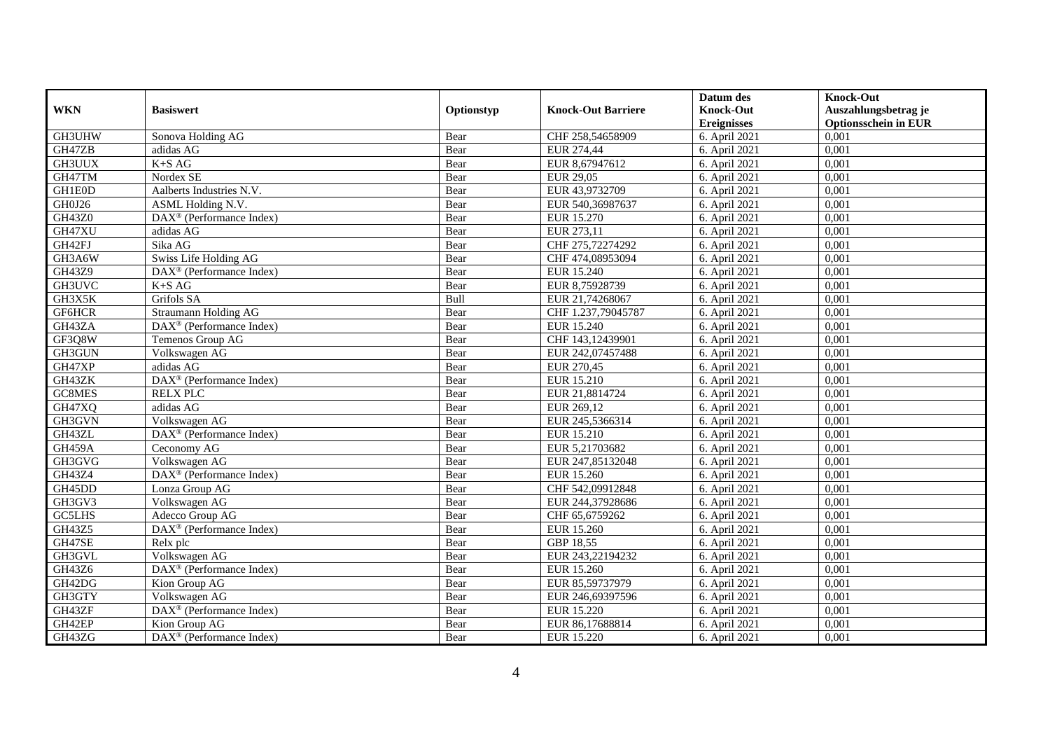| WKN | Basiswert | Optionstyp | Knock-Out Barriere | Datum des Knock-Out Ereignisses | Knock-Out Auszahlungsbetrag je Optionsschein in EUR |
|---|---|---|---|---|---|
| GH3UHW | Sonova Holding AG | Bear | CHF 258,54658909 | 6. April 2021 | 0,001 |
| GH47ZB | adidas AG | Bear | EUR 274,44 | 6. April 2021 | 0,001 |
| GH3UUX | K+S AG | Bear | EUR 8,67947612 | 6. April 2021 | 0,001 |
| GH47TM | Nordex SE | Bear | EUR 29,05 | 6. April 2021 | 0,001 |
| GH1E0D | Aalberts Industries N.V. | Bear | EUR 43,9732709 | 6. April 2021 | 0,001 |
| GH0J26 | ASML Holding N.V. | Bear | EUR 540,36987637 | 6. April 2021 | 0,001 |
| GH43Z0 | DAX® (Performance Index) | Bear | EUR 15.270 | 6. April 2021 | 0,001 |
| GH47XU | adidas AG | Bear | EUR 273,11 | 6. April 2021 | 0,001 |
| GH42FJ | Sika AG | Bear | CHF 275,72274292 | 6. April 2021 | 0,001 |
| GH3A6W | Swiss Life Holding AG | Bear | CHF 474,08953094 | 6. April 2021 | 0,001 |
| GH43Z9 | DAX® (Performance Index) | Bear | EUR 15.240 | 6. April 2021 | 0,001 |
| GH3UVC | K+S AG | Bear | EUR 8,75928739 | 6. April 2021 | 0,001 |
| GH3X5K | Grifols SA | Bull | EUR 21,74268067 | 6. April 2021 | 0,001 |
| GF6HCR | Straumann Holding AG | Bear | CHF 1.237,79045787 | 6. April 2021 | 0,001 |
| GH43ZA | DAX® (Performance Index) | Bear | EUR 15.240 | 6. April 2021 | 0,001 |
| GF3Q8W | Temenos Group AG | Bear | CHF 143,12439901 | 6. April 2021 | 0,001 |
| GH3GUN | Volkswagen AG | Bear | EUR 242,07457488 | 6. April 2021 | 0,001 |
| GH47XP | adidas AG | Bear | EUR 270,45 | 6. April 2021 | 0,001 |
| GH43ZK | DAX® (Performance Index) | Bear | EUR 15.210 | 6. April 2021 | 0,001 |
| GC8MES | RELX PLC | Bear | EUR 21,8814724 | 6. April 2021 | 0,001 |
| GH47XQ | adidas AG | Bear | EUR 269,12 | 6. April 2021 | 0,001 |
| GH3GVN | Volkswagen AG | Bear | EUR 245,5366314 | 6. April 2021 | 0,001 |
| GH43ZL | DAX® (Performance Index) | Bear | EUR 15.210 | 6. April 2021 | 0,001 |
| GH459A | Ceconomy AG | Bear | EUR 5,21703682 | 6. April 2021 | 0,001 |
| GH3GVG | Volkswagen AG | Bear | EUR 247,85132048 | 6. April 2021 | 0,001 |
| GH43Z4 | DAX® (Performance Index) | Bear | EUR 15.260 | 6. April 2021 | 0,001 |
| GH45DD | Lonza Group AG | Bear | CHF 542,09912848 | 6. April 2021 | 0,001 |
| GH3GV3 | Volkswagen AG | Bear | EUR 244,37928686 | 6. April 2021 | 0,001 |
| GC5LHS | Adecco Group AG | Bear | CHF 65,6759262 | 6. April 2021 | 0,001 |
| GH43Z5 | DAX® (Performance Index) | Bear | EUR 15.260 | 6. April 2021 | 0,001 |
| GH47SE | Relx plc | Bear | GBP 18,55 | 6. April 2021 | 0,001 |
| GH3GVL | Volkswagen AG | Bear | EUR 243,22194232 | 6. April 2021 | 0,001 |
| GH43Z6 | DAX® (Performance Index) | Bear | EUR 15.260 | 6. April 2021 | 0,001 |
| GH42DG | Kion Group AG | Bear | EUR 85,59737979 | 6. April 2021 | 0,001 |
| GH3GTY | Volkswagen AG | Bear | EUR 246,69397596 | 6. April 2021 | 0,001 |
| GH43ZF | DAX® (Performance Index) | Bear | EUR 15.220 | 6. April 2021 | 0,001 |
| GH42EP | Kion Group AG | Bear | EUR 86,17688814 | 6. April 2021 | 0,001 |
| GH43ZG | DAX® (Performance Index) | Bear | EUR 15.220 | 6. April 2021 | 0,001 |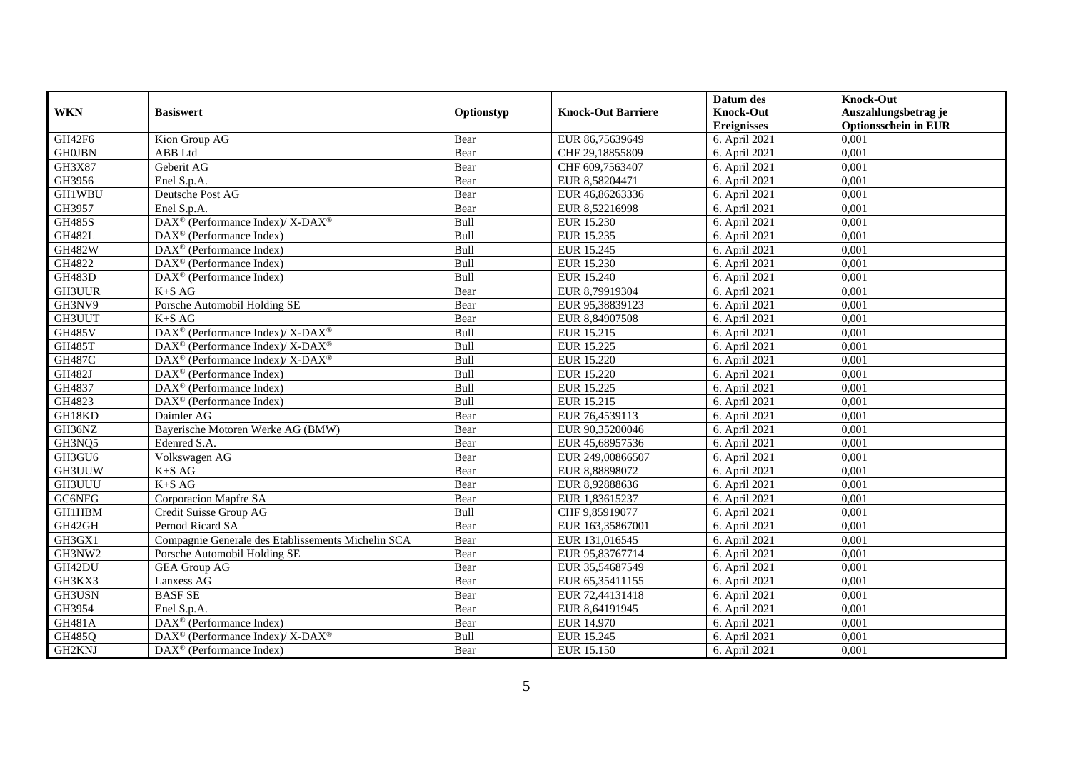| WKN | Basiswert | Optionstyp | Knock-Out Barriere | Datum des Knock-Out Ereignisses | Knock-Out Auszahlungsbetrag je Optionsschein in EUR |
|---|---|---|---|---|---|
| GH42F6 | Kion Group AG | Bear | EUR 86,75639649 | 6. April 2021 | 0,001 |
| GH0JBN | ABB Ltd | Bear | CHF 29,18855809 | 6. April 2021 | 0,001 |
| GH3X87 | Geberit AG | Bear | CHF 609,7563407 | 6. April 2021 | 0,001 |
| GH3956 | Enel S.p.A. | Bear | EUR 8,58204471 | 6. April 2021 | 0,001 |
| GH1WBU | Deutsche Post AG | Bear | EUR 46,86263336 | 6. April 2021 | 0,001 |
| GH3957 | Enel S.p.A. | Bear | EUR 8,52216998 | 6. April 2021 | 0,001 |
| GH485S | DAX® (Performance Index)/ X-DAX® | Bull | EUR 15.230 | 6. April 2021 | 0,001 |
| GH482L | DAX® (Performance Index) | Bull | EUR 15.235 | 6. April 2021 | 0,001 |
| GH482W | DAX® (Performance Index) | Bull | EUR 15.245 | 6. April 2021 | 0,001 |
| GH4822 | DAX® (Performance Index) | Bull | EUR 15.230 | 6. April 2021 | 0,001 |
| GH483D | DAX® (Performance Index) | Bull | EUR 15.240 | 6. April 2021 | 0,001 |
| GH3UUR | K+S AG | Bear | EUR 8,79919304 | 6. April 2021 | 0,001 |
| GH3NV9 | Porsche Automobil Holding SE | Bear | EUR 95,38839123 | 6. April 2021 | 0,001 |
| GH3UUT | K+S AG | Bear | EUR 8,84907508 | 6. April 2021 | 0,001 |
| GH485V | DAX® (Performance Index)/ X-DAX® | Bull | EUR 15.215 | 6. April 2021 | 0,001 |
| GH485T | DAX® (Performance Index)/ X-DAX® | Bull | EUR 15.225 | 6. April 2021 | 0,001 |
| GH487C | DAX® (Performance Index)/ X-DAX® | Bull | EUR 15.220 | 6. April 2021 | 0,001 |
| GH482J | DAX® (Performance Index) | Bull | EUR 15.220 | 6. April 2021 | 0,001 |
| GH4837 | DAX® (Performance Index) | Bull | EUR 15.225 | 6. April 2021 | 0,001 |
| GH4823 | DAX® (Performance Index) | Bull | EUR 15.215 | 6. April 2021 | 0,001 |
| GH18KD | Daimler AG | Bear | EUR 76,4539113 | 6. April 2021 | 0,001 |
| GH36NZ | Bayerische Motoren Werke AG (BMW) | Bear | EUR 90,35200046 | 6. April 2021 | 0,001 |
| GH3NQ5 | Edenred S.A. | Bear | EUR 45,68957536 | 6. April 2021 | 0,001 |
| GH3GU6 | Volkswagen AG | Bear | EUR 249,00866507 | 6. April 2021 | 0,001 |
| GH3UUW | K+S AG | Bear | EUR 8,88898072 | 6. April 2021 | 0,001 |
| GH3UUU | K+S AG | Bear | EUR 8,92888636 | 6. April 2021 | 0,001 |
| GC6NFG | Corporacion Mapfre SA | Bear | EUR 1,83615237 | 6. April 2021 | 0,001 |
| GH1HBM | Credit Suisse Group AG | Bull | CHF 9,85919077 | 6. April 2021 | 0,001 |
| GH42GH | Pernod Ricard SA | Bear | EUR 163,35867001 | 6. April 2021 | 0,001 |
| GH3GX1 | Compagnie Generale des Etablissements Michelin SCA | Bear | EUR 131,016545 | 6. April 2021 | 0,001 |
| GH3NW2 | Porsche Automobil Holding SE | Bear | EUR 95,83767714 | 6. April 2021 | 0,001 |
| GH42DU | GEA Group AG | Bear | EUR 35,54687549 | 6. April 2021 | 0,001 |
| GH3KX3 | Lanxess AG | Bear | EUR 65,35411155 | 6. April 2021 | 0,001 |
| GH3USN | BASF SE | Bear | EUR 72,44131418 | 6. April 2021 | 0,001 |
| GH3954 | Enel S.p.A. | Bear | EUR 8,64191945 | 6. April 2021 | 0,001 |
| GH481A | DAX® (Performance Index) | Bear | EUR 14.970 | 6. April 2021 | 0,001 |
| GH485Q | DAX® (Performance Index)/ X-DAX® | Bull | EUR 15.245 | 6. April 2021 | 0,001 |
| GH2KNJ | DAX® (Performance Index) | Bear | EUR 15.150 | 6. April 2021 | 0,001 |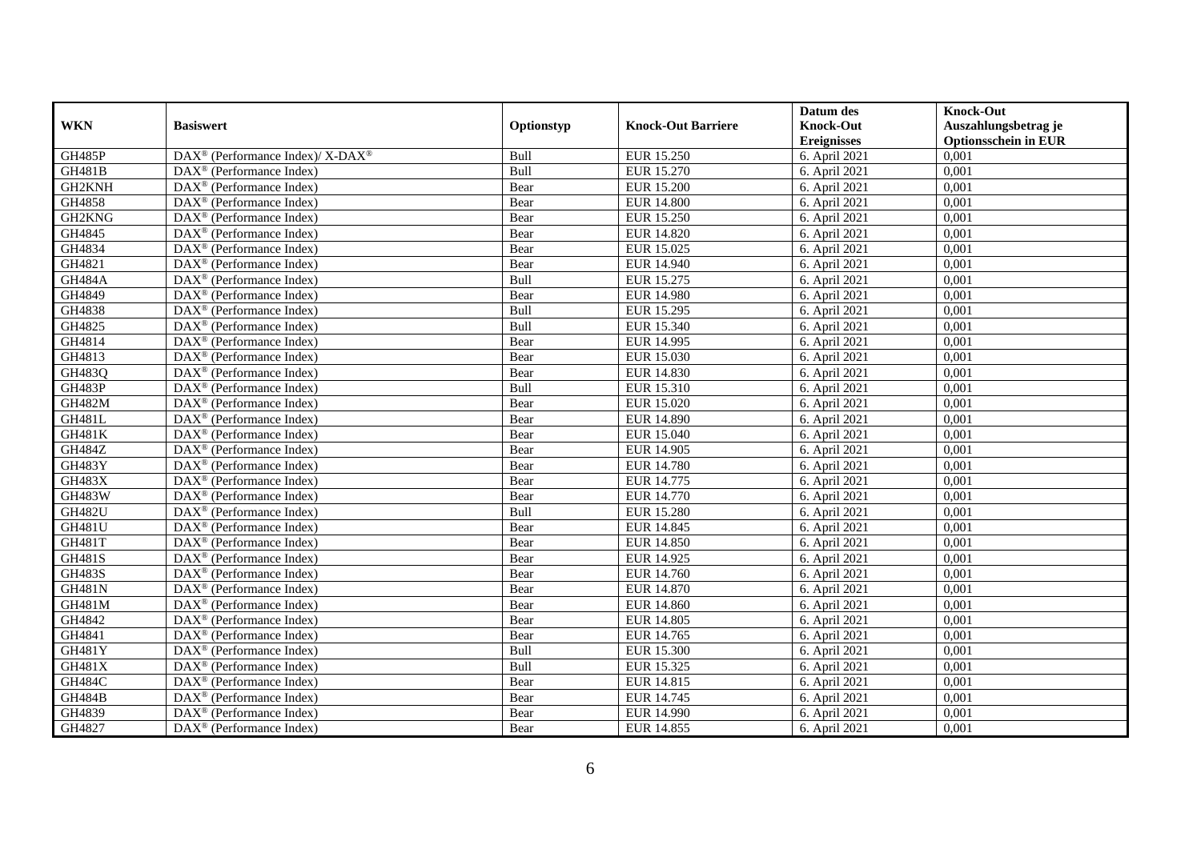| WKN | Basiswert | Optionstyp | Knock-Out Barriere | Datum des Knock-Out Ereignisses | Knock-Out Auszahlungsbetrag je Optionsschein in EUR |
|---|---|---|---|---|---|
| GH485P | DAX® (Performance Index)/ X-DAX® | Bull | EUR 15.250 | 6. April 2021 | 0,001 |
| GH481B | DAX® (Performance Index) | Bull | EUR 15.270 | 6. April 2021 | 0,001 |
| GH2KNH | DAX® (Performance Index) | Bear | EUR 15.200 | 6. April 2021 | 0,001 |
| GH4858 | DAX® (Performance Index) | Bear | EUR 14.800 | 6. April 2021 | 0,001 |
| GH2KNG | DAX® (Performance Index) | Bear | EUR 15.250 | 6. April 2021 | 0,001 |
| GH4845 | DAX® (Performance Index) | Bear | EUR 14.820 | 6. April 2021 | 0,001 |
| GH4834 | DAX® (Performance Index) | Bear | EUR 15.025 | 6. April 2021 | 0,001 |
| GH4821 | DAX® (Performance Index) | Bear | EUR 14.940 | 6. April 2021 | 0,001 |
| GH484A | DAX® (Performance Index) | Bull | EUR 15.275 | 6. April 2021 | 0,001 |
| GH4849 | DAX® (Performance Index) | Bear | EUR 14.980 | 6. April 2021 | 0,001 |
| GH4838 | DAX® (Performance Index) | Bull | EUR 15.295 | 6. April 2021 | 0,001 |
| GH4825 | DAX® (Performance Index) | Bull | EUR 15.340 | 6. April 2021 | 0,001 |
| GH4814 | DAX® (Performance Index) | Bear | EUR 14.995 | 6. April 2021 | 0,001 |
| GH4813 | DAX® (Performance Index) | Bear | EUR 15.030 | 6. April 2021 | 0,001 |
| GH483Q | DAX® (Performance Index) | Bear | EUR 14.830 | 6. April 2021 | 0,001 |
| GH483P | DAX® (Performance Index) | Bull | EUR 15.310 | 6. April 2021 | 0,001 |
| GH482M | DAX® (Performance Index) | Bear | EUR 15.020 | 6. April 2021 | 0,001 |
| GH481L | DAX® (Performance Index) | Bear | EUR 14.890 | 6. April 2021 | 0,001 |
| GH481K | DAX® (Performance Index) | Bear | EUR 15.040 | 6. April 2021 | 0,001 |
| GH484Z | DAX® (Performance Index) | Bear | EUR 14.905 | 6. April 2021 | 0,001 |
| GH483Y | DAX® (Performance Index) | Bear | EUR 14.780 | 6. April 2021 | 0,001 |
| GH483X | DAX® (Performance Index) | Bear | EUR 14.775 | 6. April 2021 | 0,001 |
| GH483W | DAX® (Performance Index) | Bear | EUR 14.770 | 6. April 2021 | 0,001 |
| GH482U | DAX® (Performance Index) | Bull | EUR 15.280 | 6. April 2021 | 0,001 |
| GH481U | DAX® (Performance Index) | Bear | EUR 14.845 | 6. April 2021 | 0,001 |
| GH481T | DAX® (Performance Index) | Bear | EUR 14.850 | 6. April 2021 | 0,001 |
| GH481S | DAX® (Performance Index) | Bear | EUR 14.925 | 6. April 2021 | 0,001 |
| GH483S | DAX® (Performance Index) | Bear | EUR 14.760 | 6. April 2021 | 0,001 |
| GH481N | DAX® (Performance Index) | Bear | EUR 14.870 | 6. April 2021 | 0,001 |
| GH481M | DAX® (Performance Index) | Bear | EUR 14.860 | 6. April 2021 | 0,001 |
| GH4842 | DAX® (Performance Index) | Bear | EUR 14.805 | 6. April 2021 | 0,001 |
| GH4841 | DAX® (Performance Index) | Bear | EUR 14.765 | 6. April 2021 | 0,001 |
| GH481Y | DAX® (Performance Index) | Bull | EUR 15.300 | 6. April 2021 | 0,001 |
| GH481X | DAX® (Performance Index) | Bull | EUR 15.325 | 6. April 2021 | 0,001 |
| GH484C | DAX® (Performance Index) | Bear | EUR 14.815 | 6. April 2021 | 0,001 |
| GH484B | DAX® (Performance Index) | Bear | EUR 14.745 | 6. April 2021 | 0,001 |
| GH4839 | DAX® (Performance Index) | Bear | EUR 14.990 | 6. April 2021 | 0,001 |
| GH4827 | DAX® (Performance Index) | Bear | EUR 14.855 | 6. April 2021 | 0,001 |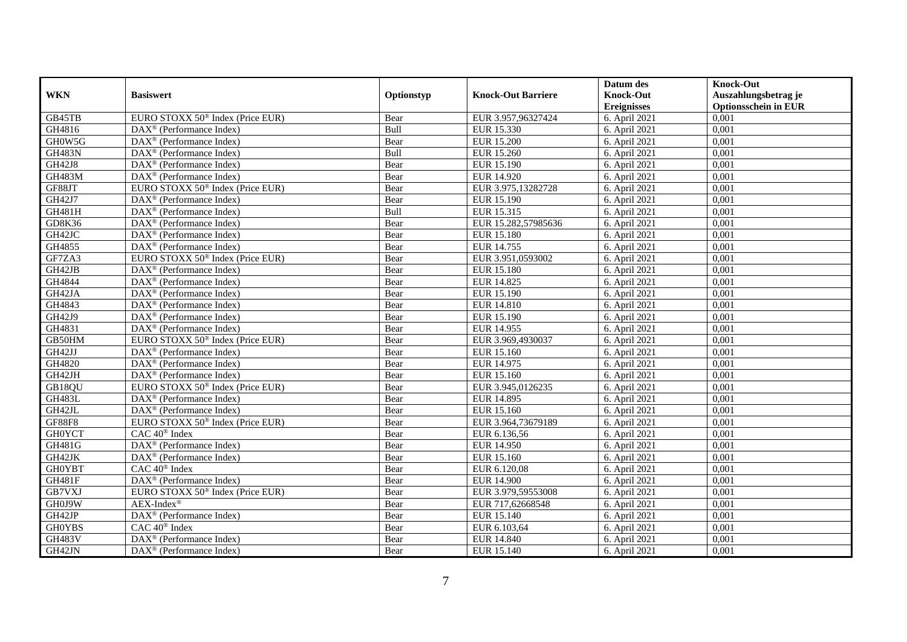| WKN | Basiswert | Optionstyp | Knock-Out Barriere | Datum des Knock-Out Ereignisses | Knock-Out Auszahlungsbetrag je Optionsschein in EUR |
|---|---|---|---|---|---|
| GB45TB | EURO STOXX 50® Index (Price EUR) | Bear | EUR 3.957,96327424 | 6. April 2021 | 0,001 |
| GH4816 | DAX® (Performance Index) | Bull | EUR 15.330 | 6. April 2021 | 0,001 |
| GH0W5G | DAX® (Performance Index) | Bear | EUR 15.200 | 6. April 2021 | 0,001 |
| GH483N | DAX® (Performance Index) | Bull | EUR 15.260 | 6. April 2021 | 0,001 |
| GH42J8 | DAX® (Performance Index) | Bear | EUR 15.190 | 6. April 2021 | 0,001 |
| GH483M | DAX® (Performance Index) | Bear | EUR 14.920 | 6. April 2021 | 0,001 |
| GF88JT | EURO STOXX 50® Index (Price EUR) | Bear | EUR 3.975,13282728 | 6. April 2021 | 0,001 |
| GH42J7 | DAX® (Performance Index) | Bear | EUR 15.190 | 6. April 2021 | 0,001 |
| GH481H | DAX® (Performance Index) | Bull | EUR 15.315 | 6. April 2021 | 0,001 |
| GD8K36 | DAX® (Performance Index) | Bear | EUR 15.282,57985636 | 6. April 2021 | 0,001 |
| GH42JC | DAX® (Performance Index) | Bear | EUR 15.180 | 6. April 2021 | 0,001 |
| GH4855 | DAX® (Performance Index) | Bear | EUR 14.755 | 6. April 2021 | 0,001 |
| GF7ZA3 | EURO STOXX 50® Index (Price EUR) | Bear | EUR 3.951,0593002 | 6. April 2021 | 0,001 |
| GH42JB | DAX® (Performance Index) | Bear | EUR 15.180 | 6. April 2021 | 0,001 |
| GH4844 | DAX® (Performance Index) | Bear | EUR 14.825 | 6. April 2021 | 0,001 |
| GH42JA | DAX® (Performance Index) | Bear | EUR 15.190 | 6. April 2021 | 0,001 |
| GH4843 | DAX® (Performance Index) | Bear | EUR 14.810 | 6. April 2021 | 0,001 |
| GH42J9 | DAX® (Performance Index) | Bear | EUR 15.190 | 6. April 2021 | 0,001 |
| GH4831 | DAX® (Performance Index) | Bear | EUR 14.955 | 6. April 2021 | 0,001 |
| GB50HM | EURO STOXX 50® Index (Price EUR) | Bear | EUR 3.969,4930037 | 6. April 2021 | 0,001 |
| GH42JJ | DAX® (Performance Index) | Bear | EUR 15.160 | 6. April 2021 | 0,001 |
| GH4820 | DAX® (Performance Index) | Bear | EUR 14.975 | 6. April 2021 | 0,001 |
| GH42JH | DAX® (Performance Index) | Bear | EUR 15.160 | 6. April 2021 | 0,001 |
| GB18QU | EURO STOXX 50® Index (Price EUR) | Bear | EUR 3.945,0126235 | 6. April 2021 | 0,001 |
| GH483L | DAX® (Performance Index) | Bear | EUR 14.895 | 6. April 2021 | 0,001 |
| GH42JL | DAX® (Performance Index) | Bear | EUR 15.160 | 6. April 2021 | 0,001 |
| GF88F8 | EURO STOXX 50® Index (Price EUR) | Bear | EUR 3.964,73679189 | 6. April 2021 | 0,001 |
| GH0YCT | CAC 40® Index | Bear | EUR 6.136,56 | 6. April 2021 | 0,001 |
| GH481G | DAX® (Performance Index) | Bear | EUR 14.950 | 6. April 2021 | 0,001 |
| GH42JK | DAX® (Performance Index) | Bear | EUR 15.160 | 6. April 2021 | 0,001 |
| GH0YBT | CAC 40® Index | Bear | EUR 6.120,08 | 6. April 2021 | 0,001 |
| GH481F | DAX® (Performance Index) | Bear | EUR 14.900 | 6. April 2021 | 0,001 |
| GB7VXJ | EURO STOXX 50® Index (Price EUR) | Bear | EUR 3.979,59553008 | 6. April 2021 | 0,001 |
| GH0J9W | AEX-Index® | Bear | EUR 717,62668548 | 6. April 2021 | 0,001 |
| GH42JP | DAX® (Performance Index) | Bear | EUR 15.140 | 6. April 2021 | 0,001 |
| GH0YBS | CAC 40® Index | Bear | EUR 6.103,64 | 6. April 2021 | 0,001 |
| GH483V | DAX® (Performance Index) | Bear | EUR 14.840 | 6. April 2021 | 0,001 |
| GH42JN | DAX® (Performance Index) | Bear | EUR 15.140 | 6. April 2021 | 0,001 |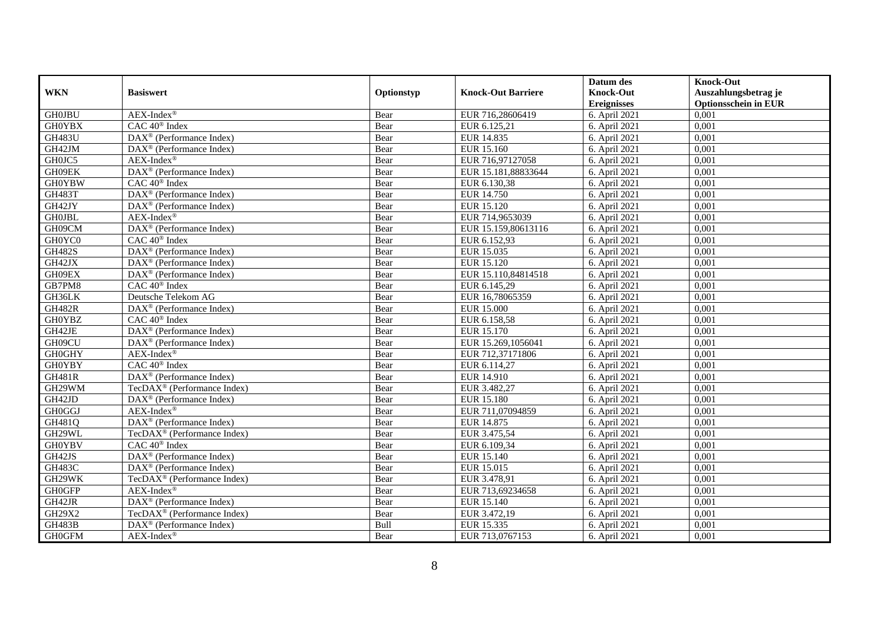| WKN | Basiswert | Optionstyp | Knock-Out Barriere | Datum des Knock-Out Ereignisses | Knock-Out Auszahlungsbetrag je Optionsschein in EUR |
|---|---|---|---|---|---|
| GH0JBU | AEX-Index® | Bear | EUR 716,28606419 | 6. April 2021 | 0,001 |
| GH0YBX | CAC 40® Index | Bear | EUR 6.125,21 | 6. April 2021 | 0,001 |
| GH483U | DAX® (Performance Index) | Bear | EUR 14.835 | 6. April 2021 | 0,001 |
| GH42JM | DAX® (Performance Index) | Bear | EUR 15.160 | 6. April 2021 | 0,001 |
| GH0JC5 | AEX-Index® | Bear | EUR 716,97127058 | 6. April 2021 | 0,001 |
| GH09EK | DAX® (Performance Index) | Bear | EUR 15.181,88833644 | 6. April 2021 | 0,001 |
| GH0YBW | CAC 40® Index | Bear | EUR 6.130,38 | 6. April 2021 | 0,001 |
| GH483T | DAX® (Performance Index) | Bear | EUR 14.750 | 6. April 2021 | 0,001 |
| GH42JY | DAX® (Performance Index) | Bear | EUR 15.120 | 6. April 2021 | 0,001 |
| GH0JBL | AEX-Index® | Bear | EUR 714,9653039 | 6. April 2021 | 0,001 |
| GH09CM | DAX® (Performance Index) | Bear | EUR 15.159,80613116 | 6. April 2021 | 0,001 |
| GH0YC0 | CAC 40® Index | Bear | EUR 6.152,93 | 6. April 2021 | 0,001 |
| GH482S | DAX® (Performance Index) | Bear | EUR 15.035 | 6. April 2021 | 0,001 |
| GH42JX | DAX® (Performance Index) | Bear | EUR 15.120 | 6. April 2021 | 0,001 |
| GH09EX | DAX® (Performance Index) | Bear | EUR 15.110,84814518 | 6. April 2021 | 0,001 |
| GB7PM8 | CAC 40® Index | Bear | EUR 6.145,29 | 6. April 2021 | 0,001 |
| GH36LK | Deutsche Telekom AG | Bear | EUR 16,78065359 | 6. April 2021 | 0,001 |
| GH482R | DAX® (Performance Index) | Bear | EUR 15.000 | 6. April 2021 | 0,001 |
| GH0YBZ | CAC 40® Index | Bear | EUR 6.158,58 | 6. April 2021 | 0,001 |
| GH42JE | DAX® (Performance Index) | Bear | EUR 15.170 | 6. April 2021 | 0,001 |
| GH09CU | DAX® (Performance Index) | Bear | EUR 15.269,1056041 | 6. April 2021 | 0,001 |
| GH0GHY | AEX-Index® | Bear | EUR 712,37171806 | 6. April 2021 | 0,001 |
| GH0YBY | CAC 40® Index | Bear | EUR 6.114,27 | 6. April 2021 | 0,001 |
| GH481R | DAX® (Performance Index) | Bear | EUR 14.910 | 6. April 2021 | 0,001 |
| GH29WM | TecDAX® (Performance Index) | Bear | EUR 3.482,27 | 6. April 2021 | 0,001 |
| GH42JD | DAX® (Performance Index) | Bear | EUR 15.180 | 6. April 2021 | 0,001 |
| GH0GGJ | AEX-Index® | Bear | EUR 711,07094859 | 6. April 2021 | 0,001 |
| GH481Q | DAX® (Performance Index) | Bear | EUR 14.875 | 6. April 2021 | 0,001 |
| GH29WL | TecDAX® (Performance Index) | Bear | EUR 3.475,54 | 6. April 2021 | 0,001 |
| GH0YBV | CAC 40® Index | Bear | EUR 6.109,34 | 6. April 2021 | 0,001 |
| GH42JS | DAX® (Performance Index) | Bear | EUR 15.140 | 6. April 2021 | 0,001 |
| GH483C | DAX® (Performance Index) | Bear | EUR 15.015 | 6. April 2021 | 0,001 |
| GH29WK | TecDAX® (Performance Index) | Bear | EUR 3.478,91 | 6. April 2021 | 0,001 |
| GH0GFP | AEX-Index® | Bear | EUR 713,69234658 | 6. April 2021 | 0,001 |
| GH42JR | DAX® (Performance Index) | Bear | EUR 15.140 | 6. April 2021 | 0,001 |
| GH29X2 | TecDAX® (Performance Index) | Bear | EUR 3.472,19 | 6. April 2021 | 0,001 |
| GH483B | DAX® (Performance Index) | Bull | EUR 15.335 | 6. April 2021 | 0,001 |
| GH0GFM | AEX-Index® | Bear | EUR 713,0767153 | 6. April 2021 | 0,001 |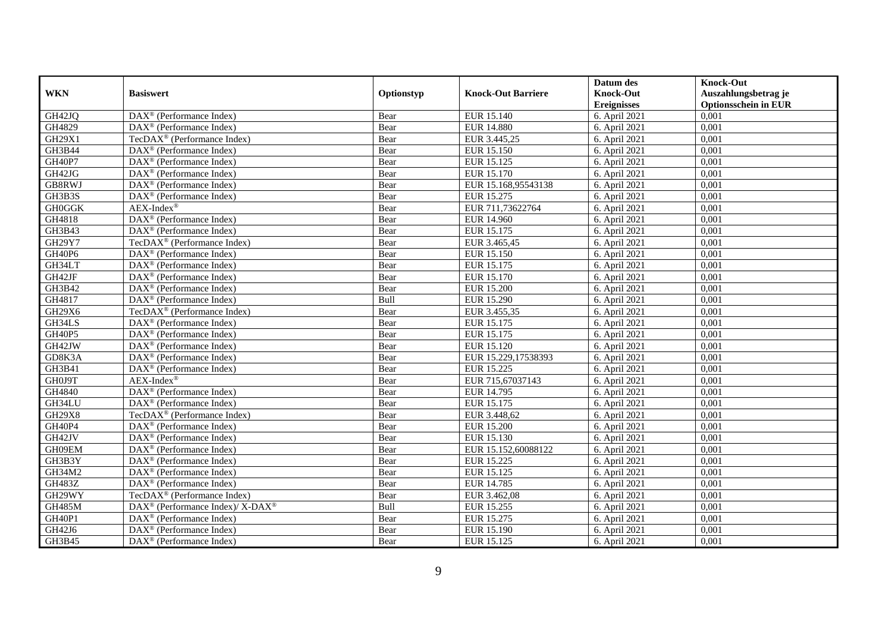| WKN | Basiswert | Optionstyp | Knock-Out Barriere | Datum des Knock-Out Ereignisses | Knock-Out Auszahlungsbetrag je Optionsschein in EUR |
|---|---|---|---|---|---|
| GH42JQ | DAX® (Performance Index) | Bear | EUR 15.140 | 6. April 2021 | 0,001 |
| GH4829 | DAX® (Performance Index) | Bear | EUR 14.880 | 6. April 2021 | 0,001 |
| GH29X1 | TecDAX® (Performance Index) | Bear | EUR 3.445,25 | 6. April 2021 | 0,001 |
| GH3B44 | DAX® (Performance Index) | Bear | EUR 15.150 | 6. April 2021 | 0,001 |
| GH40P7 | DAX® (Performance Index) | Bear | EUR 15.125 | 6. April 2021 | 0,001 |
| GH42JG | DAX® (Performance Index) | Bear | EUR 15.170 | 6. April 2021 | 0,001 |
| GB8RWJ | DAX® (Performance Index) | Bear | EUR 15.168,95543138 | 6. April 2021 | 0,001 |
| GH3B3S | DAX® (Performance Index) | Bear | EUR 15.275 | 6. April 2021 | 0,001 |
| GH0GGK | AEX-Index® | Bear | EUR 711,73622764 | 6. April 2021 | 0,001 |
| GH4818 | DAX® (Performance Index) | Bear | EUR 14.960 | 6. April 2021 | 0,001 |
| GH3B43 | DAX® (Performance Index) | Bear | EUR 15.175 | 6. April 2021 | 0,001 |
| GH29Y7 | TecDAX® (Performance Index) | Bear | EUR 3.465,45 | 6. April 2021 | 0,001 |
| GH40P6 | DAX® (Performance Index) | Bear | EUR 15.150 | 6. April 2021 | 0,001 |
| GH34LT | DAX® (Performance Index) | Bear | EUR 15.175 | 6. April 2021 | 0,001 |
| GH42JF | DAX® (Performance Index) | Bear | EUR 15.170 | 6. April 2021 | 0,001 |
| GH3B42 | DAX® (Performance Index) | Bear | EUR 15.200 | 6. April 2021 | 0,001 |
| GH4817 | DAX® (Performance Index) | Bull | EUR 15.290 | 6. April 2021 | 0,001 |
| GH29X6 | TecDAX® (Performance Index) | Bear | EUR 3.455,35 | 6. April 2021 | 0,001 |
| GH34LS | DAX® (Performance Index) | Bear | EUR 15.175 | 6. April 2021 | 0,001 |
| GH40P5 | DAX® (Performance Index) | Bear | EUR 15.175 | 6. April 2021 | 0,001 |
| GH42JW | DAX® (Performance Index) | Bear | EUR 15.120 | 6. April 2021 | 0,001 |
| GD8K3A | DAX® (Performance Index) | Bear | EUR 15.229,17538393 | 6. April 2021 | 0,001 |
| GH3B41 | DAX® (Performance Index) | Bear | EUR 15.225 | 6. April 2021 | 0,001 |
| GH0J9T | AEX-Index® | Bear | EUR 715,67037143 | 6. April 2021 | 0,001 |
| GH4840 | DAX® (Performance Index) | Bear | EUR 14.795 | 6. April 2021 | 0,001 |
| GH34LU | DAX® (Performance Index) | Bear | EUR 15.175 | 6. April 2021 | 0,001 |
| GH29X8 | TecDAX® (Performance Index) | Bear | EUR 3.448,62 | 6. April 2021 | 0,001 |
| GH40P4 | DAX® (Performance Index) | Bear | EUR 15.200 | 6. April 2021 | 0,001 |
| GH42JV | DAX® (Performance Index) | Bear | EUR 15.130 | 6. April 2021 | 0,001 |
| GH09EM | DAX® (Performance Index) | Bear | EUR 15.152,60088122 | 6. April 2021 | 0,001 |
| GH3B3Y | DAX® (Performance Index) | Bear | EUR 15.225 | 6. April 2021 | 0,001 |
| GH34M2 | DAX® (Performance Index) | Bear | EUR 15.125 | 6. April 2021 | 0,001 |
| GH483Z | DAX® (Performance Index) | Bear | EUR 14.785 | 6. April 2021 | 0,001 |
| GH29WY | TecDAX® (Performance Index) | Bear | EUR 3.462,08 | 6. April 2021 | 0,001 |
| GH485M | DAX® (Performance Index)/ X-DAX® | Bull | EUR 15.255 | 6. April 2021 | 0,001 |
| GH40P1 | DAX® (Performance Index) | Bear | EUR 15.275 | 6. April 2021 | 0,001 |
| GH42J6 | DAX® (Performance Index) | Bear | EUR 15.190 | 6. April 2021 | 0,001 |
| GH3B45 | DAX® (Performance Index) | Bear | EUR 15.125 | 6. April 2021 | 0,001 |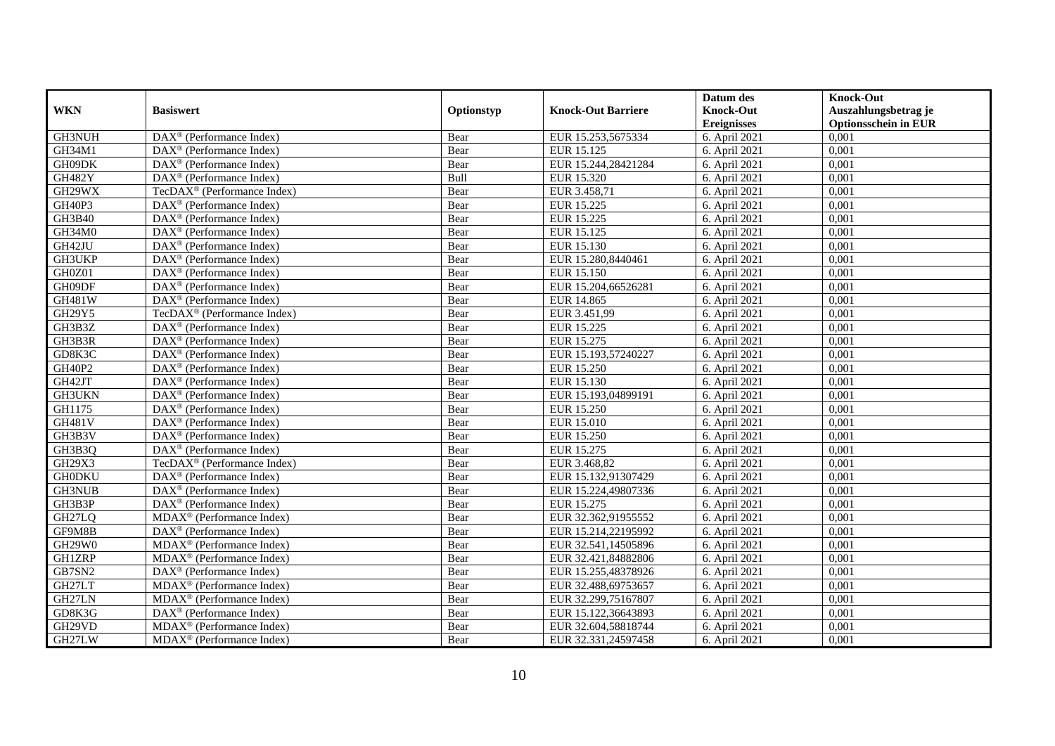| WKN | Basiswert | Optionstyp | Knock-Out Barriere | Datum des Knock-Out Ereignisses | Knock-Out Auszahlungsbetrag je Optionsschein in EUR |
|---|---|---|---|---|---|
| GH3NUH | DAX® (Performance Index) | Bear | EUR 15.253,5675334 | 6. April 2021 | 0,001 |
| GH34M1 | DAX® (Performance Index) | Bear | EUR 15.125 | 6. April 2021 | 0,001 |
| GH09DK | DAX® (Performance Index) | Bear | EUR 15.244,28421284 | 6. April 2021 | 0,001 |
| GH482Y | DAX® (Performance Index) | Bull | EUR 15.320 | 6. April 2021 | 0,001 |
| GH29WX | TecDAX® (Performance Index) | Bear | EUR 3.458,71 | 6. April 2021 | 0,001 |
| GH40P3 | DAX® (Performance Index) | Bear | EUR 15.225 | 6. April 2021 | 0,001 |
| GH3B40 | DAX® (Performance Index) | Bear | EUR 15.225 | 6. April 2021 | 0,001 |
| GH34M0 | DAX® (Performance Index) | Bear | EUR 15.125 | 6. April 2021 | 0,001 |
| GH42JU | DAX® (Performance Index) | Bear | EUR 15.130 | 6. April 2021 | 0,001 |
| GH3UKP | DAX® (Performance Index) | Bear | EUR 15.280,8440461 | 6. April 2021 | 0,001 |
| GH0Z01 | DAX® (Performance Index) | Bear | EUR 15.150 | 6. April 2021 | 0,001 |
| GH09DF | DAX® (Performance Index) | Bear | EUR 15.204,66526281 | 6. April 2021 | 0,001 |
| GH481W | DAX® (Performance Index) | Bear | EUR 14.865 | 6. April 2021 | 0,001 |
| GH29Y5 | TecDAX® (Performance Index) | Bear | EUR 3.451,99 | 6. April 2021 | 0,001 |
| GH3B3Z | DAX® (Performance Index) | Bear | EUR 15.225 | 6. April 2021 | 0,001 |
| GH3B3R | DAX® (Performance Index) | Bear | EUR 15.275 | 6. April 2021 | 0,001 |
| GD8K3C | DAX® (Performance Index) | Bear | EUR 15.193,57240227 | 6. April 2021 | 0,001 |
| GH40P2 | DAX® (Performance Index) | Bear | EUR 15.250 | 6. April 2021 | 0,001 |
| GH42JT | DAX® (Performance Index) | Bear | EUR 15.130 | 6. April 2021 | 0,001 |
| GH3UKN | DAX® (Performance Index) | Bear | EUR 15.193,04899191 | 6. April 2021 | 0,001 |
| GH1175 | DAX® (Performance Index) | Bear | EUR 15.250 | 6. April 2021 | 0,001 |
| GH481V | DAX® (Performance Index) | Bear | EUR 15.010 | 6. April 2021 | 0,001 |
| GH3B3V | DAX® (Performance Index) | Bear | EUR 15.250 | 6. April 2021 | 0,001 |
| GH3B3Q | DAX® (Performance Index) | Bear | EUR 15.275 | 6. April 2021 | 0,001 |
| GH29X3 | TecDAX® (Performance Index) | Bear | EUR 3.468,82 | 6. April 2021 | 0,001 |
| GH0DKU | DAX® (Performance Index) | Bear | EUR 15.132,91307429 | 6. April 2021 | 0,001 |
| GH3NUB | DAX® (Performance Index) | Bear | EUR 15.224,49807336 | 6. April 2021 | 0,001 |
| GH3B3P | DAX® (Performance Index) | Bear | EUR 15.275 | 6. April 2021 | 0,001 |
| GH27LQ | MDAX® (Performance Index) | Bear | EUR 32.362,91955552 | 6. April 2021 | 0,001 |
| GF9M8B | DAX® (Performance Index) | Bear | EUR 15.214,22195992 | 6. April 2021 | 0,001 |
| GH29W0 | MDAX® (Performance Index) | Bear | EUR 32.541,14505896 | 6. April 2021 | 0,001 |
| GH1ZRP | MDAX® (Performance Index) | Bear | EUR 32.421,84882806 | 6. April 2021 | 0,001 |
| GB7SN2 | DAX® (Performance Index) | Bear | EUR 15.255,48378926 | 6. April 2021 | 0,001 |
| GH27LT | MDAX® (Performance Index) | Bear | EUR 32.488,69753657 | 6. April 2021 | 0,001 |
| GH27LN | MDAX® (Performance Index) | Bear | EUR 32.299,75167807 | 6. April 2021 | 0,001 |
| GD8K3G | DAX® (Performance Index) | Bear | EUR 15.122,36643893 | 6. April 2021 | 0,001 |
| GH29VD | MDAX® (Performance Index) | Bear | EUR 32.604,58818744 | 6. April 2021 | 0,001 |
| GH27LW | MDAX® (Performance Index) | Bear | EUR 32.331,24597458 | 6. April 2021 | 0,001 |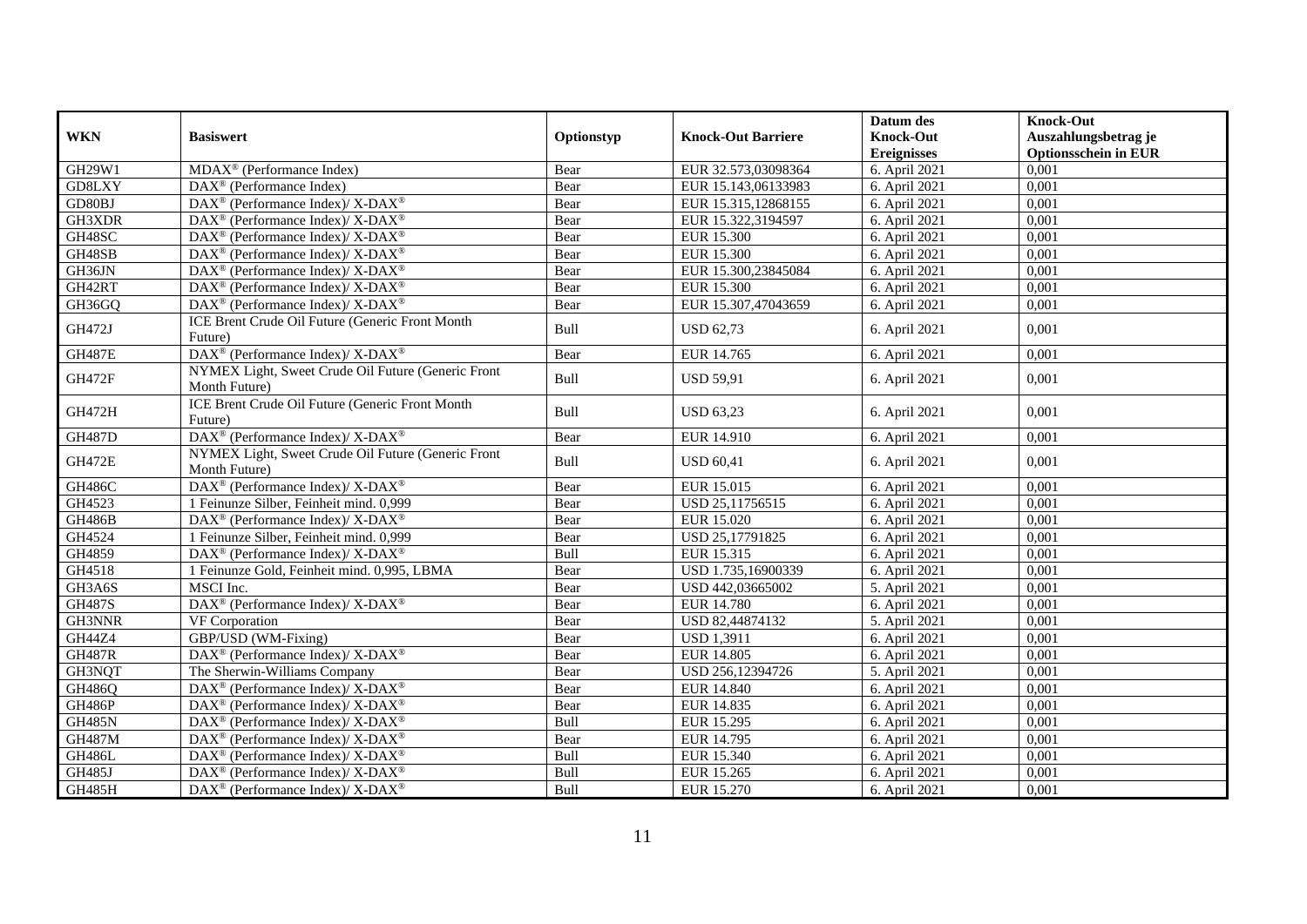| WKN | Basiswert | Optionstyp | Knock-Out Barriere | Datum des Knock-Out Ereignisses | Knock-Out Auszahlungsbetrag je Optionsschein in EUR |
|---|---|---|---|---|---|
| GH29W1 | MDAX® (Performance Index) | Bear | EUR 32.573,03098364 | 6. April 2021 | 0,001 |
| GD8LXY | DAX® (Performance Index) | Bear | EUR 15.143,06133983 | 6. April 2021 | 0,001 |
| GD80BJ | DAX® (Performance Index)/ X-DAX® | Bear | EUR 15.315,12868155 | 6. April 2021 | 0,001 |
| GH3XDR | DAX® (Performance Index)/ X-DAX® | Bear | EUR 15.322,3194597 | 6. April 2021 | 0,001 |
| GH48SC | DAX® (Performance Index)/ X-DAX® | Bear | EUR 15.300 | 6. April 2021 | 0,001 |
| GH48SB | DAX® (Performance Index)/ X-DAX® | Bear | EUR 15.300 | 6. April 2021 | 0,001 |
| GH36JN | DAX® (Performance Index)/ X-DAX® | Bear | EUR 15.300,23845084 | 6. April 2021 | 0,001 |
| GH42RT | DAX® (Performance Index)/ X-DAX® | Bear | EUR 15.300 | 6. April 2021 | 0,001 |
| GH36GQ | DAX® (Performance Index)/ X-DAX® | Bear | EUR 15.307,47043659 | 6. April 2021 | 0,001 |
| GH472J | ICE Brent Crude Oil Future (Generic Front Month Future) | Bull | USD 62,73 | 6. April 2021 | 0,001 |
| GH487E | DAX® (Performance Index)/ X-DAX® | Bear | EUR 14.765 | 6. April 2021 | 0,001 |
| GH472F | NYMEX Light, Sweet Crude Oil Future (Generic Front Month Future) | Bull | USD 59,91 | 6. April 2021 | 0,001 |
| GH472H | ICE Brent Crude Oil Future (Generic Front Month Future) | Bull | USD 63,23 | 6. April 2021 | 0,001 |
| GH487D | DAX® (Performance Index)/ X-DAX® | Bear | EUR 14.910 | 6. April 2021 | 0,001 |
| GH472E | NYMEX Light, Sweet Crude Oil Future (Generic Front Month Future) | Bull | USD 60,41 | 6. April 2021 | 0,001 |
| GH486C | DAX® (Performance Index)/ X-DAX® | Bear | EUR 15.015 | 6. April 2021 | 0,001 |
| GH4523 | 1 Feinunze Silber, Feinheit mind. 0,999 | Bear | USD 25,11756515 | 6. April 2021 | 0,001 |
| GH486B | DAX® (Performance Index)/ X-DAX® | Bear | EUR 15.020 | 6. April 2021 | 0,001 |
| GH4524 | 1 Feinunze Silber, Feinheit mind. 0,999 | Bear | USD 25,17791825 | 6. April 2021 | 0,001 |
| GH4859 | DAX® (Performance Index)/ X-DAX® | Bull | EUR 15.315 | 6. April 2021 | 0,001 |
| GH4518 | 1 Feinunze Gold, Feinheit mind. 0,995, LBMA | Bear | USD 1.735,16900339 | 6. April 2021 | 0,001 |
| GH3A6S | MSCI Inc. | Bear | USD 442,03665002 | 5. April 2021 | 0,001 |
| GH487S | DAX® (Performance Index)/ X-DAX® | Bear | EUR 14.780 | 6. April 2021 | 0,001 |
| GH3NNR | VF Corporation | Bear | USD 82,44874132 | 5. April 2021 | 0,001 |
| GH44Z4 | GBP/USD (WM-Fixing) | Bear | USD 1,3911 | 6. April 2021 | 0,001 |
| GH487R | DAX® (Performance Index)/ X-DAX® | Bear | EUR 14.805 | 6. April 2021 | 0,001 |
| GH3NQT | The Sherwin-Williams Company | Bear | USD 256,12394726 | 5. April 2021 | 0,001 |
| GH486Q | DAX® (Performance Index)/ X-DAX® | Bear | EUR 14.840 | 6. April 2021 | 0,001 |
| GH486P | DAX® (Performance Index)/ X-DAX® | Bear | EUR 14.835 | 6. April 2021 | 0,001 |
| GH485N | DAX® (Performance Index)/ X-DAX® | Bull | EUR 15.295 | 6. April 2021 | 0,001 |
| GH487M | DAX® (Performance Index)/ X-DAX® | Bear | EUR 14.795 | 6. April 2021 | 0,001 |
| GH486L | DAX® (Performance Index)/ X-DAX® | Bull | EUR 15.340 | 6. April 2021 | 0,001 |
| GH485J | DAX® (Performance Index)/ X-DAX® | Bull | EUR 15.265 | 6. April 2021 | 0,001 |
| GH485H | DAX® (Performance Index)/ X-DAX® | Bull | EUR 15.270 | 6. April 2021 | 0,001 |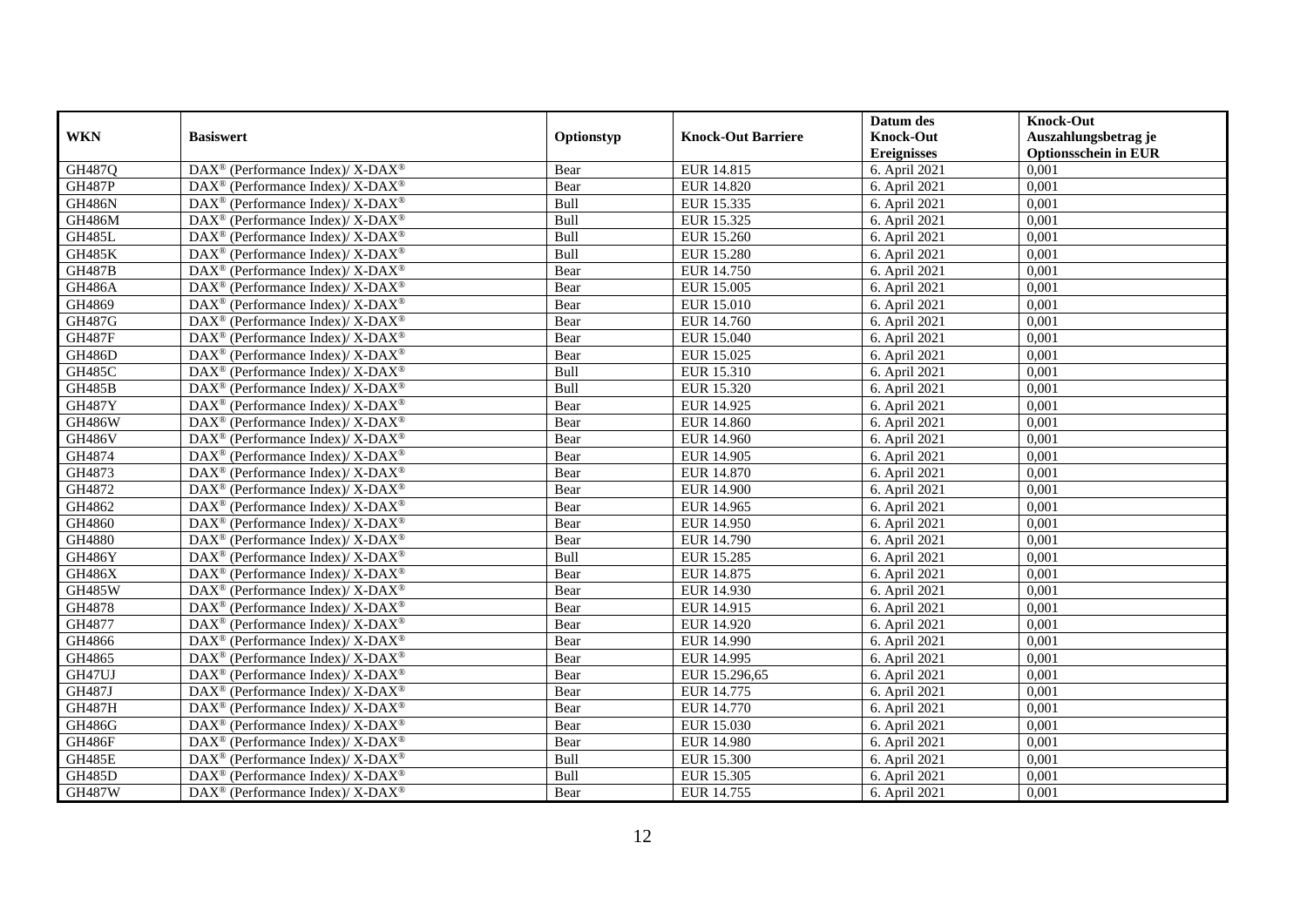| WKN | Basiswert | Optionstyp | Knock-Out Barriere | Datum des Knock-Out Ereignisses | Knock-Out Auszahlungsbetrag je Optionsschein in EUR |
|---|---|---|---|---|---|
| GH487Q | DAX® (Performance Index)/ X-DAX® | Bear | EUR 14.815 | 6. April 2021 | 0,001 |
| GH487P | DAX® (Performance Index)/ X-DAX® | Bear | EUR 14.820 | 6. April 2021 | 0,001 |
| GH486N | DAX® (Performance Index)/ X-DAX® | Bull | EUR 15.335 | 6. April 2021 | 0,001 |
| GH486M | DAX® (Performance Index)/ X-DAX® | Bull | EUR 15.325 | 6. April 2021 | 0,001 |
| GH485L | DAX® (Performance Index)/ X-DAX® | Bull | EUR 15.260 | 6. April 2021 | 0,001 |
| GH485K | DAX® (Performance Index)/ X-DAX® | Bull | EUR 15.280 | 6. April 2021 | 0,001 |
| GH487B | DAX® (Performance Index)/ X-DAX® | Bear | EUR 14.750 | 6. April 2021 | 0,001 |
| GH486A | DAX® (Performance Index)/ X-DAX® | Bear | EUR 15.005 | 6. April 2021 | 0,001 |
| GH4869 | DAX® (Performance Index)/ X-DAX® | Bear | EUR 15.010 | 6. April 2021 | 0,001 |
| GH487G | DAX® (Performance Index)/ X-DAX® | Bear | EUR 14.760 | 6. April 2021 | 0,001 |
| GH487F | DAX® (Performance Index)/ X-DAX® | Bear | EUR 15.040 | 6. April 2021 | 0,001 |
| GH486D | DAX® (Performance Index)/ X-DAX® | Bear | EUR 15.025 | 6. April 2021 | 0,001 |
| GH485C | DAX® (Performance Index)/ X-DAX® | Bull | EUR 15.310 | 6. April 2021 | 0,001 |
| GH485B | DAX® (Performance Index)/ X-DAX® | Bull | EUR 15.320 | 6. April 2021 | 0,001 |
| GH487Y | DAX® (Performance Index)/ X-DAX® | Bear | EUR 14.925 | 6. April 2021 | 0,001 |
| GH486W | DAX® (Performance Index)/ X-DAX® | Bear | EUR 14.860 | 6. April 2021 | 0,001 |
| GH486V | DAX® (Performance Index)/ X-DAX® | Bear | EUR 14.960 | 6. April 2021 | 0,001 |
| GH4874 | DAX® (Performance Index)/ X-DAX® | Bear | EUR 14.905 | 6. April 2021 | 0,001 |
| GH4873 | DAX® (Performance Index)/ X-DAX® | Bear | EUR 14.870 | 6. April 2021 | 0,001 |
| GH4872 | DAX® (Performance Index)/ X-DAX® | Bear | EUR 14.900 | 6. April 2021 | 0,001 |
| GH4862 | DAX® (Performance Index)/ X-DAX® | Bear | EUR 14.965 | 6. April 2021 | 0,001 |
| GH4860 | DAX® (Performance Index)/ X-DAX® | Bear | EUR 14.950 | 6. April 2021 | 0,001 |
| GH4880 | DAX® (Performance Index)/ X-DAX® | Bear | EUR 14.790 | 6. April 2021 | 0,001 |
| GH486Y | DAX® (Performance Index)/ X-DAX® | Bull | EUR 15.285 | 6. April 2021 | 0,001 |
| GH486X | DAX® (Performance Index)/ X-DAX® | Bear | EUR 14.875 | 6. April 2021 | 0,001 |
| GH485W | DAX® (Performance Index)/ X-DAX® | Bear | EUR 14.930 | 6. April 2021 | 0,001 |
| GH4878 | DAX® (Performance Index)/ X-DAX® | Bear | EUR 14.915 | 6. April 2021 | 0,001 |
| GH4877 | DAX® (Performance Index)/ X-DAX® | Bear | EUR 14.920 | 6. April 2021 | 0,001 |
| GH4866 | DAX® (Performance Index)/ X-DAX® | Bear | EUR 14.990 | 6. April 2021 | 0,001 |
| GH4865 | DAX® (Performance Index)/ X-DAX® | Bear | EUR 14.995 | 6. April 2021 | 0,001 |
| GH47UJ | DAX® (Performance Index)/ X-DAX® | Bear | EUR 15.296,65 | 6. April 2021 | 0,001 |
| GH487J | DAX® (Performance Index)/ X-DAX® | Bear | EUR 14.775 | 6. April 2021 | 0,001 |
| GH487H | DAX® (Performance Index)/ X-DAX® | Bear | EUR 14.770 | 6. April 2021 | 0,001 |
| GH486G | DAX® (Performance Index)/ X-DAX® | Bear | EUR 15.030 | 6. April 2021 | 0,001 |
| GH486F | DAX® (Performance Index)/ X-DAX® | Bear | EUR 14.980 | 6. April 2021 | 0,001 |
| GH485E | DAX® (Performance Index)/ X-DAX® | Bull | EUR 15.300 | 6. April 2021 | 0,001 |
| GH485D | DAX® (Performance Index)/ X-DAX® | Bull | EUR 15.305 | 6. April 2021 | 0,001 |
| GH487W | DAX® (Performance Index)/ X-DAX® | Bear | EUR 14.755 | 6. April 2021 | 0,001 |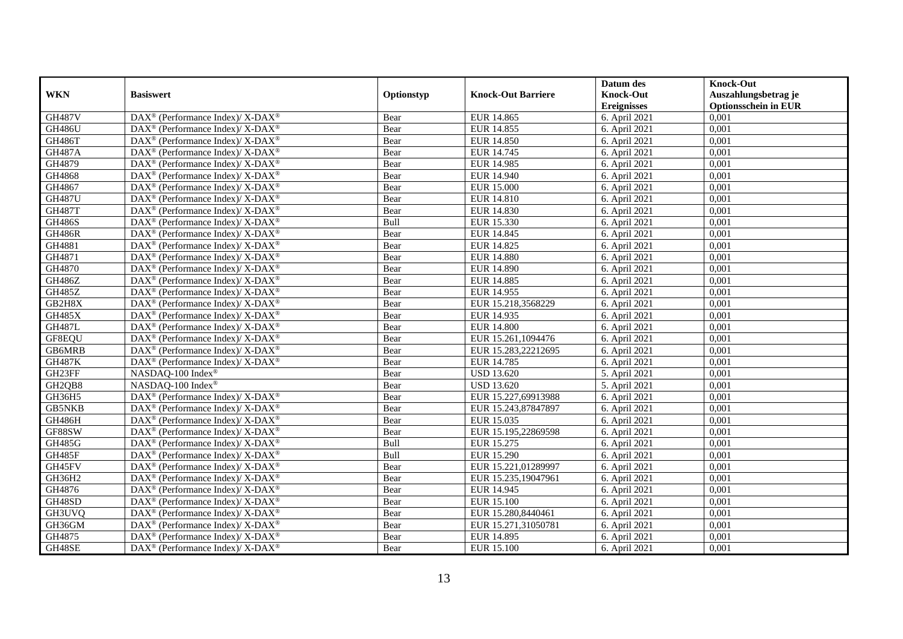| WKN | Basiswert | Optionstyp | Knock-Out Barriere | Datum des Knock-Out Ereignisses | Knock-Out Auszahlungsbetrag je Optionsschein in EUR |
|---|---|---|---|---|---|
| GH487V | DAX® (Performance Index)/ X-DAX® | Bear | EUR 14.865 | 6. April 2021 | 0,001 |
| GH486U | DAX® (Performance Index)/ X-DAX® | Bear | EUR 14.855 | 6. April 2021 | 0,001 |
| GH486T | DAX® (Performance Index)/ X-DAX® | Bear | EUR 14.850 | 6. April 2021 | 0,001 |
| GH487A | DAX® (Performance Index)/ X-DAX® | Bear | EUR 14.745 | 6. April 2021 | 0,001 |
| GH4879 | DAX® (Performance Index)/ X-DAX® | Bear | EUR 14.985 | 6. April 2021 | 0,001 |
| GH4868 | DAX® (Performance Index)/ X-DAX® | Bear | EUR 14.940 | 6. April 2021 | 0,001 |
| GH4867 | DAX® (Performance Index)/ X-DAX® | Bear | EUR 15.000 | 6. April 2021 | 0,001 |
| GH487U | DAX® (Performance Index)/ X-DAX® | Bear | EUR 14.810 | 6. April 2021 | 0,001 |
| GH487T | DAX® (Performance Index)/ X-DAX® | Bear | EUR 14.830 | 6. April 2021 | 0,001 |
| GH486S | DAX® (Performance Index)/ X-DAX® | Bull | EUR 15.330 | 6. April 2021 | 0,001 |
| GH486R | DAX® (Performance Index)/ X-DAX® | Bear | EUR 14.845 | 6. April 2021 | 0,001 |
| GH4881 | DAX® (Performance Index)/ X-DAX® | Bear | EUR 14.825 | 6. April 2021 | 0,001 |
| GH4871 | DAX® (Performance Index)/ X-DAX® | Bear | EUR 14.880 | 6. April 2021 | 0,001 |
| GH4870 | DAX® (Performance Index)/ X-DAX® | Bear | EUR 14.890 | 6. April 2021 | 0,001 |
| GH486Z | DAX® (Performance Index)/ X-DAX® | Bear | EUR 14.885 | 6. April 2021 | 0,001 |
| GH485Z | DAX® (Performance Index)/ X-DAX® | Bear | EUR 14.955 | 6. April 2021 | 0,001 |
| GB2H8X | DAX® (Performance Index)/ X-DAX® | Bear | EUR 15.218,3568229 | 6. April 2021 | 0,001 |
| GH485X | DAX® (Performance Index)/ X-DAX® | Bear | EUR 14.935 | 6. April 2021 | 0,001 |
| GH487L | DAX® (Performance Index)/ X-DAX® | Bear | EUR 14.800 | 6. April 2021 | 0,001 |
| GF8EQU | DAX® (Performance Index)/ X-DAX® | Bear | EUR 15.261,1094476 | 6. April 2021 | 0,001 |
| GB6MRB | DAX® (Performance Index)/ X-DAX® | Bear | EUR 15.283,22212695 | 6. April 2021 | 0,001 |
| GH487K | DAX® (Performance Index)/ X-DAX® | Bear | EUR 14.785 | 6. April 2021 | 0,001 |
| GH23FF | NASDAQ-100 Index® | Bear | USD 13.620 | 5. April 2021 | 0,001 |
| GH2QB8 | NASDAQ-100 Index® | Bear | USD 13.620 | 5. April 2021 | 0,001 |
| GH36H5 | DAX® (Performance Index)/ X-DAX® | Bear | EUR 15.227,69913988 | 6. April 2021 | 0,001 |
| GB5NKB | DAX® (Performance Index)/ X-DAX® | Bear | EUR 15.243,87847897 | 6. April 2021 | 0,001 |
| GH486H | DAX® (Performance Index)/ X-DAX® | Bear | EUR 15.035 | 6. April 2021 | 0,001 |
| GF88SW | DAX® (Performance Index)/ X-DAX® | Bear | EUR 15.195,22869598 | 6. April 2021 | 0,001 |
| GH485G | DAX® (Performance Index)/ X-DAX® | Bull | EUR 15.275 | 6. April 2021 | 0,001 |
| GH485F | DAX® (Performance Index)/ X-DAX® | Bull | EUR 15.290 | 6. April 2021 | 0,001 |
| GH45FV | DAX® (Performance Index)/ X-DAX® | Bear | EUR 15.221,01289997 | 6. April 2021 | 0,001 |
| GH36H2 | DAX® (Performance Index)/ X-DAX® | Bear | EUR 15.235,19047961 | 6. April 2021 | 0,001 |
| GH4876 | DAX® (Performance Index)/ X-DAX® | Bear | EUR 14.945 | 6. April 2021 | 0,001 |
| GH48SD | DAX® (Performance Index)/ X-DAX® | Bear | EUR 15.100 | 6. April 2021 | 0,001 |
| GH3UVQ | DAX® (Performance Index)/ X-DAX® | Bear | EUR 15.280,8440461 | 6. April 2021 | 0,001 |
| GH36GM | DAX® (Performance Index)/ X-DAX® | Bear | EUR 15.271,31050781 | 6. April 2021 | 0,001 |
| GH4875 | DAX® (Performance Index)/ X-DAX® | Bear | EUR 14.895 | 6. April 2021 | 0,001 |
| GH48SE | DAX® (Performance Index)/ X-DAX® | Bear | EUR 15.100 | 6. April 2021 | 0,001 |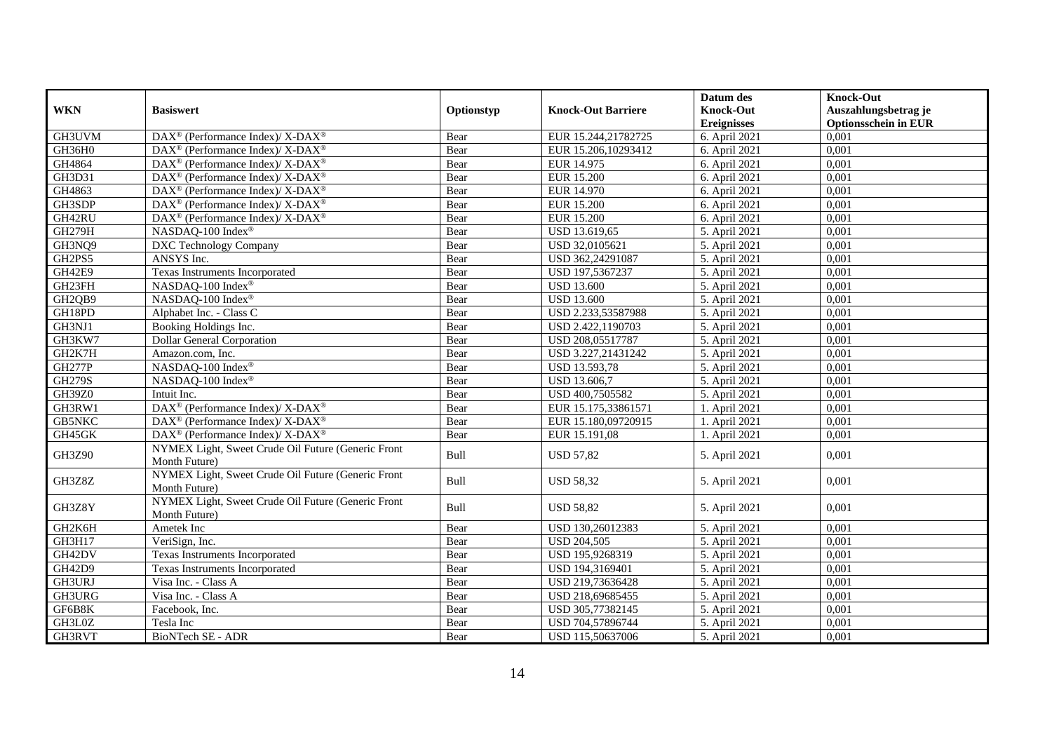| WKN | Basiswert | Optionstyp | Knock-Out Barriere | Datum des Knock-Out Ereignisses | Knock-Out Auszahlungsbetrag je Optionsschein in EUR |
|---|---|---|---|---|---|
| GH3UVM | DAX® (Performance Index)/ X-DAX® | Bear | EUR 15.244,21782725 | 6. April 2021 | 0,001 |
| GH36H0 | DAX® (Performance Index)/ X-DAX® | Bear | EUR 15.206,10293412 | 6. April 2021 | 0,001 |
| GH4864 | DAX® (Performance Index)/ X-DAX® | Bear | EUR 14.975 | 6. April 2021 | 0,001 |
| GH3D31 | DAX® (Performance Index)/ X-DAX® | Bear | EUR 15.200 | 6. April 2021 | 0,001 |
| GH4863 | DAX® (Performance Index)/ X-DAX® | Bear | EUR 14.970 | 6. April 2021 | 0,001 |
| GH3SDP | DAX® (Performance Index)/ X-DAX® | Bear | EUR 15.200 | 6. April 2021 | 0,001 |
| GH42RU | DAX® (Performance Index)/ X-DAX® | Bear | EUR 15.200 | 6. April 2021 | 0,001 |
| GH279H | NASDAQ-100 Index® | Bear | USD 13.619,65 | 5. April 2021 | 0,001 |
| GH3NQ9 | DXC Technology Company | Bear | USD 32,0105621 | 5. April 2021 | 0,001 |
| GH2PS5 | ANSYS Inc. | Bear | USD 362,24291087 | 5. April 2021 | 0,001 |
| GH42E9 | Texas Instruments Incorporated | Bear | USD 197,5367237 | 5. April 2021 | 0,001 |
| GH23FH | NASDAQ-100 Index® | Bear | USD 13.600 | 5. April 2021 | 0,001 |
| GH2QB9 | NASDAQ-100 Index® | Bear | USD 13.600 | 5. April 2021 | 0,001 |
| GH18PD | Alphabet Inc. - Class C | Bear | USD 2.233,53587988 | 5. April 2021 | 0,001 |
| GH3NJ1 | Booking Holdings Inc. | Bear | USD 2.422,1190703 | 5. April 2021 | 0,001 |
| GH3KW7 | Dollar General Corporation | Bear | USD 208,05517787 | 5. April 2021 | 0,001 |
| GH2K7H | Amazon.com, Inc. | Bear | USD 3.227,21431242 | 5. April 2021 | 0,001 |
| GH277P | NASDAQ-100 Index® | Bear | USD 13.593,78 | 5. April 2021 | 0,001 |
| GH279S | NASDAQ-100 Index® | Bear | USD 13.606,7 | 5. April 2021 | 0,001 |
| GH39Z0 | Intuit Inc. | Bear | USD 400,7505582 | 5. April 2021 | 0,001 |
| GH3RW1 | DAX® (Performance Index)/ X-DAX® | Bear | EUR 15.175,33861571 | 1. April 2021 | 0,001 |
| GB5NKC | DAX® (Performance Index)/ X-DAX® | Bear | EUR 15.180,09720915 | 1. April 2021 | 0,001 |
| GH45GK | DAX® (Performance Index)/ X-DAX® | Bear | EUR 15.191,08 | 1. April 2021 | 0,001 |
| GH3Z90 | NYMEX Light, Sweet Crude Oil Future (Generic Front Month Future) | Bull | USD 57,82 | 5. April 2021 | 0,001 |
| GH3Z8Z | NYMEX Light, Sweet Crude Oil Future (Generic Front Month Future) | Bull | USD 58,32 | 5. April 2021 | 0,001 |
| GH3Z8Y | NYMEX Light, Sweet Crude Oil Future (Generic Front Month Future) | Bull | USD 58,82 | 5. April 2021 | 0,001 |
| GH2K6H | Ametek Inc | Bear | USD 130,26012383 | 5. April 2021 | 0,001 |
| GH3H17 | VeriSign, Inc. | Bear | USD 204,505 | 5. April 2021 | 0,001 |
| GH42DV | Texas Instruments Incorporated | Bear | USD 195,9268319 | 5. April 2021 | 0,001 |
| GH42D9 | Texas Instruments Incorporated | Bear | USD 194,3169401 | 5. April 2021 | 0,001 |
| GH3URJ | Visa Inc. - Class A | Bear | USD 219,73636428 | 5. April 2021 | 0,001 |
| GH3URG | Visa Inc. - Class A | Bear | USD 218,69685455 | 5. April 2021 | 0,001 |
| GF6B8K | Facebook, Inc. | Bear | USD 305,77382145 | 5. April 2021 | 0,001 |
| GH3L0Z | Tesla Inc | Bear | USD 704,57896744 | 5. April 2021 | 0,001 |
| GH3RVT | BioNTech SE - ADR | Bear | USD 115,50637006 | 5. April 2021 | 0,001 |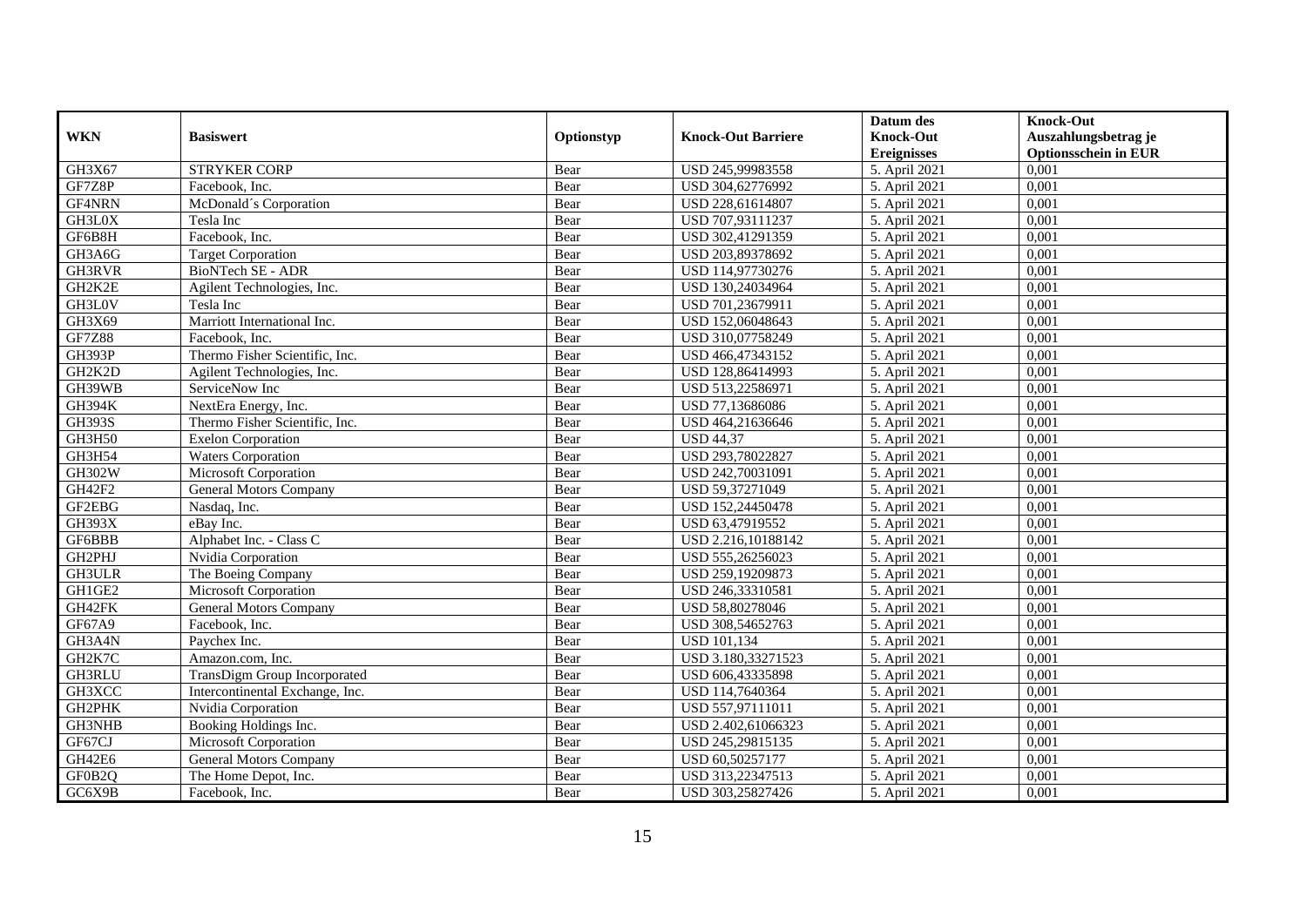| WKN | Basiswert | Optionstyp | Knock-Out Barriere | Datum des Knock-Out Ereignisses | Knock-Out Auszahlungsbetrag je Optionsschein in EUR |
|---|---|---|---|---|---|
| GH3X67 | STRYKER CORP | Bear | USD 245,99983558 | 5. April 2021 | 0,001 |
| GF7Z8P | Facebook, Inc. | Bear | USD 304,62776992 | 5. April 2021 | 0,001 |
| GF4NRN | McDonald´s Corporation | Bear | USD 228,61614807 | 5. April 2021 | 0,001 |
| GH3L0X | Tesla Inc | Bear | USD 707,93111237 | 5. April 2021 | 0,001 |
| GF6B8H | Facebook, Inc. | Bear | USD 302,41291359 | 5. April 2021 | 0,001 |
| GH3A6G | Target Corporation | Bear | USD 203,89378692 | 5. April 2021 | 0,001 |
| GH3RVR | BioNTech SE - ADR | Bear | USD 114,97730276 | 5. April 2021 | 0,001 |
| GH2K2E | Agilent Technologies, Inc. | Bear | USD 130,24034964 | 5. April 2021 | 0,001 |
| GH3L0V | Tesla Inc | Bear | USD 701,23679911 | 5. April 2021 | 0,001 |
| GH3X69 | Marriott International Inc. | Bear | USD 152,06048643 | 5. April 2021 | 0,001 |
| GF7Z88 | Facebook, Inc. | Bear | USD 310,07758249 | 5. April 2021 | 0,001 |
| GH393P | Thermo Fisher Scientific, Inc. | Bear | USD 466,47343152 | 5. April 2021 | 0,001 |
| GH2K2D | Agilent Technologies, Inc. | Bear | USD 128,86414993 | 5. April 2021 | 0,001 |
| GH39WB | ServiceNow Inc | Bear | USD 513,22586971 | 5. April 2021 | 0,001 |
| GH394K | NextEra Energy, Inc. | Bear | USD 77,13686086 | 5. April 2021 | 0,001 |
| GH393S | Thermo Fisher Scientific, Inc. | Bear | USD 464,21636646 | 5. April 2021 | 0,001 |
| GH3H50 | Exelon Corporation | Bear | USD 44,37 | 5. April 2021 | 0,001 |
| GH3H54 | Waters Corporation | Bear | USD 293,78022827 | 5. April 2021 | 0,001 |
| GH302W | Microsoft Corporation | Bear | USD 242,70031091 | 5. April 2021 | 0,001 |
| GH42F2 | General Motors Company | Bear | USD 59,37271049 | 5. April 2021 | 0,001 |
| GF2EBG | Nasdaq, Inc. | Bear | USD 152,24450478 | 5. April 2021 | 0,001 |
| GH393X | eBay Inc. | Bear | USD 63,47919552 | 5. April 2021 | 0,001 |
| GF6BBB | Alphabet Inc. - Class C | Bear | USD 2.216,10188142 | 5. April 2021 | 0,001 |
| GH2PHJ | Nvidia Corporation | Bear | USD 555,26256023 | 5. April 2021 | 0,001 |
| GH3ULR | The Boeing Company | Bear | USD 259,19209873 | 5. April 2021 | 0,001 |
| GH1GE2 | Microsoft Corporation | Bear | USD 246,33310581 | 5. April 2021 | 0,001 |
| GH42FK | General Motors Company | Bear | USD 58,80278046 | 5. April 2021 | 0,001 |
| GF67A9 | Facebook, Inc. | Bear | USD 308,54652763 | 5. April 2021 | 0,001 |
| GH3A4N | Paychex Inc. | Bear | USD 101,134 | 5. April 2021 | 0,001 |
| GH2K7C | Amazon.com, Inc. | Bear | USD 3.180,33271523 | 5. April 2021 | 0,001 |
| GH3RLU | TransDigm Group Incorporated | Bear | USD 606,43335898 | 5. April 2021 | 0,001 |
| GH3XCC | Intercontinental Exchange, Inc. | Bear | USD 114,7640364 | 5. April 2021 | 0,001 |
| GH2PHK | Nvidia Corporation | Bear | USD 557,97111011 | 5. April 2021 | 0,001 |
| GH3NHB | Booking Holdings Inc. | Bear | USD 2.402,61066323 | 5. April 2021 | 0,001 |
| GF67CJ | Microsoft Corporation | Bear | USD 245,29815135 | 5. April 2021 | 0,001 |
| GH42E6 | General Motors Company | Bear | USD 60,50257177 | 5. April 2021 | 0,001 |
| GF0B2Q | The Home Depot, Inc. | Bear | USD 313,22347513 | 5. April 2021 | 0,001 |
| GC6X9B | Facebook, Inc. | Bear | USD 303,25827426 | 5. April 2021 | 0,001 |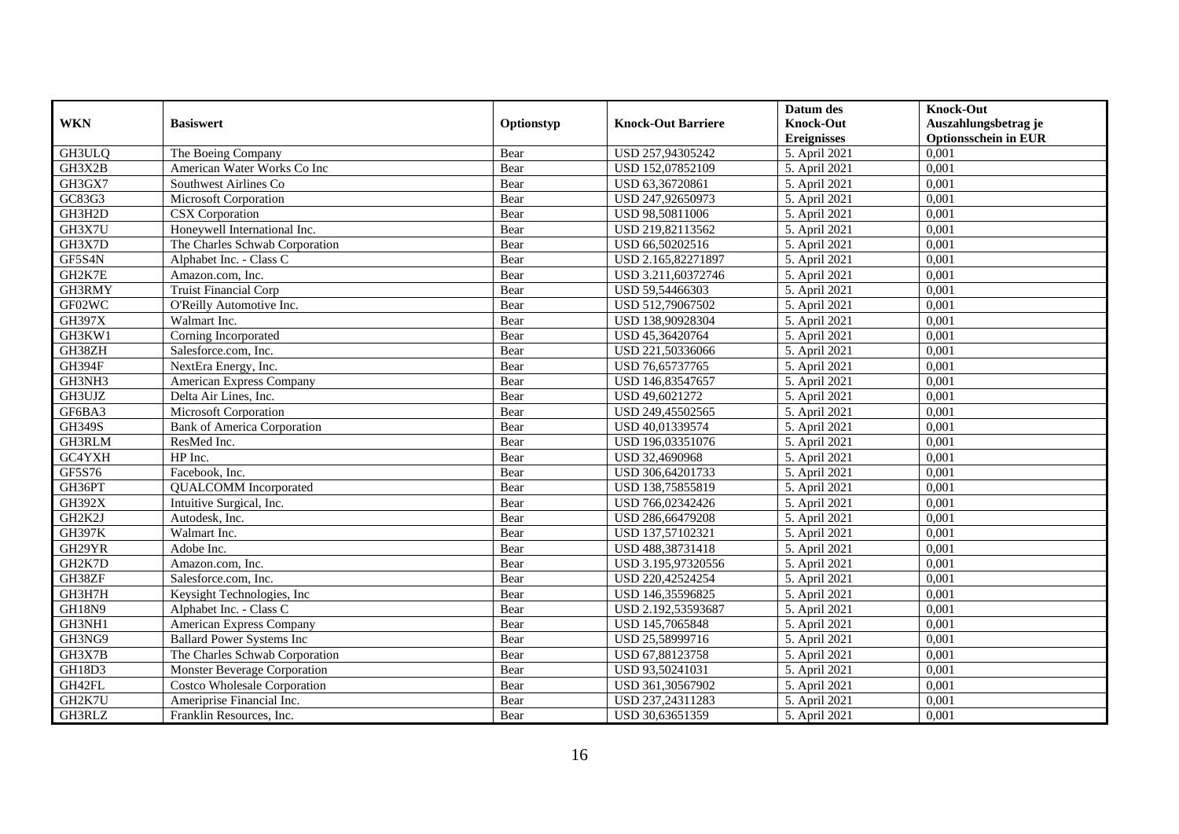| WKN | Basiswert | Optionstyp | Knock-Out Barriere | Datum des Knock-Out Ereignisses | Knock-Out Auszahlungsbetrag je Optionsschein in EUR |
|---|---|---|---|---|---|
| GH3ULQ | The Boeing Company | Bear | USD 257,94305242 | 5. April 2021 | 0,001 |
| GH3X2B | American Water Works Co Inc | Bear | USD 152,07852109 | 5. April 2021 | 0,001 |
| GH3GX7 | Southwest Airlines Co | Bear | USD 63,36720861 | 5. April 2021 | 0,001 |
| GC83G3 | Microsoft Corporation | Bear | USD 247,92650973 | 5. April 2021 | 0,001 |
| GH3H2D | CSX Corporation | Bear | USD 98,50811006 | 5. April 2021 | 0,001 |
| GH3X7U | Honeywell International Inc. | Bear | USD 219,82113562 | 5. April 2021 | 0,001 |
| GH3X7D | The Charles Schwab Corporation | Bear | USD 66,50202516 | 5. April 2021 | 0,001 |
| GF5S4N | Alphabet Inc. - Class C | Bear | USD 2.165,82271897 | 5. April 2021 | 0,001 |
| GH2K7E | Amazon.com, Inc. | Bear | USD 3.211,60372746 | 5. April 2021 | 0,001 |
| GH3RMY | Truist Financial Corp | Bear | USD 59,54466303 | 5. April 2021 | 0,001 |
| GF02WC | O'Reilly Automotive Inc. | Bear | USD 512,79067502 | 5. April 2021 | 0,001 |
| GH397X | Walmart Inc. | Bear | USD 138,90928304 | 5. April 2021 | 0,001 |
| GH3KW1 | Corning Incorporated | Bear | USD 45,36420764 | 5. April 2021 | 0,001 |
| GH38ZH | Salesforce.com, Inc. | Bear | USD 221,50336066 | 5. April 2021 | 0,001 |
| GH394F | NextEra Energy, Inc. | Bear | USD 76,65737765 | 5. April 2021 | 0,001 |
| GH3NH3 | American Express Company | Bear | USD 146,83547657 | 5. April 2021 | 0,001 |
| GH3UJZ | Delta Air Lines, Inc. | Bear | USD 49,6021272 | 5. April 2021 | 0,001 |
| GF6BA3 | Microsoft Corporation | Bear | USD 249,45502565 | 5. April 2021 | 0,001 |
| GH349S | Bank of America Corporation | Bear | USD 40,01339574 | 5. April 2021 | 0,001 |
| GH3RLM | ResMed Inc. | Bear | USD 196,03351076 | 5. April 2021 | 0,001 |
| GC4YXH | HP Inc. | Bear | USD 32,4690968 | 5. April 2021 | 0,001 |
| GF5S76 | Facebook, Inc. | Bear | USD 306,64201733 | 5. April 2021 | 0,001 |
| GH36PT | QUALCOMM Incorporated | Bear | USD 138,75855819 | 5. April 2021 | 0,001 |
| GH392X | Intuitive Surgical, Inc. | Bear | USD 766,02342426 | 5. April 2021 | 0,001 |
| GH2K2J | Autodesk, Inc. | Bear | USD 286,66479208 | 5. April 2021 | 0,001 |
| GH397K | Walmart Inc. | Bear | USD 137,57102321 | 5. April 2021 | 0,001 |
| GH29YR | Adobe Inc. | Bear | USD 488,38731418 | 5. April 2021 | 0,001 |
| GH2K7D | Amazon.com, Inc. | Bear | USD 3.195,97320556 | 5. April 2021 | 0,001 |
| GH38ZF | Salesforce.com, Inc. | Bear | USD 220,42524254 | 5. April 2021 | 0,001 |
| GH3H7H | Keysight Technologies, Inc | Bear | USD 146,35596825 | 5. April 2021 | 0,001 |
| GH18N9 | Alphabet Inc. - Class C | Bear | USD 2.192,53593687 | 5. April 2021 | 0,001 |
| GH3NH1 | American Express Company | Bear | USD 145,7065848 | 5. April 2021 | 0,001 |
| GH3NG9 | Ballard Power Systems Inc | Bear | USD 25,58999716 | 5. April 2021 | 0,001 |
| GH3X7B | The Charles Schwab Corporation | Bear | USD 67,88123758 | 5. April 2021 | 0,001 |
| GH18D3 | Monster Beverage Corporation | Bear | USD 93,50241031 | 5. April 2021 | 0,001 |
| GH42FL | Costco Wholesale Corporation | Bear | USD 361,30567902 | 5. April 2021 | 0,001 |
| GH2K7U | Ameriprise Financial Inc. | Bear | USD 237,24311283 | 5. April 2021 | 0,001 |
| GH3RLZ | Franklin Resources, Inc. | Bear | USD 30,63651359 | 5. April 2021 | 0,001 |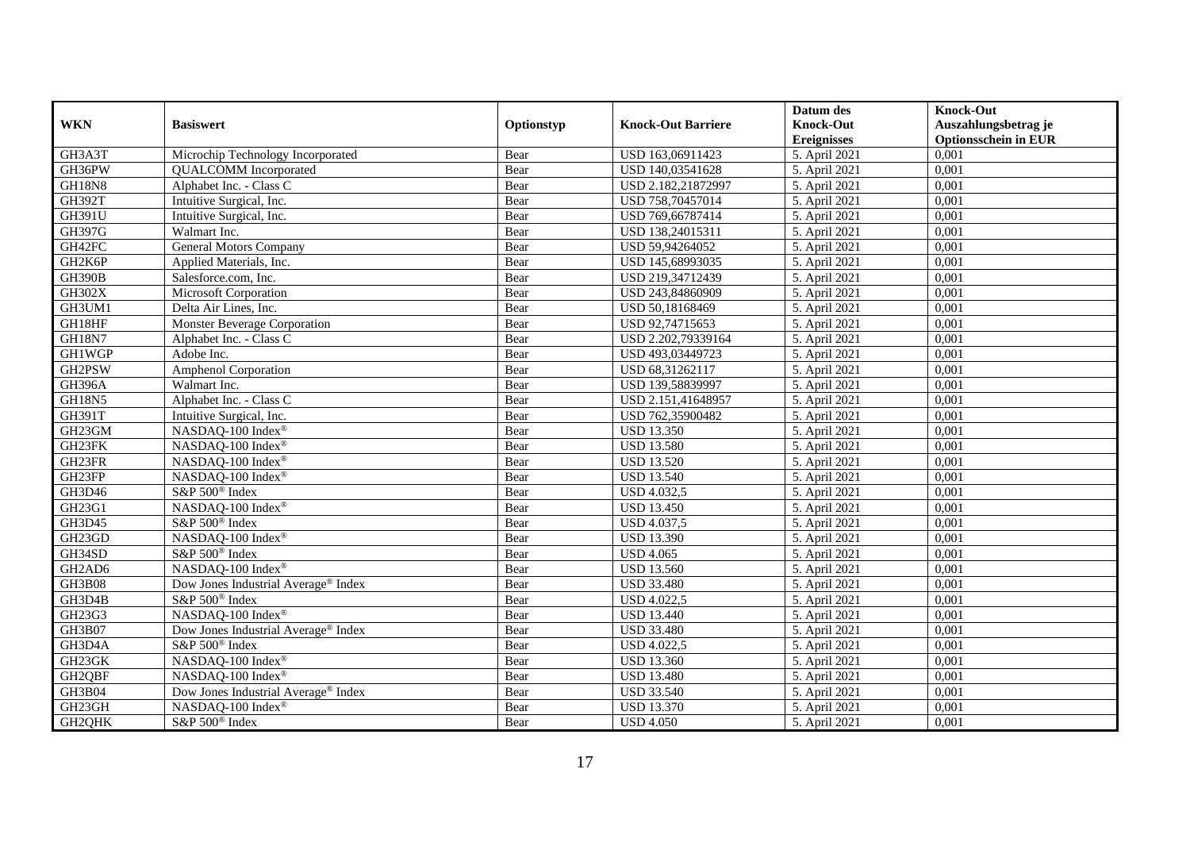| WKN | Basiswert | Optionstyp | Knock-Out Barriere | Datum des Knock-Out Ereignisses | Knock-Out Auszahlungsbetrag je Optionsschein in EUR |
|---|---|---|---|---|---|
| GH3A3T | Microchip Technology Incorporated | Bear | USD 163,06911423 | 5. April 2021 | 0,001 |
| GH36PW | QUALCOMM Incorporated | Bear | USD 140,03541628 | 5. April 2021 | 0,001 |
| GH18N8 | Alphabet Inc. - Class C | Bear | USD 2.182,21872997 | 5. April 2021 | 0,001 |
| GH392T | Intuitive Surgical, Inc. | Bear | USD 758,70457014 | 5. April 2021 | 0,001 |
| GH391U | Intuitive Surgical, Inc. | Bear | USD 769,66787414 | 5. April 2021 | 0,001 |
| GH397G | Walmart Inc. | Bear | USD 138,24015311 | 5. April 2021 | 0,001 |
| GH42FC | General Motors Company | Bear | USD 59,94264052 | 5. April 2021 | 0,001 |
| GH2K6P | Applied Materials, Inc. | Bear | USD 145,68993035 | 5. April 2021 | 0,001 |
| GH390B | Salesforce.com, Inc. | Bear | USD 219,34712439 | 5. April 2021 | 0,001 |
| GH302X | Microsoft Corporation | Bear | USD 243,84860909 | 5. April 2021 | 0,001 |
| GH3UM1 | Delta Air Lines, Inc. | Bear | USD 50,18168469 | 5. April 2021 | 0,001 |
| GH18HF | Monster Beverage Corporation | Bear | USD 92,74715653 | 5. April 2021 | 0,001 |
| GH18N7 | Alphabet Inc. - Class C | Bear | USD 2.202,79339164 | 5. April 2021 | 0,001 |
| GH1WGP | Adobe Inc. | Bear | USD 493,03449723 | 5. April 2021 | 0,001 |
| GH2PSW | Amphenol Corporation | Bear | USD 68,31262117 | 5. April 2021 | 0,001 |
| GH396A | Walmart Inc. | Bear | USD 139,58839997 | 5. April 2021 | 0,001 |
| GH18N5 | Alphabet Inc. - Class C | Bear | USD 2.151,41648957 | 5. April 2021 | 0,001 |
| GH391T | Intuitive Surgical, Inc. | Bear | USD 762,35900482 | 5. April 2021 | 0,001 |
| GH23GM | NASDAQ-100 Index® | Bear | USD 13.350 | 5. April 2021 | 0,001 |
| GH23FK | NASDAQ-100 Index® | Bear | USD 13.580 | 5. April 2021 | 0,001 |
| GH23FR | NASDAQ-100 Index® | Bear | USD 13.520 | 5. April 2021 | 0,001 |
| GH23FP | NASDAQ-100 Index® | Bear | USD 13.540 | 5. April 2021 | 0,001 |
| GH3D46 | S&P 500® Index | Bear | USD 4.032,5 | 5. April 2021 | 0,001 |
| GH23G1 | NASDAQ-100 Index® | Bear | USD 13.450 | 5. April 2021 | 0,001 |
| GH3D45 | S&P 500® Index | Bear | USD 4.037,5 | 5. April 2021 | 0,001 |
| GH23GD | NASDAQ-100 Index® | Bear | USD 13.390 | 5. April 2021 | 0,001 |
| GH34SD | S&P 500® Index | Bear | USD 4.065 | 5. April 2021 | 0,001 |
| GH2AD6 | NASDAQ-100 Index® | Bear | USD 13.560 | 5. April 2021 | 0,001 |
| GH3B08 | Dow Jones Industrial Average® Index | Bear | USD 33.480 | 5. April 2021 | 0,001 |
| GH3D4B | S&P 500® Index | Bear | USD 4.022,5 | 5. April 2021 | 0,001 |
| GH23G3 | NASDAQ-100 Index® | Bear | USD 13.440 | 5. April 2021 | 0,001 |
| GH3B07 | Dow Jones Industrial Average® Index | Bear | USD 33.480 | 5. April 2021 | 0,001 |
| GH3D4A | S&P 500® Index | Bear | USD 4.022,5 | 5. April 2021 | 0,001 |
| GH23GK | NASDAQ-100 Index® | Bear | USD 13.360 | 5. April 2021 | 0,001 |
| GH2QBF | NASDAQ-100 Index® | Bear | USD 13.480 | 5. April 2021 | 0,001 |
| GH3B04 | Dow Jones Industrial Average® Index | Bear | USD 33.540 | 5. April 2021 | 0,001 |
| GH23GH | NASDAQ-100 Index® | Bear | USD 13.370 | 5. April 2021 | 0,001 |
| GH2QHK | S&P 500® Index | Bear | USD 4.050 | 5. April 2021 | 0,001 |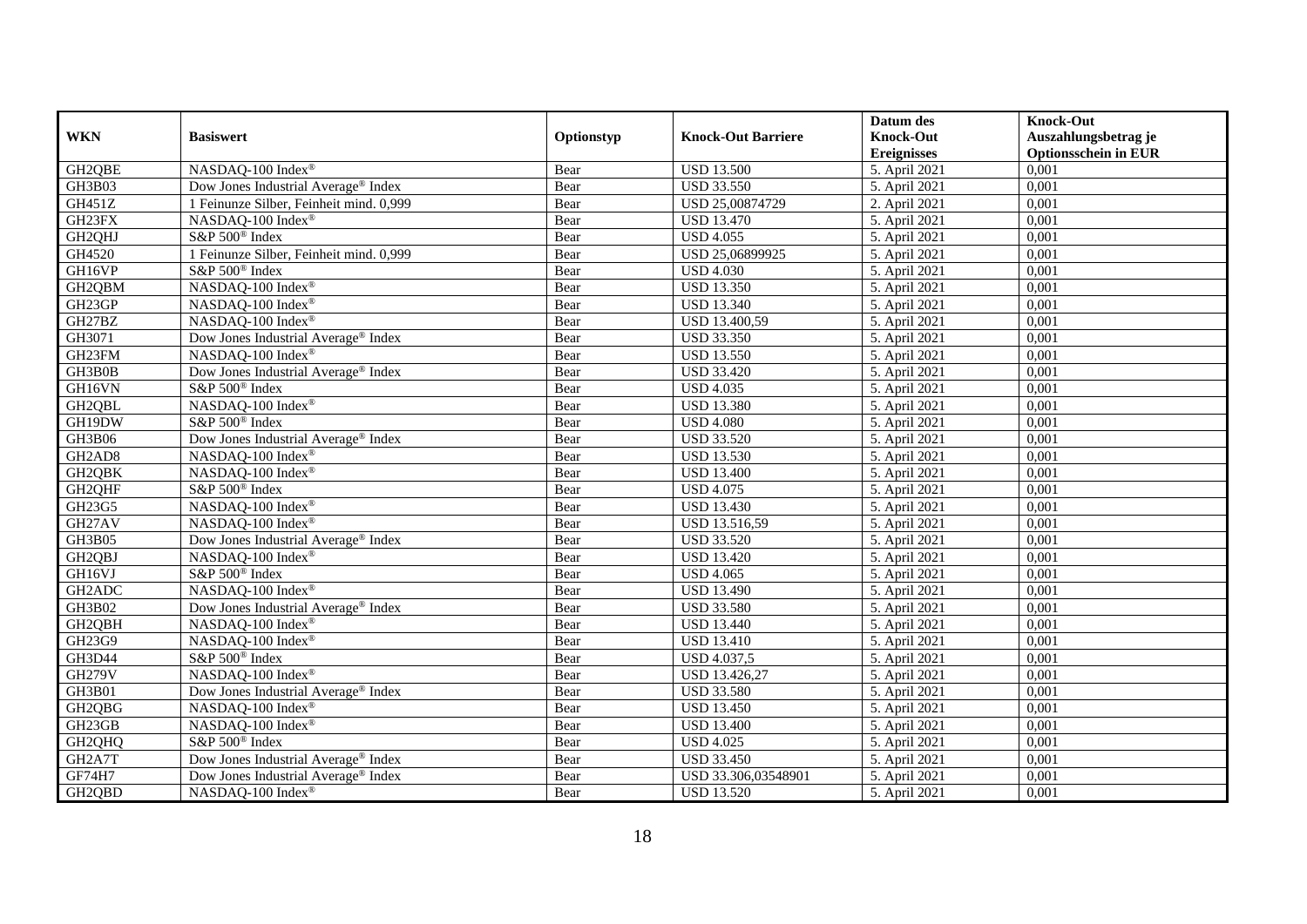| WKN | Basiswert | Optionstyp | Knock-Out Barriere | Datum des Knock-Out Ereignisses | Knock-Out Auszahlungsbetrag je Optionsschein in EUR |
|---|---|---|---|---|---|
| GH2QBE | NASDAQ-100 Index® | Bear | USD 13.500 | 5. April 2021 | 0,001 |
| GH3B03 | Dow Jones Industrial Average® Index | Bear | USD 33.550 | 5. April 2021 | 0,001 |
| GH451Z | 1 Feinunze Silber, Feinheit mind. 0,999 | Bear | USD 25,00874729 | 2. April 2021 | 0,001 |
| GH23FX | NASDAQ-100 Index® | Bear | USD 13.470 | 5. April 2021 | 0,001 |
| GH2QHJ | S&P 500® Index | Bear | USD 4.055 | 5. April 2021 | 0,001 |
| GH4520 | 1 Feinunze Silber, Feinheit mind. 0,999 | Bear | USD 25,06899925 | 5. April 2021 | 0,001 |
| GH16VP | S&P 500® Index | Bear | USD 4.030 | 5. April 2021 | 0,001 |
| GH2QBM | NASDAQ-100 Index® | Bear | USD 13.350 | 5. April 2021 | 0,001 |
| GH23GP | NASDAQ-100 Index® | Bear | USD 13.340 | 5. April 2021 | 0,001 |
| GH27BZ | NASDAQ-100 Index® | Bear | USD 13.400,59 | 5. April 2021 | 0,001 |
| GH3071 | Dow Jones Industrial Average® Index | Bear | USD 33.350 | 5. April 2021 | 0,001 |
| GH23FM | NASDAQ-100 Index® | Bear | USD 13.550 | 5. April 2021 | 0,001 |
| GH3B0B | Dow Jones Industrial Average® Index | Bear | USD 33.420 | 5. April 2021 | 0,001 |
| GH16VN | S&P 500® Index | Bear | USD 4.035 | 5. April 2021 | 0,001 |
| GH2QBL | NASDAQ-100 Index® | Bear | USD 13.380 | 5. April 2021 | 0,001 |
| GH19DW | S&P 500® Index | Bear | USD 4.080 | 5. April 2021 | 0,001 |
| GH3B06 | Dow Jones Industrial Average® Index | Bear | USD 33.520 | 5. April 2021 | 0,001 |
| GH2AD8 | NASDAQ-100 Index® | Bear | USD 13.530 | 5. April 2021 | 0,001 |
| GH2QBK | NASDAQ-100 Index® | Bear | USD 13.400 | 5. April 2021 | 0,001 |
| GH2QHF | S&P 500® Index | Bear | USD 4.075 | 5. April 2021 | 0,001 |
| GH23G5 | NASDAQ-100 Index® | Bear | USD 13.430 | 5. April 2021 | 0,001 |
| GH27AV | NASDAQ-100 Index® | Bear | USD 13.516,59 | 5. April 2021 | 0,001 |
| GH3B05 | Dow Jones Industrial Average® Index | Bear | USD 33.520 | 5. April 2021 | 0,001 |
| GH2QBJ | NASDAQ-100 Index® | Bear | USD 13.420 | 5. April 2021 | 0,001 |
| GH16VJ | S&P 500® Index | Bear | USD 4.065 | 5. April 2021 | 0,001 |
| GH2ADC | NASDAQ-100 Index® | Bear | USD 13.490 | 5. April 2021 | 0,001 |
| GH3B02 | Dow Jones Industrial Average® Index | Bear | USD 33.580 | 5. April 2021 | 0,001 |
| GH2QBH | NASDAQ-100 Index® | Bear | USD 13.440 | 5. April 2021 | 0,001 |
| GH23G9 | NASDAQ-100 Index® | Bear | USD 13.410 | 5. April 2021 | 0,001 |
| GH3D44 | S&P 500® Index | Bear | USD 4.037,5 | 5. April 2021 | 0,001 |
| GH279V | NASDAQ-100 Index® | Bear | USD 13.426,27 | 5. April 2021 | 0,001 |
| GH3B01 | Dow Jones Industrial Average® Index | Bear | USD 33.580 | 5. April 2021 | 0,001 |
| GH2QBG | NASDAQ-100 Index® | Bear | USD 13.450 | 5. April 2021 | 0,001 |
| GH23GB | NASDAQ-100 Index® | Bear | USD 13.400 | 5. April 2021 | 0,001 |
| GH2QHQ | S&P 500® Index | Bear | USD 4.025 | 5. April 2021 | 0,001 |
| GH2A7T | Dow Jones Industrial Average® Index | Bear | USD 33.450 | 5. April 2021 | 0,001 |
| GF74H7 | Dow Jones Industrial Average® Index | Bear | USD 33.306,03548901 | 5. April 2021 | 0,001 |
| GH2QBD | NASDAQ-100 Index® | Bear | USD 13.520 | 5. April 2021 | 0,001 |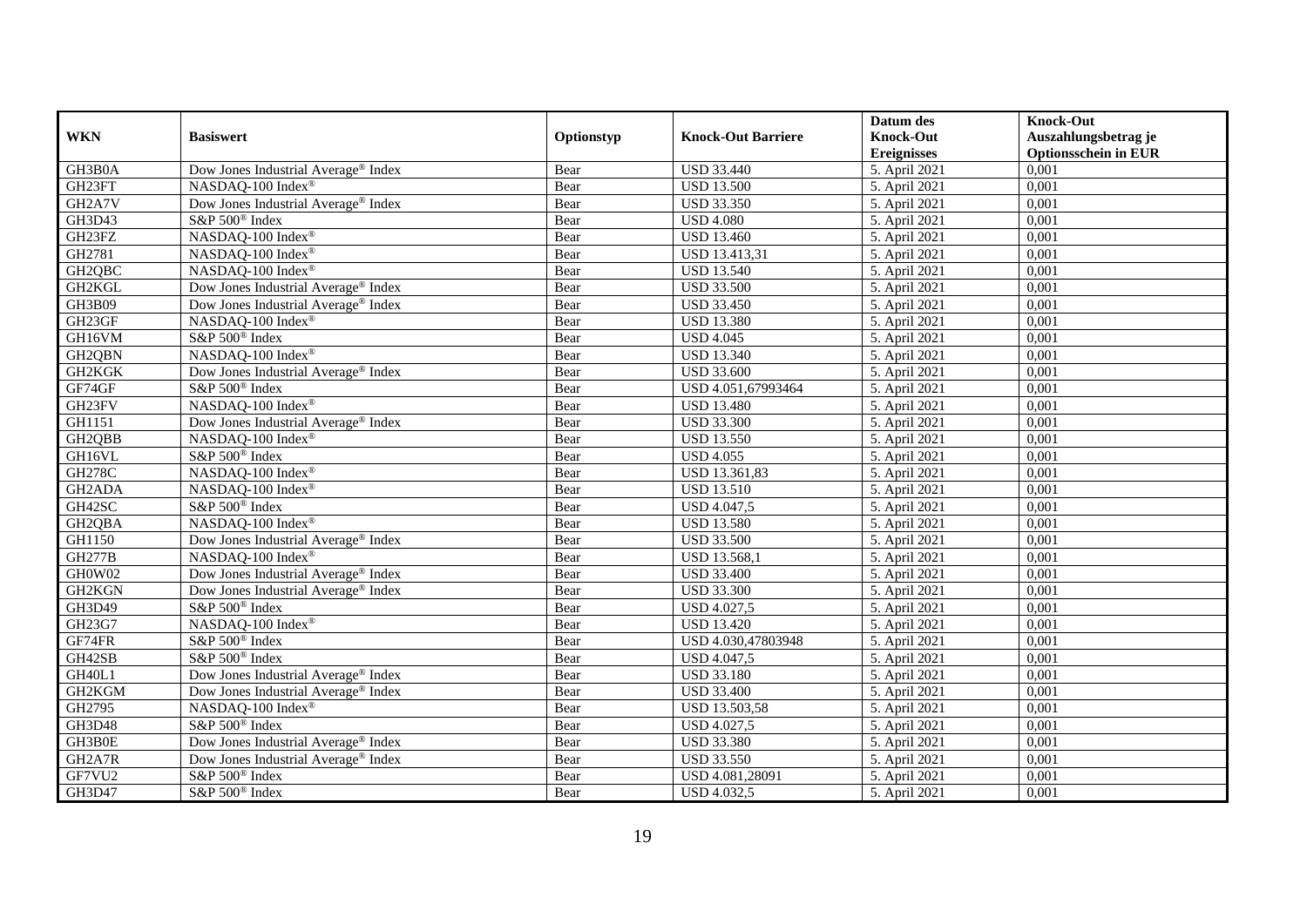| WKN | Basiswert | Optionstyp | Knock-Out Barriere | Datum des Knock-Out Ereignisses | Knock-Out Auszahlungsbetrag je Optionsschein in EUR |
|---|---|---|---|---|---|
| GH3B0A | Dow Jones Industrial Average® Index | Bear | USD 33.440 | 5. April 2021 | 0,001 |
| GH23FT | NASDAQ-100 Index® | Bear | USD 13.500 | 5. April 2021 | 0,001 |
| GH2A7V | Dow Jones Industrial Average® Index | Bear | USD 33.350 | 5. April 2021 | 0,001 |
| GH3D43 | S&P 500® Index | Bear | USD 4.080 | 5. April 2021 | 0,001 |
| GH23FZ | NASDAQ-100 Index® | Bear | USD 13.460 | 5. April 2021 | 0,001 |
| GH2781 | NASDAQ-100 Index® | Bear | USD 13.413,31 | 5. April 2021 | 0,001 |
| GH2QBC | NASDAQ-100 Index® | Bear | USD 13.540 | 5. April 2021 | 0,001 |
| GH2KGL | Dow Jones Industrial Average® Index | Bear | USD 33.500 | 5. April 2021 | 0,001 |
| GH3B09 | Dow Jones Industrial Average® Index | Bear | USD 33.450 | 5. April 2021 | 0,001 |
| GH23GF | NASDAQ-100 Index® | Bear | USD 13.380 | 5. April 2021 | 0,001 |
| GH16VM | S&P 500® Index | Bear | USD 4.045 | 5. April 2021 | 0,001 |
| GH2QBN | NASDAQ-100 Index® | Bear | USD 13.340 | 5. April 2021 | 0,001 |
| GH2KGK | Dow Jones Industrial Average® Index | Bear | USD 33.600 | 5. April 2021 | 0,001 |
| GF74GF | S&P 500® Index | Bear | USD 4.051,67993464 | 5. April 2021 | 0,001 |
| GH23FV | NASDAQ-100 Index® | Bear | USD 13.480 | 5. April 2021 | 0,001 |
| GH1151 | Dow Jones Industrial Average® Index | Bear | USD 33.300 | 5. April 2021 | 0,001 |
| GH2QBB | NASDAQ-100 Index® | Bear | USD 13.550 | 5. April 2021 | 0,001 |
| GH16VL | S&P 500® Index | Bear | USD 4.055 | 5. April 2021 | 0,001 |
| GH278C | NASDAQ-100 Index® | Bear | USD 13.361,83 | 5. April 2021 | 0,001 |
| GH2ADA | NASDAQ-100 Index® | Bear | USD 13.510 | 5. April 2021 | 0,001 |
| GH42SC | S&P 500® Index | Bear | USD 4.047,5 | 5. April 2021 | 0,001 |
| GH2QBA | NASDAQ-100 Index® | Bear | USD 13.580 | 5. April 2021 | 0,001 |
| GH1150 | Dow Jones Industrial Average® Index | Bear | USD 33.500 | 5. April 2021 | 0,001 |
| GH277B | NASDAQ-100 Index® | Bear | USD 13.568,1 | 5. April 2021 | 0,001 |
| GH0W02 | Dow Jones Industrial Average® Index | Bear | USD 33.400 | 5. April 2021 | 0,001 |
| GH2KGN | Dow Jones Industrial Average® Index | Bear | USD 33.300 | 5. April 2021 | 0,001 |
| GH3D49 | S&P 500® Index | Bear | USD 4.027,5 | 5. April 2021 | 0,001 |
| GH23G7 | NASDAQ-100 Index® | Bear | USD 13.420 | 5. April 2021 | 0,001 |
| GF74FR | S&P 500® Index | Bear | USD 4.030,47803948 | 5. April 2021 | 0,001 |
| GH42SB | S&P 500® Index | Bear | USD 4.047,5 | 5. April 2021 | 0,001 |
| GH40L1 | Dow Jones Industrial Average® Index | Bear | USD 33.180 | 5. April 2021 | 0,001 |
| GH2KGM | Dow Jones Industrial Average® Index | Bear | USD 33.400 | 5. April 2021 | 0,001 |
| GH2795 | NASDAQ-100 Index® | Bear | USD 13.503,58 | 5. April 2021 | 0,001 |
| GH3D48 | S&P 500® Index | Bear | USD 4.027,5 | 5. April 2021 | 0,001 |
| GH3B0E | Dow Jones Industrial Average® Index | Bear | USD 33.380 | 5. April 2021 | 0,001 |
| GH2A7R | Dow Jones Industrial Average® Index | Bear | USD 33.550 | 5. April 2021 | 0,001 |
| GF7VU2 | S&P 500® Index | Bear | USD 4.081,28091 | 5. April 2021 | 0,001 |
| GH3D47 | S&P 500® Index | Bear | USD 4.032,5 | 5. April 2021 | 0,001 |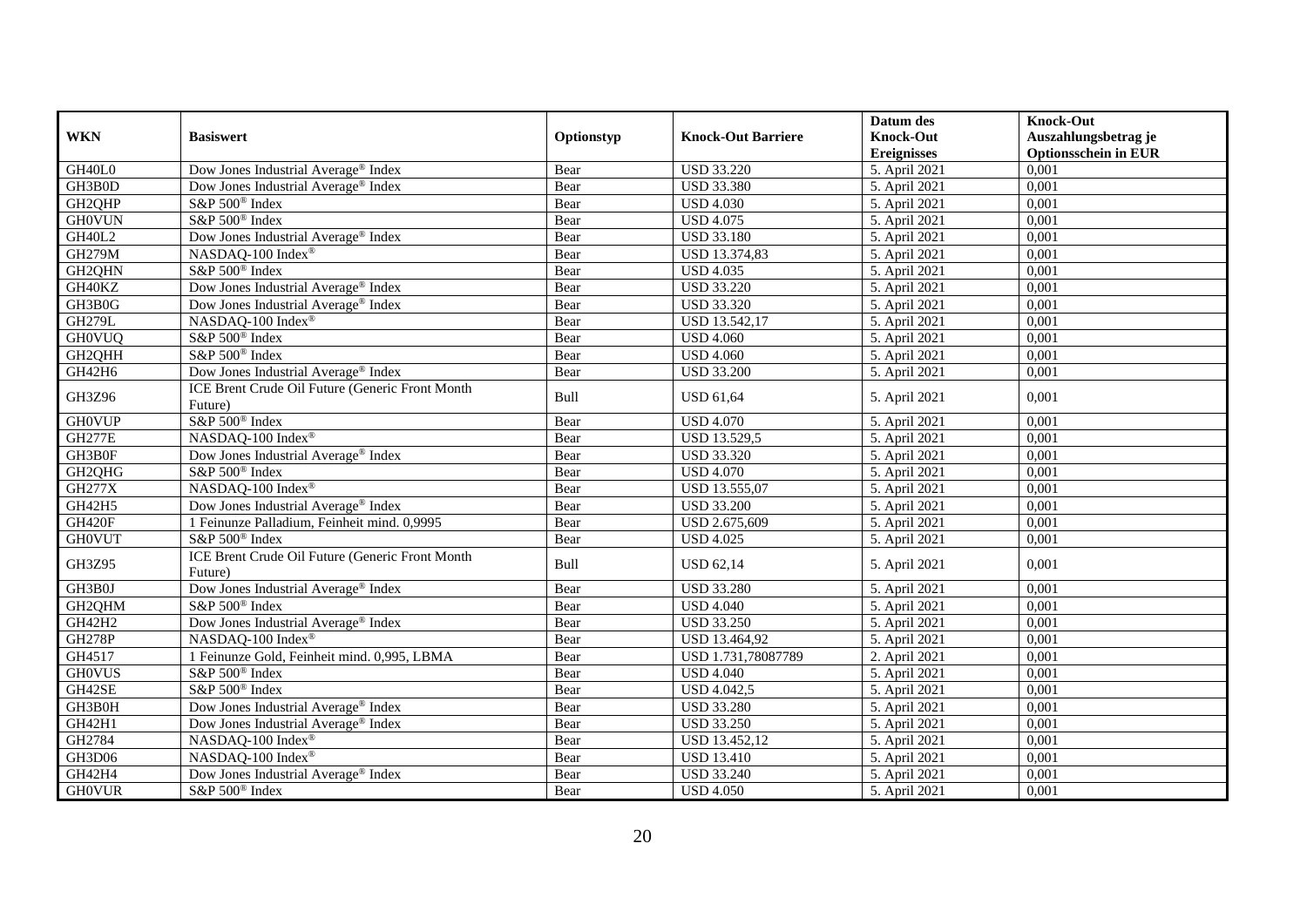| WKN | Basiswert | Optionstyp | Knock-Out Barriere | Datum des Knock-Out Ereignisses | Knock-Out Auszahlungsbetrag je Optionsschein in EUR |
|---|---|---|---|---|---|
| GH40L0 | Dow Jones Industrial Average® Index | Bear | USD 33.220 | 5. April 2021 | 0,001 |
| GH3B0D | Dow Jones Industrial Average® Index | Bear | USD 33.380 | 5. April 2021 | 0,001 |
| GH2QHP | S&P 500® Index | Bear | USD 4.030 | 5. April 2021 | 0,001 |
| GH0VUN | S&P 500® Index | Bear | USD 4.075 | 5. April 2021 | 0,001 |
| GH40L2 | Dow Jones Industrial Average® Index | Bear | USD 33.180 | 5. April 2021 | 0,001 |
| GH279M | NASDAQ-100 Index® | Bear | USD 13.374,83 | 5. April 2021 | 0,001 |
| GH2QHN | S&P 500® Index | Bear | USD 4.035 | 5. April 2021 | 0,001 |
| GH40KZ | Dow Jones Industrial Average® Index | Bear | USD 33.220 | 5. April 2021 | 0,001 |
| GH3B0G | Dow Jones Industrial Average® Index | Bear | USD 33.320 | 5. April 2021 | 0,001 |
| GH279L | NASDAQ-100 Index® | Bear | USD 13.542,17 | 5. April 2021 | 0,001 |
| GH0VUQ | S&P 500® Index | Bear | USD 4.060 | 5. April 2021 | 0,001 |
| GH2QHH | S&P 500® Index | Bear | USD 4.060 | 5. April 2021 | 0,001 |
| GH42H6 | Dow Jones Industrial Average® Index | Bear | USD 33.200 | 5. April 2021 | 0,001 |
| GH3Z96 | ICE Brent Crude Oil Future (Generic Front Month Future) | Bull | USD 61,64 | 5. April 2021 | 0,001 |
| GH0VUP | S&P 500® Index | Bear | USD 4.070 | 5. April 2021 | 0,001 |
| GH277E | NASDAQ-100 Index® | Bear | USD 13.529,5 | 5. April 2021 | 0,001 |
| GH3B0F | Dow Jones Industrial Average® Index | Bear | USD 33.320 | 5. April 2021 | 0,001 |
| GH2QHG | S&P 500® Index | Bear | USD 4.070 | 5. April 2021 | 0,001 |
| GH277X | NASDAQ-100 Index® | Bear | USD 13.555,07 | 5. April 2021 | 0,001 |
| GH42H5 | Dow Jones Industrial Average® Index | Bear | USD 33.200 | 5. April 2021 | 0,001 |
| GH420F | 1 Feinunze Palladium, Feinheit mind. 0,9995 | Bear | USD 2.675,609 | 5. April 2021 | 0,001 |
| GH0VUT | S&P 500® Index | Bear | USD 4.025 | 5. April 2021 | 0,001 |
| GH3Z95 | ICE Brent Crude Oil Future (Generic Front Month Future) | Bull | USD 62,14 | 5. April 2021 | 0,001 |
| GH3B0J | Dow Jones Industrial Average® Index | Bear | USD 33.280 | 5. April 2021 | 0,001 |
| GH2QHM | S&P 500® Index | Bear | USD 4.040 | 5. April 2021 | 0,001 |
| GH42H2 | Dow Jones Industrial Average® Index | Bear | USD 33.250 | 5. April 2021 | 0,001 |
| GH278P | NASDAQ-100 Index® | Bear | USD 13.464,92 | 5. April 2021 | 0,001 |
| GH4517 | 1 Feinunze Gold, Feinheit mind. 0,995, LBMA | Bear | USD 1.731,78087789 | 2. April 2021 | 0,001 |
| GH0VUS | S&P 500® Index | Bear | USD 4.040 | 5. April 2021 | 0,001 |
| GH42SE | S&P 500® Index | Bear | USD 4.042,5 | 5. April 2021 | 0,001 |
| GH3B0H | Dow Jones Industrial Average® Index | Bear | USD 33.280 | 5. April 2021 | 0,001 |
| GH42H1 | Dow Jones Industrial Average® Index | Bear | USD 33.250 | 5. April 2021 | 0,001 |
| GH2784 | NASDAQ-100 Index® | Bear | USD 13.452,12 | 5. April 2021 | 0,001 |
| GH3D06 | NASDAQ-100 Index® | Bear | USD 13.410 | 5. April 2021 | 0,001 |
| GH42H4 | Dow Jones Industrial Average® Index | Bear | USD 33.240 | 5. April 2021 | 0,001 |
| GH0VUR | S&P 500® Index | Bear | USD 4.050 | 5. April 2021 | 0,001 |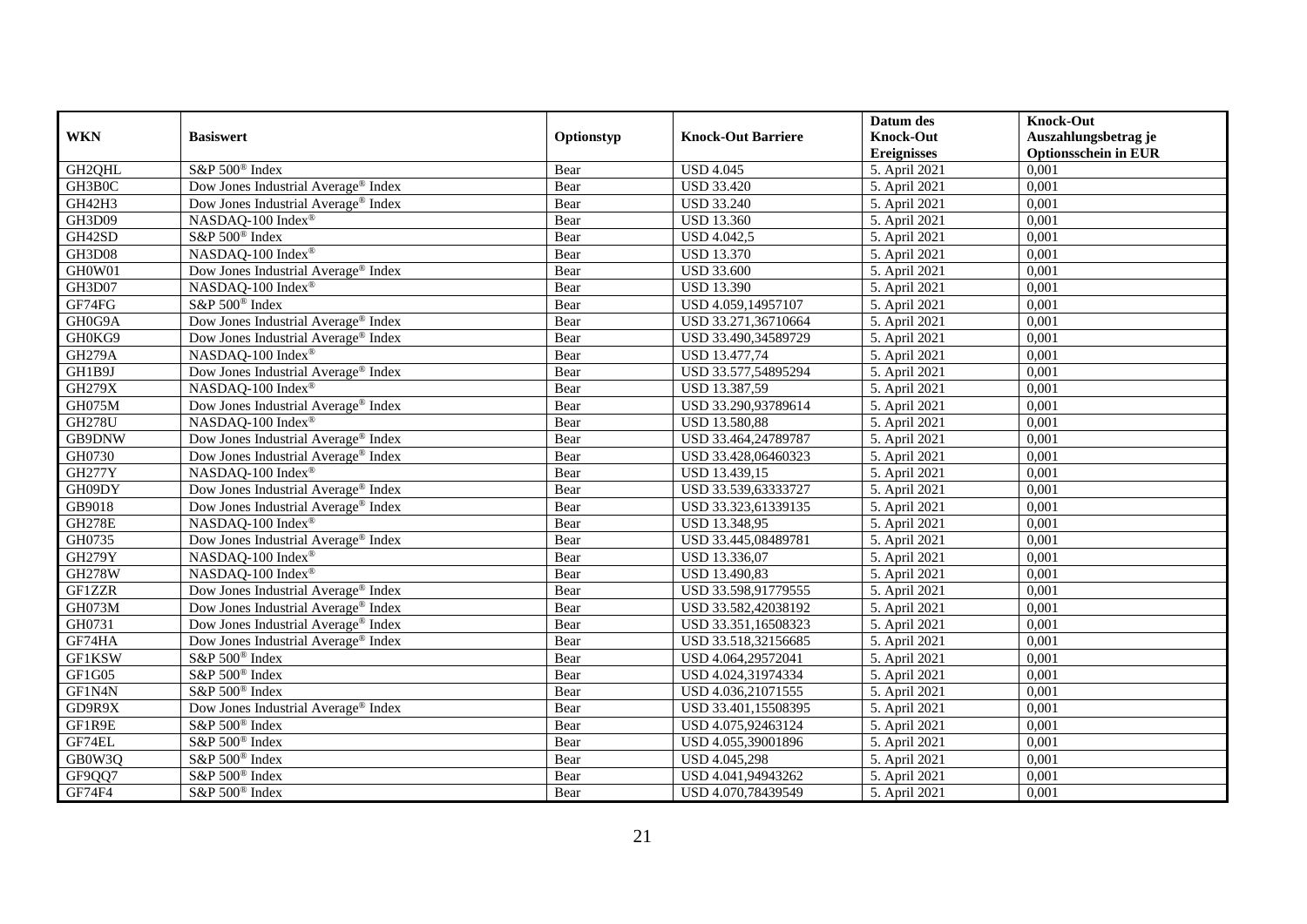| WKN | Basiswert | Optionstyp | Knock-Out Barriere | Datum des Knock-Out Ereignisses | Knock-Out Auszahlungsbetrag je Optionsschein in EUR |
|---|---|---|---|---|---|
| GH2QHL | S&P 500® Index | Bear | USD 4.045 | 5. April 2021 | 0,001 |
| GH3B0C | Dow Jones Industrial Average® Index | Bear | USD 33.420 | 5. April 2021 | 0,001 |
| GH42H3 | Dow Jones Industrial Average® Index | Bear | USD 33.240 | 5. April 2021 | 0,001 |
| GH3D09 | NASDAQ-100 Index® | Bear | USD 13.360 | 5. April 2021 | 0,001 |
| GH42SD | S&P 500® Index | Bear | USD 4.042,5 | 5. April 2021 | 0,001 |
| GH3D08 | NASDAQ-100 Index® | Bear | USD 13.370 | 5. April 2021 | 0,001 |
| GH0W01 | Dow Jones Industrial Average® Index | Bear | USD 33.600 | 5. April 2021 | 0,001 |
| GH3D07 | NASDAQ-100 Index® | Bear | USD 13.390 | 5. April 2021 | 0,001 |
| GF74FG | S&P 500® Index | Bear | USD 4.059,14957107 | 5. April 2021 | 0,001 |
| GH0G9A | Dow Jones Industrial Average® Index | Bear | USD 33.271,36710664 | 5. April 2021 | 0,001 |
| GH0KG9 | Dow Jones Industrial Average® Index | Bear | USD 33.490,34589729 | 5. April 2021 | 0,001 |
| GH279A | NASDAQ-100 Index® | Bear | USD 13.477,74 | 5. April 2021 | 0,001 |
| GH1B9J | Dow Jones Industrial Average® Index | Bear | USD 33.577,54895294 | 5. April 2021 | 0,001 |
| GH279X | NASDAQ-100 Index® | Bear | USD 13.387,59 | 5. April 2021 | 0,001 |
| GH075M | Dow Jones Industrial Average® Index | Bear | USD 33.290,93789614 | 5. April 2021 | 0,001 |
| GH278U | NASDAQ-100 Index® | Bear | USD 13.580,88 | 5. April 2021 | 0,001 |
| GB9DNW | Dow Jones Industrial Average® Index | Bear | USD 33.464,24789787 | 5. April 2021 | 0,001 |
| GH0730 | Dow Jones Industrial Average® Index | Bear | USD 33.428,06460323 | 5. April 2021 | 0,001 |
| GH277Y | NASDAQ-100 Index® | Bear | USD 13.439,15 | 5. April 2021 | 0,001 |
| GH09DY | Dow Jones Industrial Average® Index | Bear | USD 33.539,63333727 | 5. April 2021 | 0,001 |
| GB9018 | Dow Jones Industrial Average® Index | Bear | USD 33.323,61339135 | 5. April 2021 | 0,001 |
| GH278E | NASDAQ-100 Index® | Bear | USD 13.348,95 | 5. April 2021 | 0,001 |
| GH0735 | Dow Jones Industrial Average® Index | Bear | USD 33.445,08489781 | 5. April 2021 | 0,001 |
| GH279Y | NASDAQ-100 Index® | Bear | USD 13.336,07 | 5. April 2021 | 0,001 |
| GH278W | NASDAQ-100 Index® | Bear | USD 13.490,83 | 5. April 2021 | 0,001 |
| GF1ZZR | Dow Jones Industrial Average® Index | Bear | USD 33.598,91779555 | 5. April 2021 | 0,001 |
| GH073M | Dow Jones Industrial Average® Index | Bear | USD 33.582,42038192 | 5. April 2021 | 0,001 |
| GH0731 | Dow Jones Industrial Average® Index | Bear | USD 33.351,16508323 | 5. April 2021 | 0,001 |
| GF74HA | Dow Jones Industrial Average® Index | Bear | USD 33.518,32156685 | 5. April 2021 | 0,001 |
| GF1KSW | S&P 500® Index | Bear | USD 4.064,29572041 | 5. April 2021 | 0,001 |
| GF1G05 | S&P 500® Index | Bear | USD 4.024,31974334 | 5. April 2021 | 0,001 |
| GF1N4N | S&P 500® Index | Bear | USD 4.036,21071555 | 5. April 2021 | 0,001 |
| GD9R9X | Dow Jones Industrial Average® Index | Bear | USD 33.401,15508395 | 5. April 2021 | 0,001 |
| GF1R9E | S&P 500® Index | Bear | USD 4.075,92463124 | 5. April 2021 | 0,001 |
| GF74EL | S&P 500® Index | Bear | USD 4.055,39001896 | 5. April 2021 | 0,001 |
| GB0W3Q | S&P 500® Index | Bear | USD 4.045,298 | 5. April 2021 | 0,001 |
| GF9QQ7 | S&P 500® Index | Bear | USD 4.041,94943262 | 5. April 2021 | 0,001 |
| GF74F4 | S&P 500® Index | Bear | USD 4.070,78439549 | 5. April 2021 | 0,001 |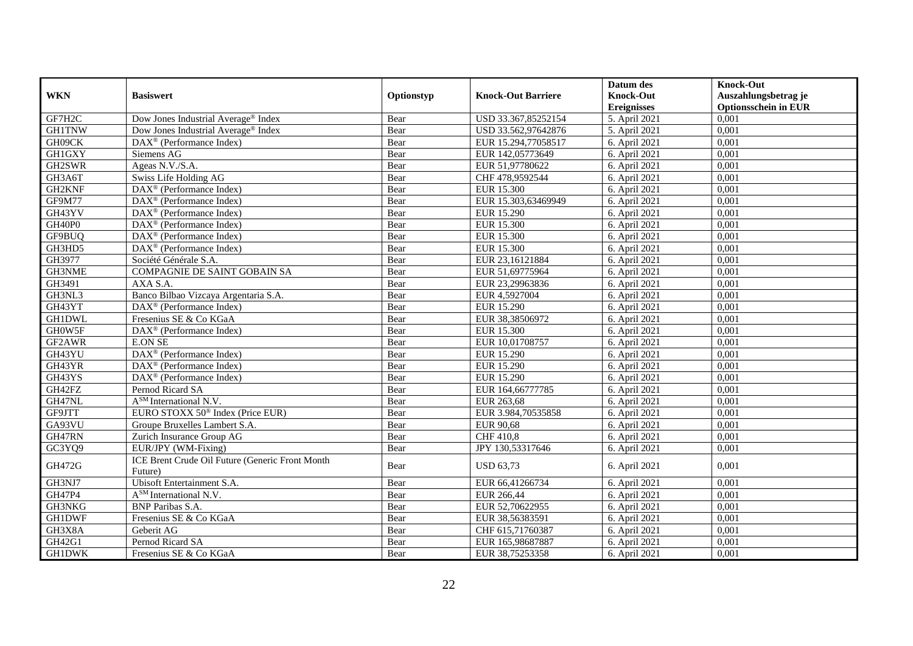| WKN | Basiswert | Optionstyp | Knock-Out Barriere | Datum des Knock-Out Ereignisses | Knock-Out Auszahlungsbetrag je Optionsschein in EUR |
|---|---|---|---|---|---|
| GF7H2C | Dow Jones Industrial Average® Index | Bear | USD 33.367,85252154 | 5. April 2021 | 0,001 |
| GH1TNW | Dow Jones Industrial Average® Index | Bear | USD 33.562,97642876 | 5. April 2021 | 0,001 |
| GH09CK | DAX® (Performance Index) | Bear | EUR 15.294,77058517 | 6. April 2021 | 0,001 |
| GH1GXY | Siemens AG | Bear | EUR 142,05773649 | 6. April 2021 | 0,001 |
| GH2SWR | Ageas N.V./S.A. | Bear | EUR 51,97780622 | 6. April 2021 | 0,001 |
| GH3A6T | Swiss Life Holding AG | Bear | CHF 478,9592544 | 6. April 2021 | 0,001 |
| GH2KNF | DAX® (Performance Index) | Bear | EUR 15.300 | 6. April 2021 | 0,001 |
| GF9M77 | DAX® (Performance Index) | Bear | EUR 15.303,63469949 | 6. April 2021 | 0,001 |
| GH43YV | DAX® (Performance Index) | Bear | EUR 15.290 | 6. April 2021 | 0,001 |
| GH40P0 | DAX® (Performance Index) | Bear | EUR 15.300 | 6. April 2021 | 0,001 |
| GF9BUQ | DAX® (Performance Index) | Bear | EUR 15.300 | 6. April 2021 | 0,001 |
| GH3HD5 | DAX® (Performance Index) | Bear | EUR 15.300 | 6. April 2021 | 0,001 |
| GH3977 | Société Générale S.A. | Bear | EUR 23,16121884 | 6. April 2021 | 0,001 |
| GH3NME | COMPAGNIE DE SAINT GOBAIN SA | Bear | EUR 51,69775964 | 6. April 2021 | 0,001 |
| GH3491 | AXA S.A. | Bear | EUR 23,29963836 | 6. April 2021 | 0,001 |
| GH3NL3 | Banco Bilbao Vizcaya Argentaria S.A. | Bear | EUR 4,5927004 | 6. April 2021 | 0,001 |
| GH43YT | DAX® (Performance Index) | Bear | EUR 15.290 | 6. April 2021 | 0,001 |
| GH1DWL | Fresenius SE & Co KGaA | Bear | EUR 38,38506972 | 6. April 2021 | 0,001 |
| GH0W5F | DAX® (Performance Index) | Bear | EUR 15.300 | 6. April 2021 | 0,001 |
| GF2AWR | E.ON SE | Bear | EUR 10,01708757 | 6. April 2021 | 0,001 |
| GH43YU | DAX® (Performance Index) | Bear | EUR 15.290 | 6. April 2021 | 0,001 |
| GH43YR | DAX® (Performance Index) | Bear | EUR 15.290 | 6. April 2021 | 0,001 |
| GH43YS | DAX® (Performance Index) | Bear | EUR 15.290 | 6. April 2021 | 0,001 |
| GH42FZ | Pernod Ricard SA | Bear | EUR 164,66777785 | 6. April 2021 | 0,001 |
| GH47NL | A[SM] International N.V. | Bear | EUR 263,68 | 6. April 2021 | 0,001 |
| GF9JTT | EURO STOXX 50® Index (Price EUR) | Bear | EUR 3.984,70535858 | 6. April 2021 | 0,001 |
| GA93VU | Groupe Bruxelles Lambert S.A. | Bear | EUR 90,68 | 6. April 2021 | 0,001 |
| GH47RN | Zurich Insurance Group AG | Bear | CHF 410,8 | 6. April 2021 | 0,001 |
| GC3YQ9 | EUR/JPY (WM-Fixing) | Bear | JPY 130,53317646 | 6. April 2021 | 0,001 |
| GH472G | ICE Brent Crude Oil Future (Generic Front Month Future) | Bear | USD 63,73 | 6. April 2021 | 0,001 |
| GH3NJ7 | Ubisoft Entertainment S.A. | Bear | EUR 66,41266734 | 6. April 2021 | 0,001 |
| GH47P4 | A[SM] International N.V. | Bear | EUR 266,44 | 6. April 2021 | 0,001 |
| GH3NKG | BNP Paribas S.A. | Bear | EUR 52,70622955 | 6. April 2021 | 0,001 |
| GH1DWF | Fresenius SE & Co KGaA | Bear | EUR 38,56383591 | 6. April 2021 | 0,001 |
| GH3X8A | Geberit AG | Bear | CHF 615,71760387 | 6. April 2021 | 0,001 |
| GH42G1 | Pernod Ricard SA | Bear | EUR 165,98687887 | 6. April 2021 | 0,001 |
| GH1DWK | Fresenius SE & Co KGaA | Bear | EUR 38,75253358 | 6. April 2021 | 0,001 |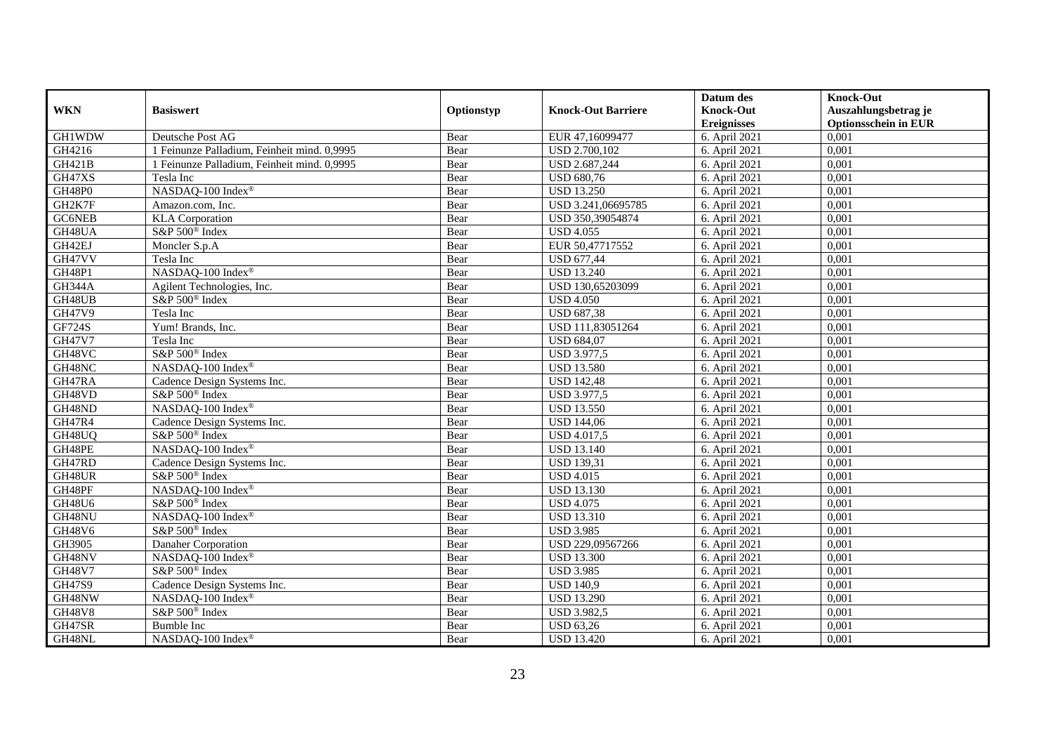| WKN | Basiswert | Optionstyp | Knock-Out Barriere | Datum des Knock-Out Ereignisses | Knock-Out Auszahlungsbetrag je Optionsschein in EUR |
|---|---|---|---|---|---|
| GH1WDW | Deutsche Post AG | Bear | EUR 47,16099477 | 6. April 2021 | 0,001 |
| GH4216 | 1 Feinunze Palladium, Feinheit mind. 0,9995 | Bear | USD 2.700,102 | 6. April 2021 | 0,001 |
| GH421B | 1 Feinunze Palladium, Feinheit mind. 0,9995 | Bear | USD 2.687,244 | 6. April 2021 | 0,001 |
| GH47XS | Tesla Inc | Bear | USD 680,76 | 6. April 2021 | 0,001 |
| GH48P0 | NASDAQ-100 Index® | Bear | USD 13.250 | 6. April 2021 | 0,001 |
| GH2K7F | Amazon.com, Inc. | Bear | USD 3.241,06695785 | 6. April 2021 | 0,001 |
| GC6NEB | KLA Corporation | Bear | USD 350,39054874 | 6. April 2021 | 0,001 |
| GH48UA | S&P 500® Index | Bear | USD 4.055 | 6. April 2021 | 0,001 |
| GH42EJ | Moncler S.p.A | Bear | EUR 50,47717552 | 6. April 2021 | 0,001 |
| GH47VV | Tesla Inc | Bear | USD 677,44 | 6. April 2021 | 0,001 |
| GH48P1 | NASDAQ-100 Index® | Bear | USD 13.240 | 6. April 2021 | 0,001 |
| GH344A | Agilent Technologies, Inc. | Bear | USD 130,65203099 | 6. April 2021 | 0,001 |
| GH48UB | S&P 500® Index | Bear | USD 4.050 | 6. April 2021 | 0,001 |
| GH47V9 | Tesla Inc | Bear | USD 687,38 | 6. April 2021 | 0,001 |
| GF724S | Yum! Brands, Inc. | Bear | USD 111,83051264 | 6. April 2021 | 0,001 |
| GH47V7 | Tesla Inc | Bear | USD 684,07 | 6. April 2021 | 0,001 |
| GH48VC | S&P 500® Index | Bear | USD 3.977,5 | 6. April 2021 | 0,001 |
| GH48NC | NASDAQ-100 Index® | Bear | USD 13.580 | 6. April 2021 | 0,001 |
| GH47RA | Cadence Design Systems Inc. | Bear | USD 142,48 | 6. April 2021 | 0,001 |
| GH48VD | S&P 500® Index | Bear | USD 3.977,5 | 6. April 2021 | 0,001 |
| GH48ND | NASDAQ-100 Index® | Bear | USD 13.550 | 6. April 2021 | 0,001 |
| GH47R4 | Cadence Design Systems Inc. | Bear | USD 144,06 | 6. April 2021 | 0,001 |
| GH48UQ | S&P 500® Index | Bear | USD 4.017,5 | 6. April 2021 | 0,001 |
| GH48PE | NASDAQ-100 Index® | Bear | USD 13.140 | 6. April 2021 | 0,001 |
| GH47RD | Cadence Design Systems Inc. | Bear | USD 139,31 | 6. April 2021 | 0,001 |
| GH48UR | S&P 500® Index | Bear | USD 4.015 | 6. April 2021 | 0,001 |
| GH48PF | NASDAQ-100 Index® | Bear | USD 13.130 | 6. April 2021 | 0,001 |
| GH48U6 | S&P 500® Index | Bear | USD 4.075 | 6. April 2021 | 0,001 |
| GH48NU | NASDAQ-100 Index® | Bear | USD 13.310 | 6. April 2021 | 0,001 |
| GH48V6 | S&P 500® Index | Bear | USD 3.985 | 6. April 2021 | 0,001 |
| GH3905 | Danaher Corporation | Bear | USD 229,09567266 | 6. April 2021 | 0,001 |
| GH48NV | NASDAQ-100 Index® | Bear | USD 13.300 | 6. April 2021 | 0,001 |
| GH48V7 | S&P 500® Index | Bear | USD 3.985 | 6. April 2021 | 0,001 |
| GH47S9 | Cadence Design Systems Inc. | Bear | USD 140,9 | 6. April 2021 | 0,001 |
| GH48NW | NASDAQ-100 Index® | Bear | USD 13.290 | 6. April 2021 | 0,001 |
| GH48V8 | S&P 500® Index | Bear | USD 3.982,5 | 6. April 2021 | 0,001 |
| GH47SR | Bumble Inc | Bear | USD 63,26 | 6. April 2021 | 0,001 |
| GH48NL | NASDAQ-100 Index® | Bear | USD 13.420 | 6. April 2021 | 0,001 |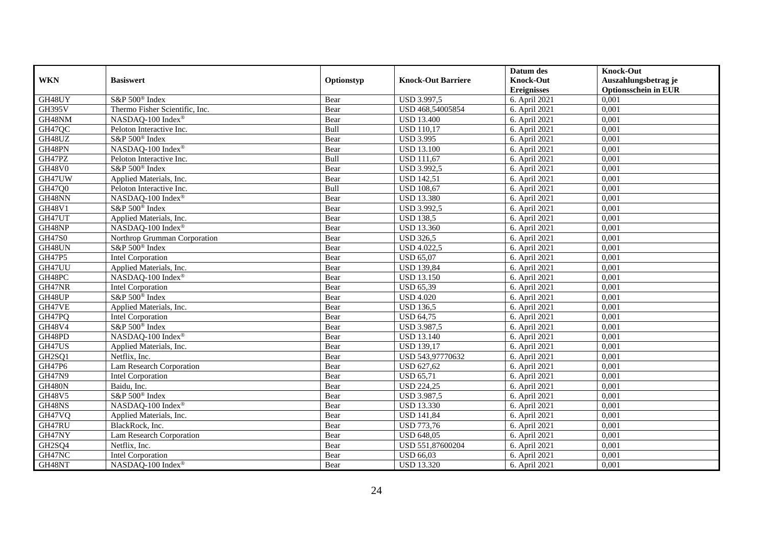| WKN | Basiswert | Optionstyp | Knock-Out Barriere | Datum des Knock-Out Ereignisses | Knock-Out Auszahlungsbetrag je Optionsschein in EUR |
|---|---|---|---|---|---|
| GH48UY | S&P 500® Index | Bear | USD 3.997,5 | 6. April 2021 | 0,001 |
| GH395V | Thermo Fisher Scientific, Inc. | Bear | USD 468,54005854 | 6. April 2021 | 0,001 |
| GH48NM | NASDAQ-100 Index® | Bear | USD 13.400 | 6. April 2021 | 0,001 |
| GH47QC | Peloton Interactive Inc. | Bull | USD 110,17 | 6. April 2021 | 0,001 |
| GH48UZ | S&P 500® Index | Bear | USD 3.995 | 6. April 2021 | 0,001 |
| GH48PN | NASDAQ-100 Index® | Bear | USD 13.100 | 6. April 2021 | 0,001 |
| GH47PZ | Peloton Interactive Inc. | Bull | USD 111,67 | 6. April 2021 | 0,001 |
| GH48V0 | S&P 500® Index | Bear | USD 3.992,5 | 6. April 2021 | 0,001 |
| GH47UW | Applied Materials, Inc. | Bear | USD 142,51 | 6. April 2021 | 0,001 |
| GH47Q0 | Peloton Interactive Inc. | Bull | USD 108,67 | 6. April 2021 | 0,001 |
| GH48NN | NASDAQ-100 Index® | Bear | USD 13.380 | 6. April 2021 | 0,001 |
| GH48V1 | S&P 500® Index | Bear | USD 3.992,5 | 6. April 2021 | 0,001 |
| GH47UT | Applied Materials, Inc. | Bear | USD 138,5 | 6. April 2021 | 0,001 |
| GH48NP | NASDAQ-100 Index® | Bear | USD 13.360 | 6. April 2021 | 0,001 |
| GH47S0 | Northrop Grumman Corporation | Bear | USD 326,5 | 6. April 2021 | 0,001 |
| GH48UN | S&P 500® Index | Bear | USD 4.022,5 | 6. April 2021 | 0,001 |
| GH47P5 | Intel Corporation | Bear | USD 65,07 | 6. April 2021 | 0,001 |
| GH47UU | Applied Materials, Inc. | Bear | USD 139,84 | 6. April 2021 | 0,001 |
| GH48PC | NASDAQ-100 Index® | Bear | USD 13.150 | 6. April 2021 | 0,001 |
| GH47NR | Intel Corporation | Bear | USD 65,39 | 6. April 2021 | 0,001 |
| GH48UP | S&P 500® Index | Bear | USD 4.020 | 6. April 2021 | 0,001 |
| GH47VE | Applied Materials, Inc. | Bear | USD 136,5 | 6. April 2021 | 0,001 |
| GH47PQ | Intel Corporation | Bear | USD 64,75 | 6. April 2021 | 0,001 |
| GH48V4 | S&P 500® Index | Bear | USD 3.987,5 | 6. April 2021 | 0,001 |
| GH48PD | NASDAQ-100 Index® | Bear | USD 13.140 | 6. April 2021 | 0,001 |
| GH47US | Applied Materials, Inc. | Bear | USD 139,17 | 6. April 2021 | 0,001 |
| GH2SQ1 | Netflix, Inc. | Bear | USD 543,97770632 | 6. April 2021 | 0,001 |
| GH47P6 | Lam Research Corporation | Bear | USD 627,62 | 6. April 2021 | 0,001 |
| GH47N9 | Intel Corporation | Bear | USD 65,71 | 6. April 2021 | 0,001 |
| GH480N | Baidu, Inc. | Bear | USD 224,25 | 6. April 2021 | 0,001 |
| GH48V5 | S&P 500® Index | Bear | USD 3.987,5 | 6. April 2021 | 0,001 |
| GH48NS | NASDAQ-100 Index® | Bear | USD 13.330 | 6. April 2021 | 0,001 |
| GH47VQ | Applied Materials, Inc. | Bear | USD 141,84 | 6. April 2021 | 0,001 |
| GH47RU | BlackRock, Inc. | Bear | USD 773,76 | 6. April 2021 | 0,001 |
| GH47NY | Lam Research Corporation | Bear | USD 648,05 | 6. April 2021 | 0,001 |
| GH2SQ4 | Netflix, Inc. | Bear | USD 551,87600204 | 6. April 2021 | 0,001 |
| GH47NC | Intel Corporation | Bear | USD 66,03 | 6. April 2021 | 0,001 |
| GH48NT | NASDAQ-100 Index® | Bear | USD 13.320 | 6. April 2021 | 0,001 |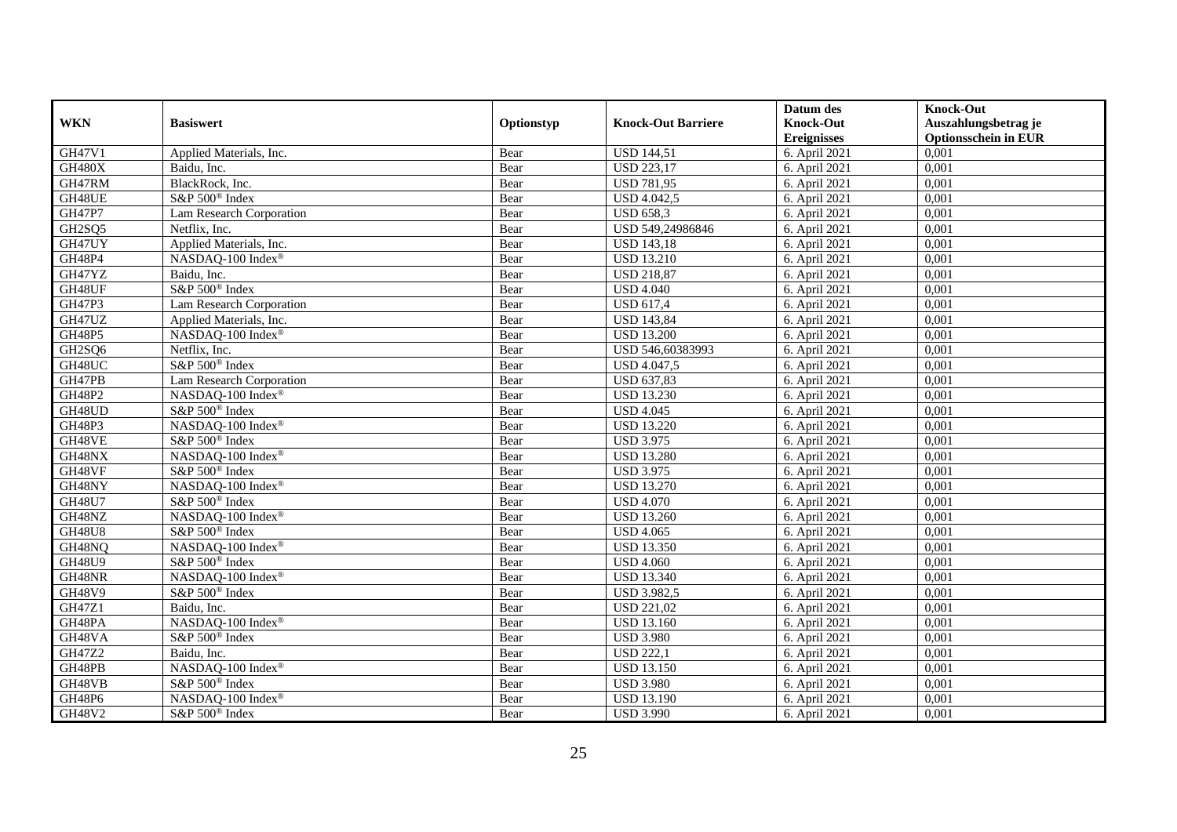| WKN | Basiswert | Optionstyp | Knock-Out Barriere | Datum des Knock-Out Ereignisses | Knock-Out Auszahlungsbetrag je Optionsschein in EUR |
|---|---|---|---|---|---|
| GH47V1 | Applied Materials, Inc. | Bear | USD 144,51 | 6. April 2021 | 0,001 |
| GH480X | Baidu, Inc. | Bear | USD 223,17 | 6. April 2021 | 0,001 |
| GH47RM | BlackRock, Inc. | Bear | USD 781,95 | 6. April 2021 | 0,001 |
| GH48UE | S&P 500® Index | Bear | USD 4.042,5 | 6. April 2021 | 0,001 |
| GH47P7 | Lam Research Corporation | Bear | USD 658,3 | 6. April 2021 | 0,001 |
| GH2SQ5 | Netflix, Inc. | Bear | USD 549,24986846 | 6. April 2021 | 0,001 |
| GH47UY | Applied Materials, Inc. | Bear | USD 143,18 | 6. April 2021 | 0,001 |
| GH48P4 | NASDAQ-100 Index® | Bear | USD 13.210 | 6. April 2021 | 0,001 |
| GH47YZ | Baidu, Inc. | Bear | USD 218,87 | 6. April 2021 | 0,001 |
| GH48UF | S&P 500® Index | Bear | USD 4.040 | 6. April 2021 | 0,001 |
| GH47P3 | Lam Research Corporation | Bear | USD 617,4 | 6. April 2021 | 0,001 |
| GH47UZ | Applied Materials, Inc. | Bear | USD 143,84 | 6. April 2021 | 0,001 |
| GH48P5 | NASDAQ-100 Index® | Bear | USD 13.200 | 6. April 2021 | 0,001 |
| GH2SQ6 | Netflix, Inc. | Bear | USD 546,60383993 | 6. April 2021 | 0,001 |
| GH48UC | S&P 500® Index | Bear | USD 4.047,5 | 6. April 2021 | 0,001 |
| GH47PB | Lam Research Corporation | Bear | USD 637,83 | 6. April 2021 | 0,001 |
| GH48P2 | NASDAQ-100 Index® | Bear | USD 13.230 | 6. April 2021 | 0,001 |
| GH48UD | S&P 500® Index | Bear | USD 4.045 | 6. April 2021 | 0,001 |
| GH48P3 | NASDAQ-100 Index® | Bear | USD 13.220 | 6. April 2021 | 0,001 |
| GH48VE | S&P 500® Index | Bear | USD 3.975 | 6. April 2021 | 0,001 |
| GH48NX | NASDAQ-100 Index® | Bear | USD 13.280 | 6. April 2021 | 0,001 |
| GH48VF | S&P 500® Index | Bear | USD 3.975 | 6. April 2021 | 0,001 |
| GH48NY | NASDAQ-100 Index® | Bear | USD 13.270 | 6. April 2021 | 0,001 |
| GH48U7 | S&P 500® Index | Bear | USD 4.070 | 6. April 2021 | 0,001 |
| GH48NZ | NASDAQ-100 Index® | Bear | USD 13.260 | 6. April 2021 | 0,001 |
| GH48U8 | S&P 500® Index | Bear | USD 4.065 | 6. April 2021 | 0,001 |
| GH48NQ | NASDAQ-100 Index® | Bear | USD 13.350 | 6. April 2021 | 0,001 |
| GH48U9 | S&P 500® Index | Bear | USD 4.060 | 6. April 2021 | 0,001 |
| GH48NR | NASDAQ-100 Index® | Bear | USD 13.340 | 6. April 2021 | 0,001 |
| GH48V9 | S&P 500® Index | Bear | USD 3.982,5 | 6. April 2021 | 0,001 |
| GH47Z1 | Baidu, Inc. | Bear | USD 221,02 | 6. April 2021 | 0,001 |
| GH48PA | NASDAQ-100 Index® | Bear | USD 13.160 | 6. April 2021 | 0,001 |
| GH48VA | S&P 500® Index | Bear | USD 3.980 | 6. April 2021 | 0,001 |
| GH47Z2 | Baidu, Inc. | Bear | USD 222,1 | 6. April 2021 | 0,001 |
| GH48PB | NASDAQ-100 Index® | Bear | USD 13.150 | 6. April 2021 | 0,001 |
| GH48VB | S&P 500® Index | Bear | USD 3.980 | 6. April 2021 | 0,001 |
| GH48P6 | NASDAQ-100 Index® | Bear | USD 13.190 | 6. April 2021 | 0,001 |
| GH48V2 | S&P 500® Index | Bear | USD 3.990 | 6. April 2021 | 0,001 |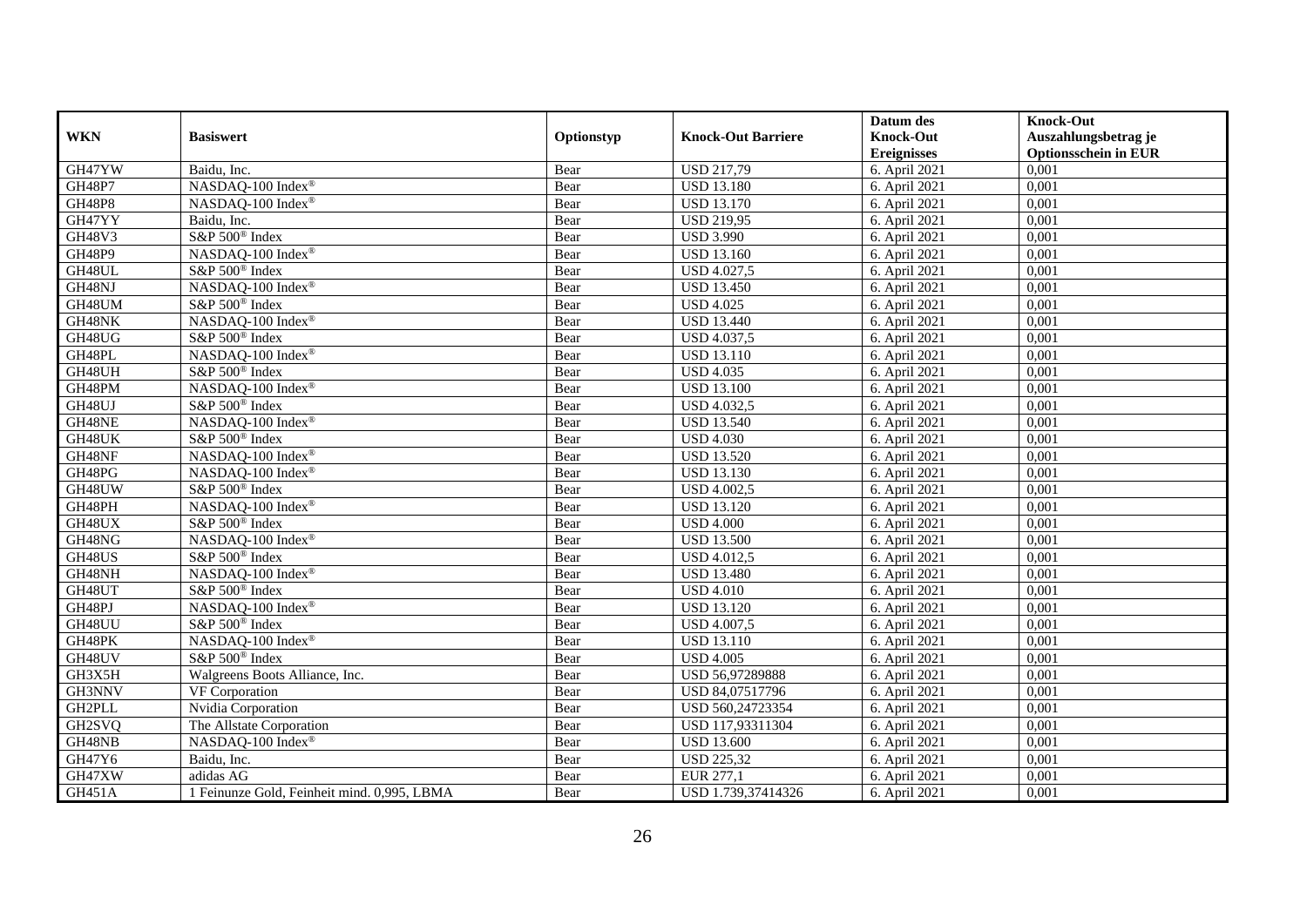| WKN | Basiswert | Optionstyp | Knock-Out Barriere | Datum des Knock-Out Ereignisses | Knock-Out Auszahlungsbetrag je Optionsschein in EUR |
|---|---|---|---|---|---|
| GH47YW | Baidu, Inc. | Bear | USD 217,79 | 6. April 2021 | 0,001 |
| GH48P7 | NASDAQ-100 Index® | Bear | USD 13.180 | 6. April 2021 | 0,001 |
| GH48P8 | NASDAQ-100 Index® | Bear | USD 13.170 | 6. April 2021 | 0,001 |
| GH47YY | Baidu, Inc. | Bear | USD 219,95 | 6. April 2021 | 0,001 |
| GH48V3 | S&P 500® Index | Bear | USD 3.990 | 6. April 2021 | 0,001 |
| GH48P9 | NASDAQ-100 Index® | Bear | USD 13.160 | 6. April 2021 | 0,001 |
| GH48UL | S&P 500® Index | Bear | USD 4.027,5 | 6. April 2021 | 0,001 |
| GH48NJ | NASDAQ-100 Index® | Bear | USD 13.450 | 6. April 2021 | 0,001 |
| GH48UM | S&P 500® Index | Bear | USD 4.025 | 6. April 2021 | 0,001 |
| GH48NK | NASDAQ-100 Index® | Bear | USD 13.440 | 6. April 2021 | 0,001 |
| GH48UG | S&P 500® Index | Bear | USD 4.037,5 | 6. April 2021 | 0,001 |
| GH48PL | NASDAQ-100 Index® | Bear | USD 13.110 | 6. April 2021 | 0,001 |
| GH48UH | S&P 500® Index | Bear | USD 4.035 | 6. April 2021 | 0,001 |
| GH48PM | NASDAQ-100 Index® | Bear | USD 13.100 | 6. April 2021 | 0,001 |
| GH48UJ | S&P 500® Index | Bear | USD 4.032,5 | 6. April 2021 | 0,001 |
| GH48NE | NASDAQ-100 Index® | Bear | USD 13.540 | 6. April 2021 | 0,001 |
| GH48UK | S&P 500® Index | Bear | USD 4.030 | 6. April 2021 | 0,001 |
| GH48NF | NASDAQ-100 Index® | Bear | USD 13.520 | 6. April 2021 | 0,001 |
| GH48PG | NASDAQ-100 Index® | Bear | USD 13.130 | 6. April 2021 | 0,001 |
| GH48UW | S&P 500® Index | Bear | USD 4.002,5 | 6. April 2021 | 0,001 |
| GH48PH | NASDAQ-100 Index® | Bear | USD 13.120 | 6. April 2021 | 0,001 |
| GH48UX | S&P 500® Index | Bear | USD 4.000 | 6. April 2021 | 0,001 |
| GH48NG | NASDAQ-100 Index® | Bear | USD 13.500 | 6. April 2021 | 0,001 |
| GH48US | S&P 500® Index | Bear | USD 4.012,5 | 6. April 2021 | 0,001 |
| GH48NH | NASDAQ-100 Index® | Bear | USD 13.480 | 6. April 2021 | 0,001 |
| GH48UT | S&P 500® Index | Bear | USD 4.010 | 6. April 2021 | 0,001 |
| GH48PJ | NASDAQ-100 Index® | Bear | USD 13.120 | 6. April 2021 | 0,001 |
| GH48UU | S&P 500® Index | Bear | USD 4.007,5 | 6. April 2021 | 0,001 |
| GH48PK | NASDAQ-100 Index® | Bear | USD 13.110 | 6. April 2021 | 0,001 |
| GH48UV | S&P 500® Index | Bear | USD 4.005 | 6. April 2021 | 0,001 |
| GH3X5H | Walgreens Boots Alliance, Inc. | Bear | USD 56,97289888 | 6. April 2021 | 0,001 |
| GH3NNV | VF Corporation | Bear | USD 84,07517796 | 6. April 2021 | 0,001 |
| GH2PLL | Nvidia Corporation | Bear | USD 560,24723354 | 6. April 2021 | 0,001 |
| GH2SVQ | The Allstate Corporation | Bear | USD 117,93311304 | 6. April 2021 | 0,001 |
| GH48NB | NASDAQ-100 Index® | Bear | USD 13.600 | 6. April 2021 | 0,001 |
| GH47Y6 | Baidu, Inc. | Bear | USD 225,32 | 6. April 2021 | 0,001 |
| GH47XW | adidas AG | Bear | EUR 277,1 | 6. April 2021 | 0,001 |
| GH451A | 1 Feinunze Gold, Feinheit mind. 0,995, LBMA | Bear | USD 1.739,37414326 | 6. April 2021 | 0,001 |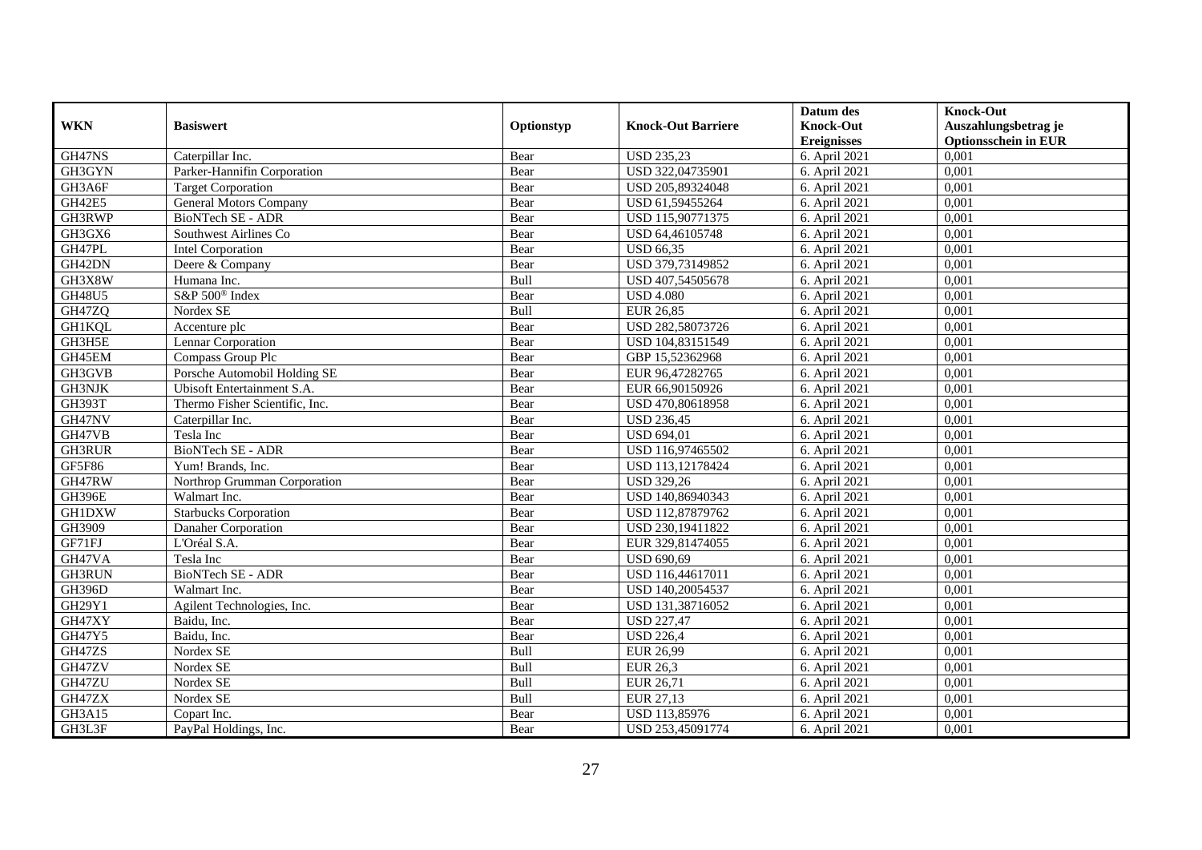| WKN | Basiswert | Optionstyp | Knock-Out Barriere | Datum des Knock-Out Ereignisses | Knock-Out Auszahlungsbetrag je Optionsschein in EUR |
|---|---|---|---|---|---|
| GH47NS | Caterpillar Inc. | Bear | USD 235,23 | 6. April 2021 | 0,001 |
| GH3GYN | Parker-Hannifin Corporation | Bear | USD 322,04735901 | 6. April 2021 | 0,001 |
| GH3A6F | Target Corporation | Bear | USD 205,89324048 | 6. April 2021 | 0,001 |
| GH42E5 | General Motors Company | Bear | USD 61,59455264 | 6. April 2021 | 0,001 |
| GH3RWP | BioNTech SE - ADR | Bear | USD 115,90771375 | 6. April 2021 | 0,001 |
| GH3GX6 | Southwest Airlines Co | Bear | USD 64,46105748 | 6. April 2021 | 0,001 |
| GH47PL | Intel Corporation | Bear | USD 66,35 | 6. April 2021 | 0,001 |
| GH42DN | Deere & Company | Bear | USD 379,73149852 | 6. April 2021 | 0,001 |
| GH3X8W | Humana Inc. | Bull | USD 407,54505678 | 6. April 2021 | 0,001 |
| GH48U5 | S&P 500® Index | Bear | USD 4.080 | 6. April 2021 | 0,001 |
| GH47ZQ | Nordex SE | Bull | EUR 26,85 | 6. April 2021 | 0,001 |
| GH1KQL | Accenture plc | Bear | USD 282,58073726 | 6. April 2021 | 0,001 |
| GH3H5E | Lennar Corporation | Bear | USD 104,83151549 | 6. April 2021 | 0,001 |
| GH45EM | Compass Group Plc | Bear | GBP 15,52362968 | 6. April 2021 | 0,001 |
| GH3GVB | Porsche Automobil Holding SE | Bear | EUR 96,47282765 | 6. April 2021 | 0,001 |
| GH3NJK | Ubisoft Entertainment S.A. | Bear | EUR 66,90150926 | 6. April 2021 | 0,001 |
| GH393T | Thermo Fisher Scientific, Inc. | Bear | USD 470,80618958 | 6. April 2021 | 0,001 |
| GH47NV | Caterpillar Inc. | Bear | USD 236,45 | 6. April 2021 | 0,001 |
| GH47VB | Tesla Inc | Bear | USD 694,01 | 6. April 2021 | 0,001 |
| GH3RUR | BioNTech SE - ADR | Bear | USD 116,97465502 | 6. April 2021 | 0,001 |
| GF5F86 | Yum! Brands, Inc. | Bear | USD 113,12178424 | 6. April 2021 | 0,001 |
| GH47RW | Northrop Grumman Corporation | Bear | USD 329,26 | 6. April 2021 | 0,001 |
| GH396E | Walmart Inc. | Bear | USD 140,86940343 | 6. April 2021 | 0,001 |
| GH1DXW | Starbucks Corporation | Bear | USD 112,87879762 | 6. April 2021 | 0,001 |
| GH3909 | Danaher Corporation | Bear | USD 230,19411822 | 6. April 2021 | 0,001 |
| GF71FJ | L'Oréal S.A. | Bear | EUR 329,81474055 | 6. April 2021 | 0,001 |
| GH47VA | Tesla Inc | Bear | USD 690,69 | 6. April 2021 | 0,001 |
| GH3RUN | BioNTech SE - ADR | Bear | USD 116,44617011 | 6. April 2021 | 0,001 |
| GH396D | Walmart Inc. | Bear | USD 140,20054537 | 6. April 2021 | 0,001 |
| GH29Y1 | Agilent Technologies, Inc. | Bear | USD 131,38716052 | 6. April 2021 | 0,001 |
| GH47XY | Baidu, Inc. | Bear | USD 227,47 | 6. April 2021 | 0,001 |
| GH47Y5 | Baidu, Inc. | Bear | USD 226,4 | 6. April 2021 | 0,001 |
| GH47ZS | Nordex SE | Bull | EUR 26,99 | 6. April 2021 | 0,001 |
| GH47ZV | Nordex SE | Bull | EUR 26,3 | 6. April 2021 | 0,001 |
| GH47ZU | Nordex SE | Bull | EUR 26,71 | 6. April 2021 | 0,001 |
| GH47ZX | Nordex SE | Bull | EUR 27,13 | 6. April 2021 | 0,001 |
| GH3A15 | Copart Inc. | Bear | USD 113,85976 | 6. April 2021 | 0,001 |
| GH3L3F | PayPal Holdings, Inc. | Bear | USD 253,45091774 | 6. April 2021 | 0,001 |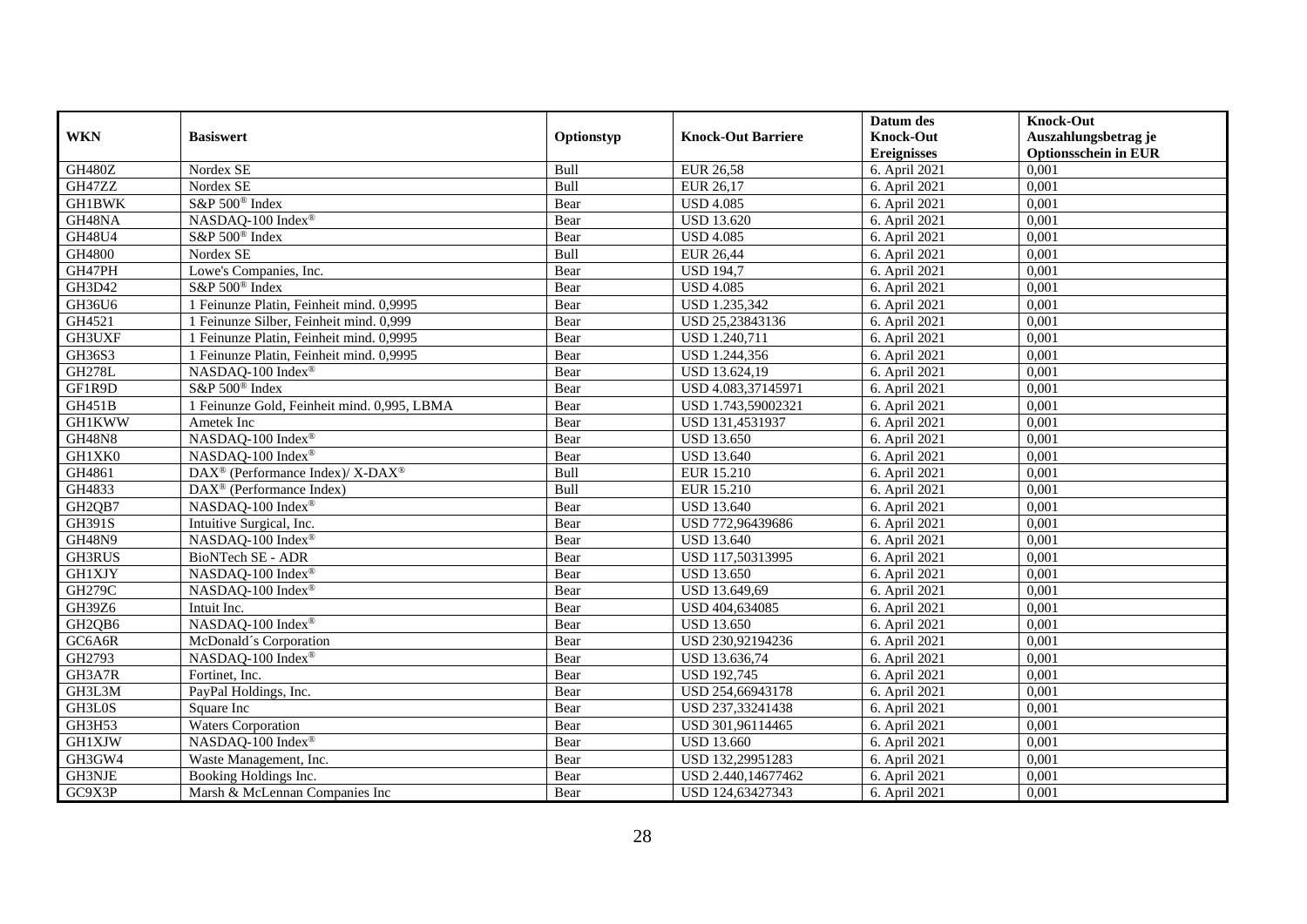| WKN | Basiswert | Optionstyp | Knock-Out Barriere | Datum des Knock-Out Ereignisses | Knock-Out Auszahlungsbetrag je Optionsschein in EUR |
|---|---|---|---|---|---|
| GH480Z | Nordex SE | Bull | EUR 26,58 | 6. April 2021 | 0,001 |
| GH47ZZ | Nordex SE | Bull | EUR 26,17 | 6. April 2021 | 0,001 |
| GH1BWK | S&P 500® Index | Bear | USD 4.085 | 6. April 2021 | 0,001 |
| GH48NA | NASDAQ-100 Index® | Bear | USD 13.620 | 6. April 2021 | 0,001 |
| GH48U4 | S&P 500® Index | Bear | USD 4.085 | 6. April 2021 | 0,001 |
| GH4800 | Nordex SE | Bull | EUR 26,44 | 6. April 2021 | 0,001 |
| GH47PH | Lowe's Companies, Inc. | Bear | USD 194,7 | 6. April 2021 | 0,001 |
| GH3D42 | S&P 500® Index | Bear | USD 4.085 | 6. April 2021 | 0,001 |
| GH36U6 | 1 Feinunze Platin, Feinheit mind. 0,9995 | Bear | USD 1.235,342 | 6. April 2021 | 0,001 |
| GH4521 | 1 Feinunze Silber, Feinheit mind. 0,999 | Bear | USD 25,23843136 | 6. April 2021 | 0,001 |
| GH3UXF | 1 Feinunze Platin, Feinheit mind. 0,9995 | Bear | USD 1.240,711 | 6. April 2021 | 0,001 |
| GH36S3 | 1 Feinunze Platin, Feinheit mind. 0,9995 | Bear | USD 1.244,356 | 6. April 2021 | 0,001 |
| GH278L | NASDAQ-100 Index® | Bear | USD 13.624,19 | 6. April 2021 | 0,001 |
| GF1R9D | S&P 500® Index | Bear | USD 4.083,37145971 | 6. April 2021 | 0,001 |
| GH451B | 1 Feinunze Gold, Feinheit mind. 0,995, LBMA | Bear | USD 1.743,59002321 | 6. April 2021 | 0,001 |
| GH1KWW | Ametek Inc | Bear | USD 131,4531937 | 6. April 2021 | 0,001 |
| GH48N8 | NASDAQ-100 Index® | Bear | USD 13.650 | 6. April 2021 | 0,001 |
| GH1XK0 | NASDAQ-100 Index® | Bear | USD 13.640 | 6. April 2021 | 0,001 |
| GH4861 | DAX® (Performance Index)/ X-DAX® | Bull | EUR 15.210 | 6. April 2021 | 0,001 |
| GH4833 | DAX® (Performance Index) | Bull | EUR 15.210 | 6. April 2021 | 0,001 |
| GH2QB7 | NASDAQ-100 Index® | Bear | USD 13.640 | 6. April 2021 | 0,001 |
| GH391S | Intuitive Surgical, Inc. | Bear | USD 772,96439686 | 6. April 2021 | 0,001 |
| GH48N9 | NASDAQ-100 Index® | Bear | USD 13.640 | 6. April 2021 | 0,001 |
| GH3RUS | BioNTech SE - ADR | Bear | USD 117,50313995 | 6. April 2021 | 0,001 |
| GH1XJY | NASDAQ-100 Index® | Bear | USD 13.650 | 6. April 2021 | 0,001 |
| GH279C | NASDAQ-100 Index® | Bear | USD 13.649,69 | 6. April 2021 | 0,001 |
| GH39Z6 | Intuit Inc. | Bear | USD 404,634085 | 6. April 2021 | 0,001 |
| GH2QB6 | NASDAQ-100 Index® | Bear | USD 13.650 | 6. April 2021 | 0,001 |
| GC6A6R | McDonald´s Corporation | Bear | USD 230,92194236 | 6. April 2021 | 0,001 |
| GH2793 | NASDAQ-100 Index® | Bear | USD 13.636,74 | 6. April 2021 | 0,001 |
| GH3A7R | Fortinet, Inc. | Bear | USD 192,745 | 6. April 2021 | 0,001 |
| GH3L3M | PayPal Holdings, Inc. | Bear | USD 254,66943178 | 6. April 2021 | 0,001 |
| GH3L0S | Square Inc | Bear | USD 237,33241438 | 6. April 2021 | 0,001 |
| GH3H53 | Waters Corporation | Bear | USD 301,96114465 | 6. April 2021 | 0,001 |
| GH1XJW | NASDAQ-100 Index® | Bear | USD 13.660 | 6. April 2021 | 0,001 |
| GH3GW4 | Waste Management, Inc. | Bear | USD 132,29951283 | 6. April 2021 | 0,001 |
| GH3NJE | Booking Holdings Inc. | Bear | USD 2.440,14677462 | 6. April 2021 | 0,001 |
| GC9X3P | Marsh & McLennan Companies Inc | Bear | USD 124,63427343 | 6. April 2021 | 0,001 |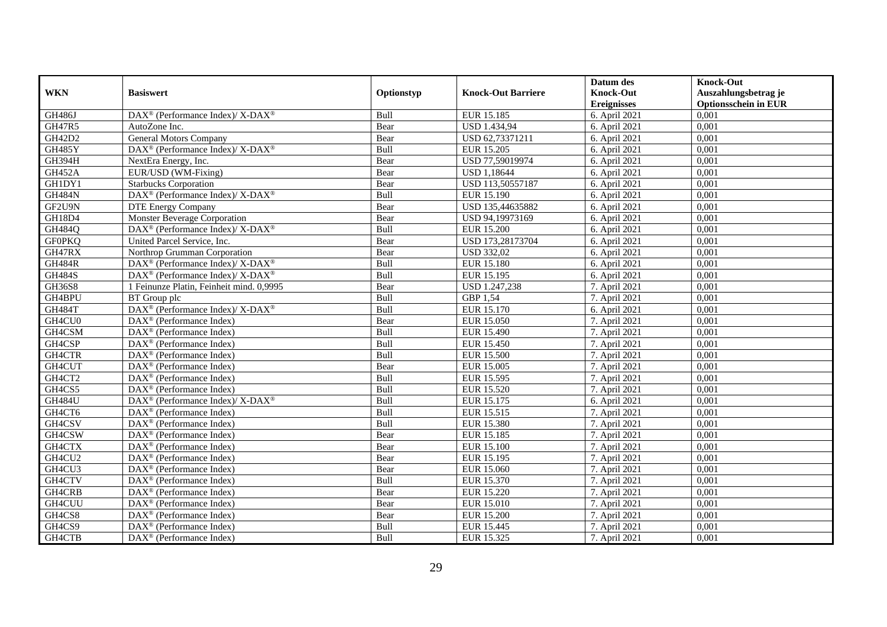| WKN | Basiswert | Optionstyp | Knock-Out Barriere | Datum des Knock-Out Ereignisses | Knock-Out Auszahlungsbetrag je Optionsschein in EUR |
|---|---|---|---|---|---|
| GH486J | DAX® (Performance Index)/ X-DAX® | Bull | EUR 15.185 | 6. April 2021 | 0,001 |
| GH47R5 | AutoZone Inc. | Bear | USD 1.434,94 | 6. April 2021 | 0,001 |
| GH42D2 | General Motors Company | Bear | USD 62,73371211 | 6. April 2021 | 0,001 |
| GH485Y | DAX® (Performance Index)/ X-DAX® | Bull | EUR 15.205 | 6. April 2021 | 0,001 |
| GH394H | NextEra Energy, Inc. | Bear | USD 77,59019974 | 6. April 2021 | 0,001 |
| GH452A | EUR/USD (WM-Fixing) | Bear | USD 1,18644 | 6. April 2021 | 0,001 |
| GH1DY1 | Starbucks Corporation | Bear | USD 113,50557187 | 6. April 2021 | 0,001 |
| GH484N | DAX® (Performance Index)/ X-DAX® | Bull | EUR 15.190 | 6. April 2021 | 0,001 |
| GF2U9N | DTE Energy Company | Bear | USD 135,44635882 | 6. April 2021 | 0,001 |
| GH18D4 | Monster Beverage Corporation | Bear | USD 94,19973169 | 6. April 2021 | 0,001 |
| GH484Q | DAX® (Performance Index)/ X-DAX® | Bull | EUR 15.200 | 6. April 2021 | 0,001 |
| GF0PKQ | United Parcel Service, Inc. | Bear | USD 173,28173704 | 6. April 2021 | 0,001 |
| GH47RX | Northrop Grumman Corporation | Bear | USD 332,02 | 6. April 2021 | 0,001 |
| GH484R | DAX® (Performance Index)/ X-DAX® | Bull | EUR 15.180 | 6. April 2021 | 0,001 |
| GH484S | DAX® (Performance Index)/ X-DAX® | Bull | EUR 15.195 | 6. April 2021 | 0,001 |
| GH36S8 | 1 Feinunze Platin, Feinheit mind. 0,9995 | Bear | USD 1.247,238 | 7. April 2021 | 0,001 |
| GH4BPU | BT Group plc | Bull | GBP 1,54 | 7. April 2021 | 0,001 |
| GH484T | DAX® (Performance Index)/ X-DAX® | Bull | EUR 15.170 | 6. April 2021 | 0,001 |
| GH4CU0 | DAX® (Performance Index) | Bear | EUR 15.050 | 7. April 2021 | 0,001 |
| GH4CSM | DAX® (Performance Index) | Bull | EUR 15.490 | 7. April 2021 | 0,001 |
| GH4CSP | DAX® (Performance Index) | Bull | EUR 15.450 | 7. April 2021 | 0,001 |
| GH4CTR | DAX® (Performance Index) | Bull | EUR 15.500 | 7. April 2021 | 0,001 |
| GH4CUT | DAX® (Performance Index) | Bear | EUR 15.005 | 7. April 2021 | 0,001 |
| GH4CT2 | DAX® (Performance Index) | Bull | EUR 15.595 | 7. April 2021 | 0,001 |
| GH4CS5 | DAX® (Performance Index) | Bull | EUR 15.520 | 7. April 2021 | 0,001 |
| GH484U | DAX® (Performance Index)/ X-DAX® | Bull | EUR 15.175 | 6. April 2021 | 0,001 |
| GH4CT6 | DAX® (Performance Index) | Bull | EUR 15.515 | 7. April 2021 | 0,001 |
| GH4CSV | DAX® (Performance Index) | Bull | EUR 15.380 | 7. April 2021 | 0,001 |
| GH4CSW | DAX® (Performance Index) | Bear | EUR 15.185 | 7. April 2021 | 0,001 |
| GH4CTX | DAX® (Performance Index) | Bear | EUR 15.100 | 7. April 2021 | 0,001 |
| GH4CU2 | DAX® (Performance Index) | Bear | EUR 15.195 | 7. April 2021 | 0,001 |
| GH4CU3 | DAX® (Performance Index) | Bear | EUR 15.060 | 7. April 2021 | 0,001 |
| GH4CTV | DAX® (Performance Index) | Bull | EUR 15.370 | 7. April 2021 | 0,001 |
| GH4CRB | DAX® (Performance Index) | Bear | EUR 15.220 | 7. April 2021 | 0,001 |
| GH4CUU | DAX® (Performance Index) | Bear | EUR 15.010 | 7. April 2021 | 0,001 |
| GH4CS8 | DAX® (Performance Index) | Bear | EUR 15.200 | 7. April 2021 | 0,001 |
| GH4CS9 | DAX® (Performance Index) | Bull | EUR 15.445 | 7. April 2021 | 0,001 |
| GH4CTB | DAX® (Performance Index) | Bull | EUR 15.325 | 7. April 2021 | 0,001 |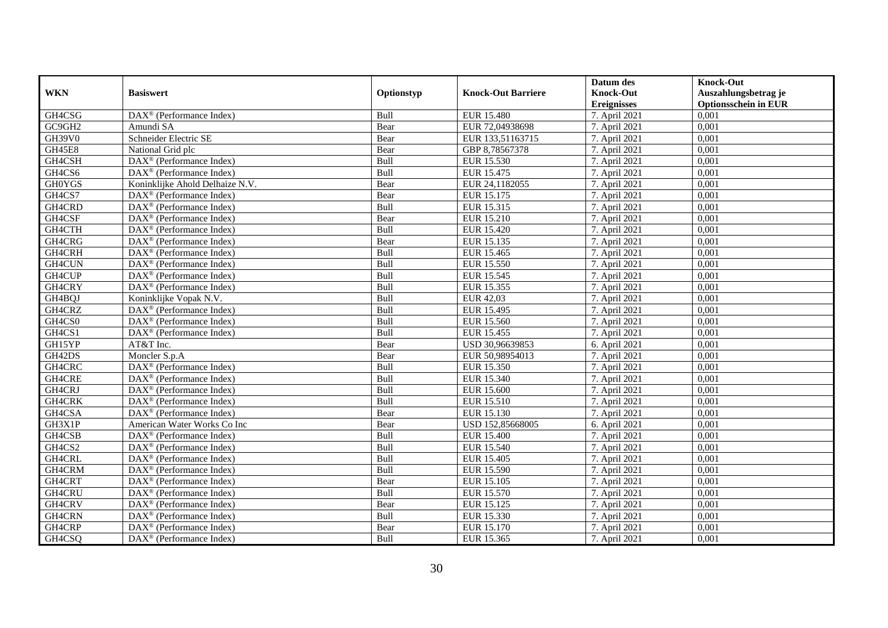| WKN | Basiswert | Optionstyp | Knock-Out Barriere | Datum des Knock-Out Ereignisses | Knock-Out Auszahlungsbetrag je Optionsschein in EUR |
|---|---|---|---|---|---|
| GH4CSG | DAX® (Performance Index) | Bull | EUR 15.480 | 7. April 2021 | 0,001 |
| GC9GH2 | Amundi SA | Bear | EUR 72,04938698 | 7. April 2021 | 0,001 |
| GH39V0 | Schneider Electric SE | Bear | EUR 133,51163715 | 7. April 2021 | 0,001 |
| GH45E8 | National Grid plc | Bear | GBP 8,78567378 | 7. April 2021 | 0,001 |
| GH4CSH | DAX® (Performance Index) | Bull | EUR 15.530 | 7. April 2021 | 0,001 |
| GH4CS6 | DAX® (Performance Index) | Bull | EUR 15.475 | 7. April 2021 | 0,001 |
| GH0YGS | Koninklijke Ahold Delhaize N.V. | Bear | EUR 24,1182055 | 7. April 2021 | 0,001 |
| GH4CS7 | DAX® (Performance Index) | Bear | EUR 15.175 | 7. April 2021 | 0,001 |
| GH4CRD | DAX® (Performance Index) | Bull | EUR 15.315 | 7. April 2021 | 0,001 |
| GH4CSF | DAX® (Performance Index) | Bear | EUR 15.210 | 7. April 2021 | 0,001 |
| GH4CTH | DAX® (Performance Index) | Bull | EUR 15.420 | 7. April 2021 | 0,001 |
| GH4CRG | DAX® (Performance Index) | Bear | EUR 15.135 | 7. April 2021 | 0,001 |
| GH4CRH | DAX® (Performance Index) | Bull | EUR 15.465 | 7. April 2021 | 0,001 |
| GH4CUN | DAX® (Performance Index) | Bull | EUR 15.550 | 7. April 2021 | 0,001 |
| GH4CUP | DAX® (Performance Index) | Bull | EUR 15.545 | 7. April 2021 | 0,001 |
| GH4CRY | DAX® (Performance Index) | Bull | EUR 15.355 | 7. April 2021 | 0,001 |
| GH4BQJ | Koninklijke Vopak N.V. | Bull | EUR 42,03 | 7. April 2021 | 0,001 |
| GH4CRZ | DAX® (Performance Index) | Bull | EUR 15.495 | 7. April 2021 | 0,001 |
| GH4CS0 | DAX® (Performance Index) | Bull | EUR 15.560 | 7. April 2021 | 0,001 |
| GH4CS1 | DAX® (Performance Index) | Bull | EUR 15.455 | 7. April 2021 | 0,001 |
| GH15YP | AT&T Inc. | Bear | USD 30,96639853 | 6. April 2021 | 0,001 |
| GH42DS | Moncler S.p.A | Bear | EUR 50,98954013 | 7. April 2021 | 0,001 |
| GH4CRC | DAX® (Performance Index) | Bull | EUR 15.350 | 7. April 2021 | 0,001 |
| GH4CRE | DAX® (Performance Index) | Bull | EUR 15.340 | 7. April 2021 | 0,001 |
| GH4CRJ | DAX® (Performance Index) | Bull | EUR 15.600 | 7. April 2021 | 0,001 |
| GH4CRK | DAX® (Performance Index) | Bull | EUR 15.510 | 7. April 2021 | 0,001 |
| GH4CSA | DAX® (Performance Index) | Bear | EUR 15.130 | 7. April 2021 | 0,001 |
| GH3X1P | American Water Works Co Inc | Bear | USD 152,85668005 | 6. April 2021 | 0,001 |
| GH4CSB | DAX® (Performance Index) | Bull | EUR 15.400 | 7. April 2021 | 0,001 |
| GH4CS2 | DAX® (Performance Index) | Bull | EUR 15.540 | 7. April 2021 | 0,001 |
| GH4CRL | DAX® (Performance Index) | Bull | EUR 15.405 | 7. April 2021 | 0,001 |
| GH4CRM | DAX® (Performance Index) | Bull | EUR 15.590 | 7. April 2021 | 0,001 |
| GH4CRT | DAX® (Performance Index) | Bear | EUR 15.105 | 7. April 2021 | 0,001 |
| GH4CRU | DAX® (Performance Index) | Bull | EUR 15.570 | 7. April 2021 | 0,001 |
| GH4CRV | DAX® (Performance Index) | Bear | EUR 15.125 | 7. April 2021 | 0,001 |
| GH4CRN | DAX® (Performance Index) | Bull | EUR 15.330 | 7. April 2021 | 0,001 |
| GH4CRP | DAX® (Performance Index) | Bear | EUR 15.170 | 7. April 2021 | 0,001 |
| GH4CSQ | DAX® (Performance Index) | Bull | EUR 15.365 | 7. April 2021 | 0,001 |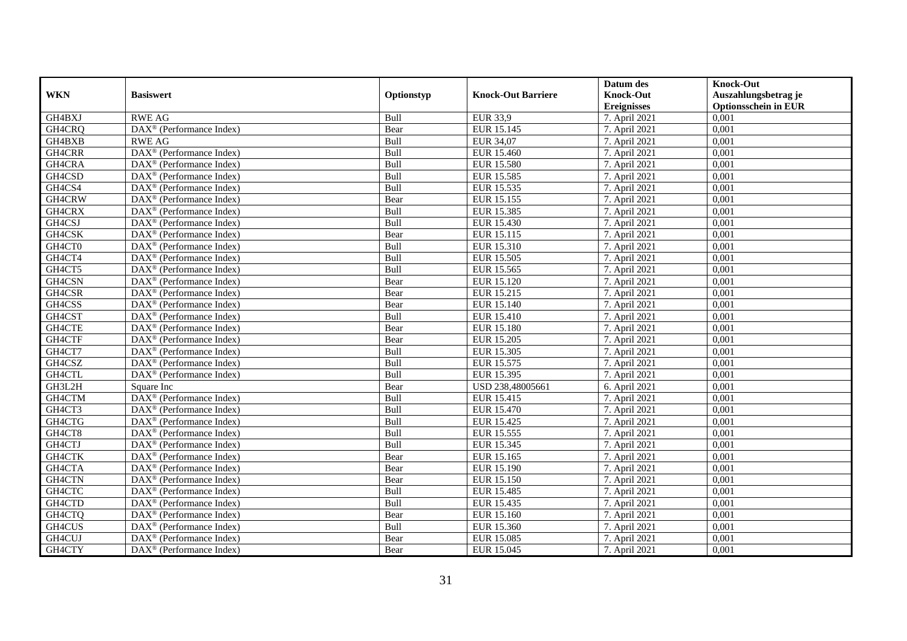| WKN | Basiswert | Optionstyp | Knock-Out Barriere | Datum des Knock-Out Ereignisses | Knock-Out Auszahlungsbetrag je Optionsschein in EUR |
|---|---|---|---|---|---|
| GH4BXJ | RWE AG | Bull | EUR 33,9 | 7. April 2021 | 0,001 |
| GH4CRQ | DAX® (Performance Index) | Bear | EUR 15.145 | 7. April 2021 | 0,001 |
| GH4BXB | RWE AG | Bull | EUR 34,07 | 7. April 2021 | 0,001 |
| GH4CRR | DAX® (Performance Index) | Bull | EUR 15.460 | 7. April 2021 | 0,001 |
| GH4CRA | DAX® (Performance Index) | Bull | EUR 15.580 | 7. April 2021 | 0,001 |
| GH4CSD | DAX® (Performance Index) | Bull | EUR 15.585 | 7. April 2021 | 0,001 |
| GH4CS4 | DAX® (Performance Index) | Bull | EUR 15.535 | 7. April 2021 | 0,001 |
| GH4CRW | DAX® (Performance Index) | Bear | EUR 15.155 | 7. April 2021 | 0,001 |
| GH4CRX | DAX® (Performance Index) | Bull | EUR 15.385 | 7. April 2021 | 0,001 |
| GH4CSJ | DAX® (Performance Index) | Bull | EUR 15.430 | 7. April 2021 | 0,001 |
| GH4CSK | DAX® (Performance Index) | Bear | EUR 15.115 | 7. April 2021 | 0,001 |
| GH4CT0 | DAX® (Performance Index) | Bull | EUR 15.310 | 7. April 2021 | 0,001 |
| GH4CT4 | DAX® (Performance Index) | Bull | EUR 15.505 | 7. April 2021 | 0,001 |
| GH4CT5 | DAX® (Performance Index) | Bull | EUR 15.565 | 7. April 2021 | 0,001 |
| GH4CSN | DAX® (Performance Index) | Bear | EUR 15.120 | 7. April 2021 | 0,001 |
| GH4CSR | DAX® (Performance Index) | Bear | EUR 15.215 | 7. April 2021 | 0,001 |
| GH4CSS | DAX® (Performance Index) | Bear | EUR 15.140 | 7. April 2021 | 0,001 |
| GH4CST | DAX® (Performance Index) | Bull | EUR 15.410 | 7. April 2021 | 0,001 |
| GH4CTE | DAX® (Performance Index) | Bear | EUR 15.180 | 7. April 2021 | 0,001 |
| GH4CTF | DAX® (Performance Index) | Bear | EUR 15.205 | 7. April 2021 | 0,001 |
| GH4CT7 | DAX® (Performance Index) | Bull | EUR 15.305 | 7. April 2021 | 0,001 |
| GH4CSZ | DAX® (Performance Index) | Bull | EUR 15.575 | 7. April 2021 | 0,001 |
| GH4CTL | DAX® (Performance Index) | Bull | EUR 15.395 | 7. April 2021 | 0,001 |
| GH3L2H | Square Inc | Bear | USD 238,48005661 | 6. April 2021 | 0,001 |
| GH4CTM | DAX® (Performance Index) | Bull | EUR 15.415 | 7. April 2021 | 0,001 |
| GH4CT3 | DAX® (Performance Index) | Bull | EUR 15.470 | 7. April 2021 | 0,001 |
| GH4CTG | DAX® (Performance Index) | Bull | EUR 15.425 | 7. April 2021 | 0,001 |
| GH4CT8 | DAX® (Performance Index) | Bull | EUR 15.555 | 7. April 2021 | 0,001 |
| GH4CTJ | DAX® (Performance Index) | Bull | EUR 15.345 | 7. April 2021 | 0,001 |
| GH4CTK | DAX® (Performance Index) | Bear | EUR 15.165 | 7. April 2021 | 0,001 |
| GH4CTA | DAX® (Performance Index) | Bear | EUR 15.190 | 7. April 2021 | 0,001 |
| GH4CTN | DAX® (Performance Index) | Bear | EUR 15.150 | 7. April 2021 | 0,001 |
| GH4CTC | DAX® (Performance Index) | Bull | EUR 15.485 | 7. April 2021 | 0,001 |
| GH4CTD | DAX® (Performance Index) | Bull | EUR 15.435 | 7. April 2021 | 0,001 |
| GH4CTQ | DAX® (Performance Index) | Bear | EUR 15.160 | 7. April 2021 | 0,001 |
| GH4CUS | DAX® (Performance Index) | Bull | EUR 15.360 | 7. April 2021 | 0,001 |
| GH4CUJ | DAX® (Performance Index) | Bear | EUR 15.085 | 7. April 2021 | 0,001 |
| GH4CTY | DAX® (Performance Index) | Bear | EUR 15.045 | 7. April 2021 | 0,001 |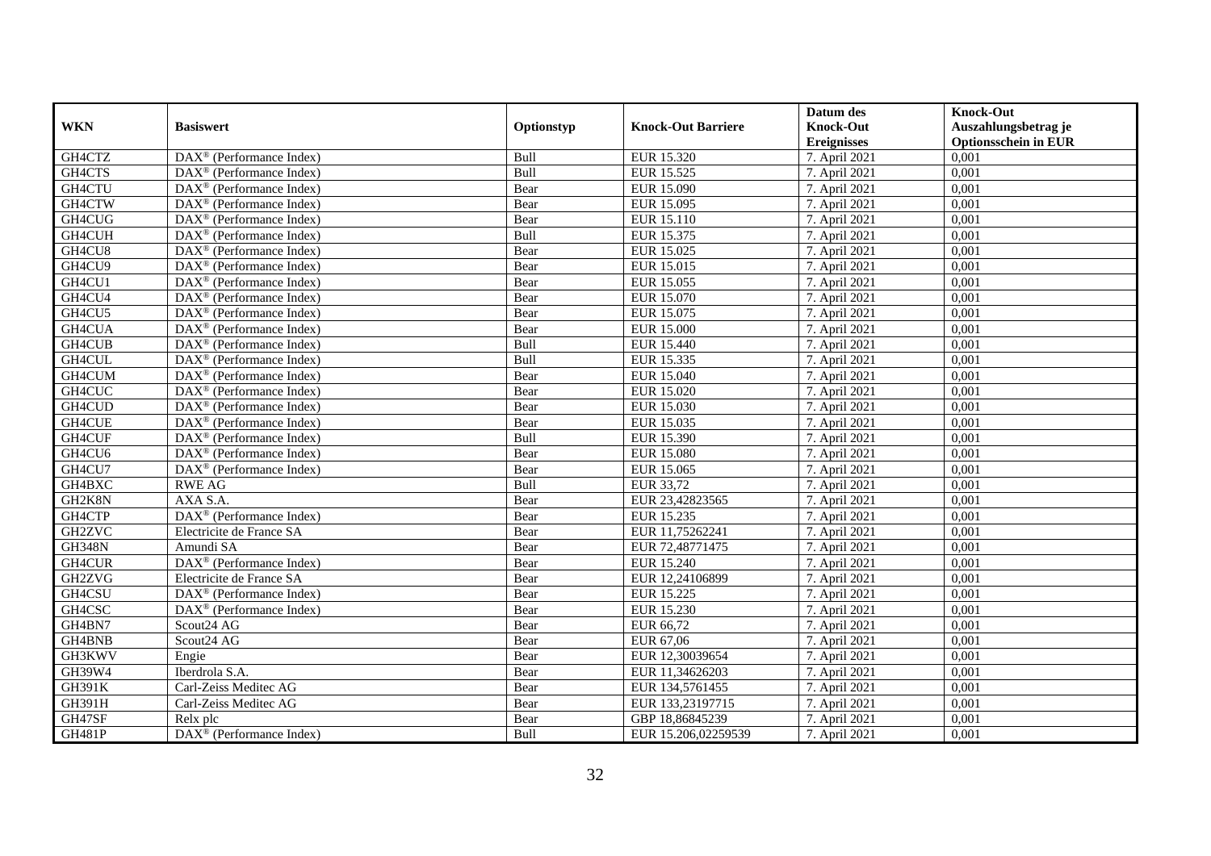| WKN | Basiswert | Optionstyp | Knock-Out Barriere | Datum des Knock-Out Ereignisses | Knock-Out Auszahlungsbetrag je Optionsschein in EUR |
|---|---|---|---|---|---|
| GH4CTZ | DAX® (Performance Index) | Bull | EUR 15.320 | 7. April 2021 | 0,001 |
| GH4CTS | DAX® (Performance Index) | Bull | EUR 15.525 | 7. April 2021 | 0,001 |
| GH4CTU | DAX® (Performance Index) | Bear | EUR 15.090 | 7. April 2021 | 0,001 |
| GH4CTW | DAX® (Performance Index) | Bear | EUR 15.095 | 7. April 2021 | 0,001 |
| GH4CUG | DAX® (Performance Index) | Bear | EUR 15.110 | 7. April 2021 | 0,001 |
| GH4CUH | DAX® (Performance Index) | Bull | EUR 15.375 | 7. April 2021 | 0,001 |
| GH4CU8 | DAX® (Performance Index) | Bear | EUR 15.025 | 7. April 2021 | 0,001 |
| GH4CU9 | DAX® (Performance Index) | Bear | EUR 15.015 | 7. April 2021 | 0,001 |
| GH4CU1 | DAX® (Performance Index) | Bear | EUR 15.055 | 7. April 2021 | 0,001 |
| GH4CU4 | DAX® (Performance Index) | Bear | EUR 15.070 | 7. April 2021 | 0,001 |
| GH4CU5 | DAX® (Performance Index) | Bear | EUR 15.075 | 7. April 2021 | 0,001 |
| GH4CUA | DAX® (Performance Index) | Bear | EUR 15.000 | 7. April 2021 | 0,001 |
| GH4CUB | DAX® (Performance Index) | Bull | EUR 15.440 | 7. April 2021 | 0,001 |
| GH4CUL | DAX® (Performance Index) | Bull | EUR 15.335 | 7. April 2021 | 0,001 |
| GH4CUM | DAX® (Performance Index) | Bear | EUR 15.040 | 7. April 2021 | 0,001 |
| GH4CUC | DAX® (Performance Index) | Bear | EUR 15.020 | 7. April 2021 | 0,001 |
| GH4CUD | DAX® (Performance Index) | Bear | EUR 15.030 | 7. April 2021 | 0,001 |
| GH4CUE | DAX® (Performance Index) | Bear | EUR 15.035 | 7. April 2021 | 0,001 |
| GH4CUF | DAX® (Performance Index) | Bull | EUR 15.390 | 7. April 2021 | 0,001 |
| GH4CU6 | DAX® (Performance Index) | Bear | EUR 15.080 | 7. April 2021 | 0,001 |
| GH4CU7 | DAX® (Performance Index) | Bear | EUR 15.065 | 7. April 2021 | 0,001 |
| GH4BXC | RWE AG | Bull | EUR 33,72 | 7. April 2021 | 0,001 |
| GH2K8N | AXA S.A. | Bear | EUR 23,42823565 | 7. April 2021 | 0,001 |
| GH4CTP | DAX® (Performance Index) | Bear | EUR 15.235 | 7. April 2021 | 0,001 |
| GH2ZVC | Electricite de France SA | Bear | EUR 11,75262241 | 7. April 2021 | 0,001 |
| GH348N | Amundi SA | Bear | EUR 72,48771475 | 7. April 2021 | 0,001 |
| GH4CUR | DAX® (Performance Index) | Bear | EUR 15.240 | 7. April 2021 | 0,001 |
| GH2ZVG | Electricite de France SA | Bear | EUR 12,24106899 | 7. April 2021 | 0,001 |
| GH4CSU | DAX® (Performance Index) | Bear | EUR 15.225 | 7. April 2021 | 0,001 |
| GH4CSC | DAX® (Performance Index) | Bear | EUR 15.230 | 7. April 2021 | 0,001 |
| GH4BN7 | Scout24 AG | Bear | EUR 66,72 | 7. April 2021 | 0,001 |
| GH4BNB | Scout24 AG | Bear | EUR 67,06 | 7. April 2021 | 0,001 |
| GH3KWV | Engie | Bear | EUR 12,30039654 | 7. April 2021 | 0,001 |
| GH39W4 | Iberdrola S.A. | Bear | EUR 11,34626203 | 7. April 2021 | 0,001 |
| GH391K | Carl-Zeiss Meditec AG | Bear | EUR 134,5761455 | 7. April 2021 | 0,001 |
| GH391H | Carl-Zeiss Meditec AG | Bear | EUR 133,23197715 | 7. April 2021 | 0,001 |
| GH47SF | Relx plc | Bear | GBP 18,86845239 | 7. April 2021 | 0,001 |
| GH481P | DAX® (Performance Index) | Bull | EUR 15.206,02259539 | 7. April 2021 | 0,001 |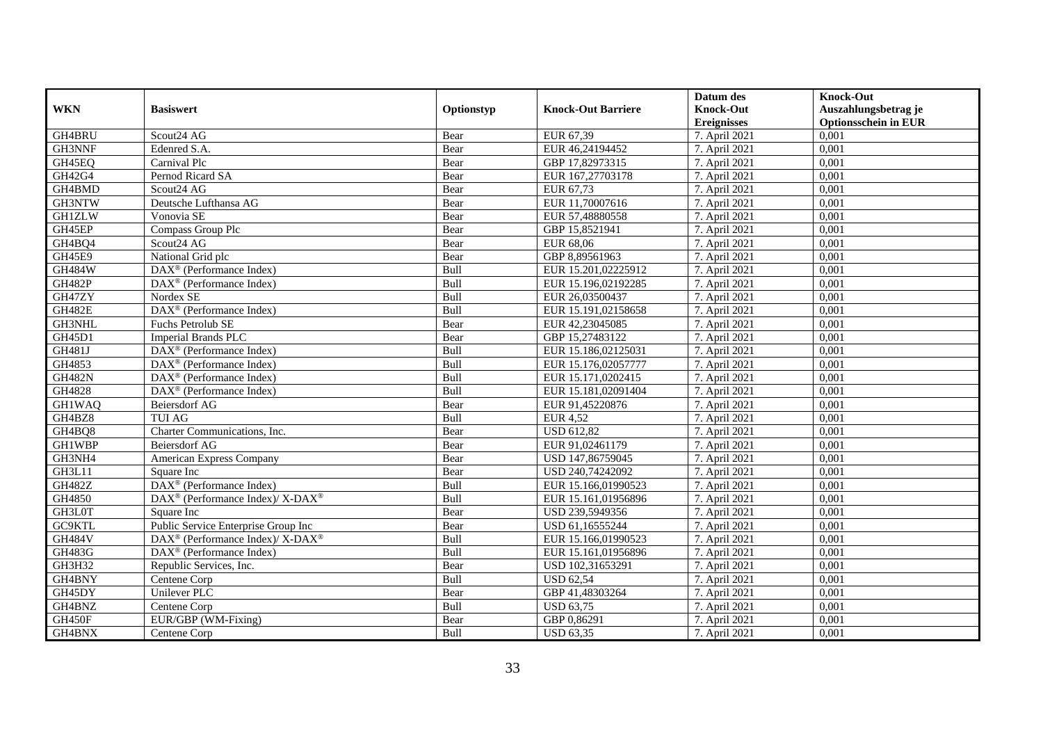| WKN | Basiswert | Optionstyp | Knock-Out Barriere | Datum des Knock-Out Ereignisses | Knock-Out Auszahlungsbetrag je Optionsschein in EUR |
|---|---|---|---|---|---|
| GH4BRU | Scout24 AG | Bear | EUR 67,39 | 7. April 2021 | 0,001 |
| GH3NNF | Edenred S.A. | Bear | EUR 46,24194452 | 7. April 2021 | 0,001 |
| GH45EQ | Carnival Plc | Bear | GBP 17,82973315 | 7. April 2021 | 0,001 |
| GH42G4 | Pernod Ricard SA | Bear | EUR 167,27703178 | 7. April 2021 | 0,001 |
| GH4BMD | Scout24 AG | Bear | EUR 67,73 | 7. April 2021 | 0,001 |
| GH3NTW | Deutsche Lufthansa AG | Bear | EUR 11,70007616 | 7. April 2021 | 0,001 |
| GH1ZLW | Vonovia SE | Bear | EUR 57,48880558 | 7. April 2021 | 0,001 |
| GH45EP | Compass Group Plc | Bear | GBP 15,8521941 | 7. April 2021 | 0,001 |
| GH4BQ4 | Scout24 AG | Bear | EUR 68,06 | 7. April 2021 | 0,001 |
| GH45E9 | National Grid plc | Bear | GBP 8,89561963 | 7. April 2021 | 0,001 |
| GH484W | DAX® (Performance Index) | Bull | EUR 15.201,02225912 | 7. April 2021 | 0,001 |
| GH482P | DAX® (Performance Index) | Bull | EUR 15.196,02192285 | 7. April 2021 | 0,001 |
| GH47ZY | Nordex SE | Bull | EUR 26,03500437 | 7. April 2021 | 0,001 |
| GH482E | DAX® (Performance Index) | Bull | EUR 15.191,02158658 | 7. April 2021 | 0,001 |
| GH3NHL | Fuchs Petrolub SE | Bear | EUR 42,23045085 | 7. April 2021 | 0,001 |
| GH45D1 | Imperial Brands PLC | Bear | GBP 15,27483122 | 7. April 2021 | 0,001 |
| GH481J | DAX® (Performance Index) | Bull | EUR 15.186,02125031 | 7. April 2021 | 0,001 |
| GH4853 | DAX® (Performance Index) | Bull | EUR 15.176,02057777 | 7. April 2021 | 0,001 |
| GH482N | DAX® (Performance Index) | Bull | EUR 15.171,0202415 | 7. April 2021 | 0,001 |
| GH4828 | DAX® (Performance Index) | Bull | EUR 15.181,02091404 | 7. April 2021 | 0,001 |
| GH1WAQ | Beiersdorf AG | Bear | EUR 91,45220876 | 7. April 2021 | 0,001 |
| GH4BZ8 | TUI AG | Bull | EUR 4,52 | 7. April 2021 | 0,001 |
| GH4BQ8 | Charter Communications, Inc. | Bear | USD 612,82 | 7. April 2021 | 0,001 |
| GH1WBP | Beiersdorf AG | Bear | EUR 91,02461179 | 7. April 2021 | 0,001 |
| GH3NH4 | American Express Company | Bear | USD 147,86759045 | 7. April 2021 | 0,001 |
| GH3L11 | Square Inc | Bear | USD 240,74242092 | 7. April 2021 | 0,001 |
| GH482Z | DAX® (Performance Index) | Bull | EUR 15.166,01990523 | 7. April 2021 | 0,001 |
| GH4850 | DAX® (Performance Index)/ X-DAX® | Bull | EUR 15.161,01956896 | 7. April 2021 | 0,001 |
| GH3L0T | Square Inc | Bear | USD 239,5949356 | 7. April 2021 | 0,001 |
| GC9KTL | Public Service Enterprise Group Inc | Bear | USD 61,16555244 | 7. April 2021 | 0,001 |
| GH484V | DAX® (Performance Index)/ X-DAX® | Bull | EUR 15.166,01990523 | 7. April 2021 | 0,001 |
| GH483G | DAX® (Performance Index) | Bull | EUR 15.161,01956896 | 7. April 2021 | 0,001 |
| GH3H32 | Republic Services, Inc. | Bear | USD 102,31653291 | 7. April 2021 | 0,001 |
| GH4BNY | Centene Corp | Bull | USD 62,54 | 7. April 2021 | 0,001 |
| GH45DY | Unilever PLC | Bear | GBP 41,48303264 | 7. April 2021 | 0,001 |
| GH4BNZ | Centene Corp | Bull | USD 63,75 | 7. April 2021 | 0,001 |
| GH450F | EUR/GBP (WM-Fixing) | Bear | GBP 0,86291 | 7. April 2021 | 0,001 |
| GH4BNX | Centene Corp | Bull | USD 63,35 | 7. April 2021 | 0,001 |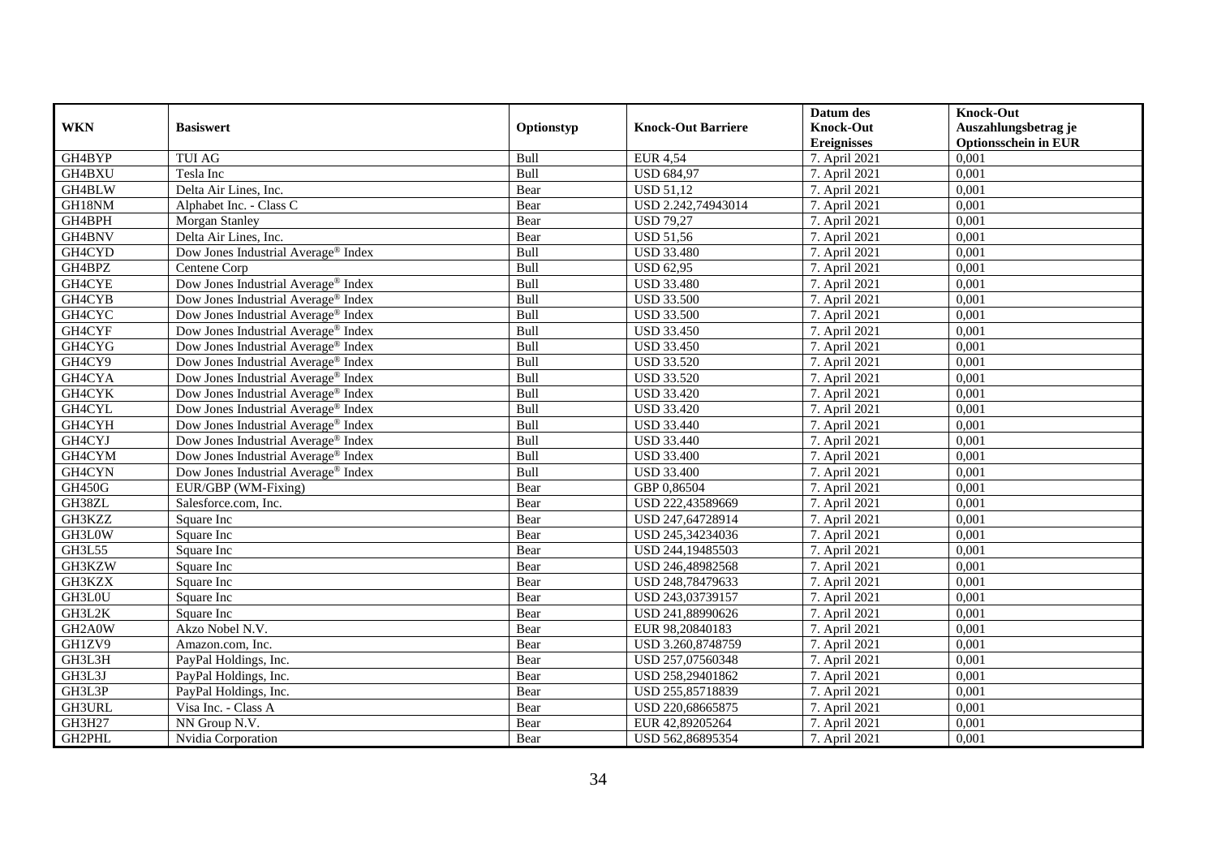| WKN | Basiswert | Optionstyp | Knock-Out Barriere | Datum des Knock-Out Ereignisses | Knock-Out Auszahlungsbetrag je Optionsschein in EUR |
|---|---|---|---|---|---|
| GH4BYP | TUI AG | Bull | EUR 4,54 | 7. April 2021 | 0,001 |
| GH4BXU | Tesla Inc | Bull | USD 684,97 | 7. April 2021 | 0,001 |
| GH4BLW | Delta Air Lines, Inc. | Bear | USD 51,12 | 7. April 2021 | 0,001 |
| GH18NM | Alphabet Inc. - Class C | Bear | USD 2.242,74943014 | 7. April 2021 | 0,001 |
| GH4BPH | Morgan Stanley | Bear | USD 79,27 | 7. April 2021 | 0,001 |
| GH4BNV | Delta Air Lines, Inc. | Bear | USD 51,56 | 7. April 2021 | 0,001 |
| GH4CYD | Dow Jones Industrial Average® Index | Bull | USD 33.480 | 7. April 2021 | 0,001 |
| GH4BPZ | Centene Corp | Bull | USD 62,95 | 7. April 2021 | 0,001 |
| GH4CYE | Dow Jones Industrial Average® Index | Bull | USD 33.480 | 7. April 2021 | 0,001 |
| GH4CYB | Dow Jones Industrial Average® Index | Bull | USD 33.500 | 7. April 2021 | 0,001 |
| GH4CYC | Dow Jones Industrial Average® Index | Bull | USD 33.500 | 7. April 2021 | 0,001 |
| GH4CYF | Dow Jones Industrial Average® Index | Bull | USD 33.450 | 7. April 2021 | 0,001 |
| GH4CYG | Dow Jones Industrial Average® Index | Bull | USD 33.450 | 7. April 2021 | 0,001 |
| GH4CY9 | Dow Jones Industrial Average® Index | Bull | USD 33.520 | 7. April 2021 | 0,001 |
| GH4CYA | Dow Jones Industrial Average® Index | Bull | USD 33.520 | 7. April 2021 | 0,001 |
| GH4CYK | Dow Jones Industrial Average® Index | Bull | USD 33.420 | 7. April 2021 | 0,001 |
| GH4CYL | Dow Jones Industrial Average® Index | Bull | USD 33.420 | 7. April 2021 | 0,001 |
| GH4CYH | Dow Jones Industrial Average® Index | Bull | USD 33.440 | 7. April 2021 | 0,001 |
| GH4CYJ | Dow Jones Industrial Average® Index | Bull | USD 33.440 | 7. April 2021 | 0,001 |
| GH4CYM | Dow Jones Industrial Average® Index | Bull | USD 33.400 | 7. April 2021 | 0,001 |
| GH4CYN | Dow Jones Industrial Average® Index | Bull | USD 33.400 | 7. April 2021 | 0,001 |
| GH450G | EUR/GBP (WM-Fixing) | Bear | GBP 0,86504 | 7. April 2021 | 0,001 |
| GH38ZL | Salesforce.com, Inc. | Bear | USD 222,43589669 | 7. April 2021 | 0,001 |
| GH3KZZ | Square Inc | Bear | USD 247,64728914 | 7. April 2021 | 0,001 |
| GH3L0W | Square Inc | Bear | USD 245,34234036 | 7. April 2021 | 0,001 |
| GH3L55 | Square Inc | Bear | USD 244,19485503 | 7. April 2021 | 0,001 |
| GH3KZW | Square Inc | Bear | USD 246,48982568 | 7. April 2021 | 0,001 |
| GH3KZX | Square Inc | Bear | USD 248,78479633 | 7. April 2021 | 0,001 |
| GH3L0U | Square Inc | Bear | USD 243,03739157 | 7. April 2021 | 0,001 |
| GH3L2K | Square Inc | Bear | USD 241,88990626 | 7. April 2021 | 0,001 |
| GH2A0W | Akzo Nobel N.V. | Bear | EUR 98,20840183 | 7. April 2021 | 0,001 |
| GH1ZV9 | Amazon.com, Inc. | Bear | USD 3.260,8748759 | 7. April 2021 | 0,001 |
| GH3L3H | PayPal Holdings, Inc. | Bear | USD 257,07560348 | 7. April 2021 | 0,001 |
| GH3L3J | PayPal Holdings, Inc. | Bear | USD 258,29401862 | 7. April 2021 | 0,001 |
| GH3L3P | PayPal Holdings, Inc. | Bear | USD 255,85718839 | 7. April 2021 | 0,001 |
| GH3URL | Visa Inc. - Class A | Bear | USD 220,68665875 | 7. April 2021 | 0,001 |
| GH3H27 | NN Group N.V. | Bear | EUR 42,89205264 | 7. April 2021 | 0,001 |
| GH2PHL | Nvidia Corporation | Bear | USD 562,86895354 | 7. April 2021 | 0,001 |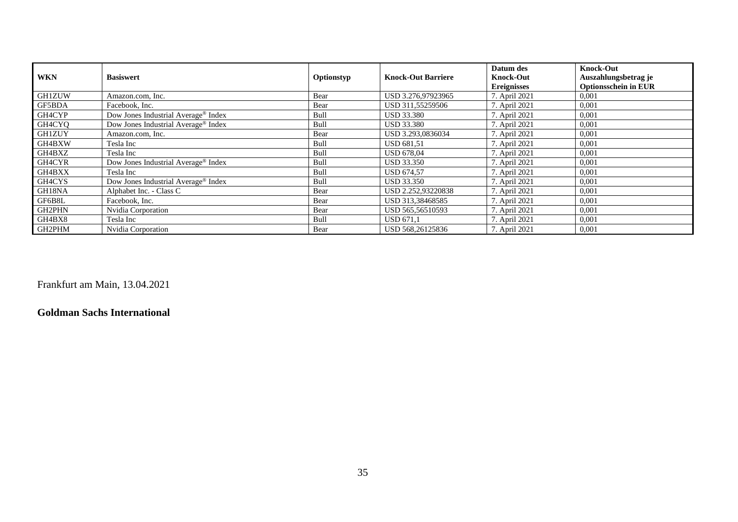| WKN | Basiswert | Optionstyp | Knock-Out Barriere | Datum des Knock-Out Ereignisses | Knock-Out Auszahlungsbetrag je Optionsschein in EUR |
|---|---|---|---|---|---|
| GH1ZUW | Amazon.com, Inc. | Bear | USD 3.276,97923965 | 7. April 2021 | 0,001 |
| GF5BDA | Facebook, Inc. | Bear | USD 311,55259506 | 7. April 2021 | 0,001 |
| GH4CYP | Dow Jones Industrial Average® Index | Bull | USD 33.380 | 7. April 2021 | 0,001 |
| GH4CYQ | Dow Jones Industrial Average® Index | Bull | USD 33.380 | 7. April 2021 | 0,001 |
| GH1ZUY | Amazon.com, Inc. | Bear | USD 3.293,0836034 | 7. April 2021 | 0,001 |
| GH4BXW | Tesla Inc | Bull | USD 681,51 | 7. April 2021 | 0,001 |
| GH4BXZ | Tesla Inc | Bull | USD 678,04 | 7. April 2021 | 0,001 |
| GH4CYR | Dow Jones Industrial Average® Index | Bull | USD 33.350 | 7. April 2021 | 0,001 |
| GH4BXX | Tesla Inc | Bull | USD 674,57 | 7. April 2021 | 0,001 |
| GH4CYS | Dow Jones Industrial Average® Index | Bull | USD 33.350 | 7. April 2021 | 0,001 |
| GH18NA | Alphabet Inc. - Class C | Bear | USD 2.252,93220838 | 7. April 2021 | 0,001 |
| GF6B8L | Facebook, Inc. | Bear | USD 313,38468585 | 7. April 2021 | 0,001 |
| GH2PHN | Nvidia Corporation | Bear | USD 565,56510593 | 7. April 2021 | 0,001 |
| GH4BX8 | Tesla Inc | Bull | USD 671,1 | 7. April 2021 | 0,001 |
| GH2PHM | Nvidia Corporation | Bear | USD 568,26125836 | 7. April 2021 | 0,001 |

Frankfurt am Main, 13.04.2021

**Goldman Sachs International**